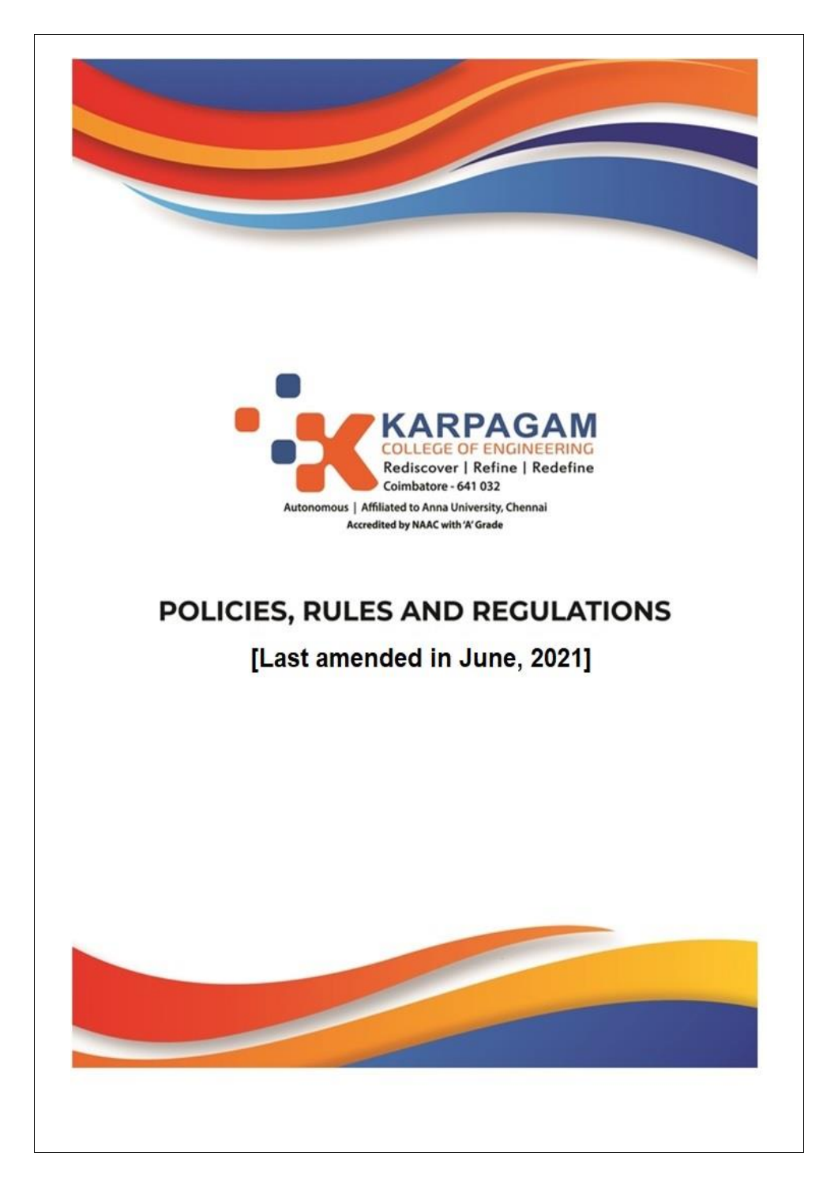KARPAGAM

COLLEGE OF ENGINEERING

Rediscover | Refine | Redefine

Coimbatore - 641 032

Autonomous | Affiliated to Anna University, Chennai

Accredited by NAAC with 'A' Grade

# POLICIES, RULES AND REGULATIONS

## [Last amended in June, 2021]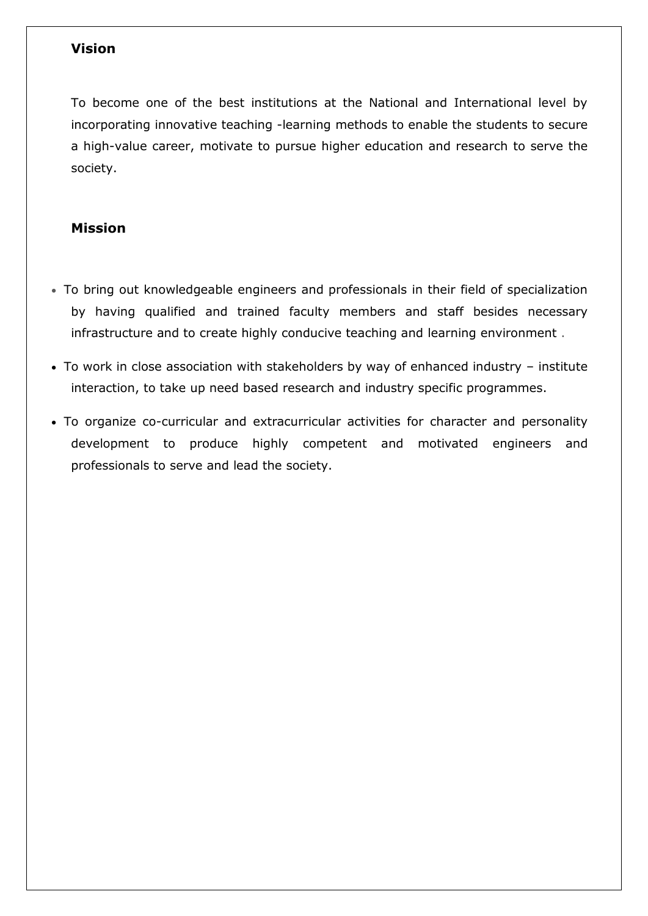## Vision

To become one of the best institutions at the National and International level by incorporating innovative teaching -learning methods to enable the students to secure a high-value career, motivate to pursue higher education and research to serve the society.

## Mission

- To bring out knowledgeable engineers and professionals in their field of specialization by having qualified and trained faculty members and staff besides necessary infrastructure and to create highly conducive teaching and learning environment .
- To work in close association with stakeholders by way of enhanced industry – institute interaction, to take up need based research and industry specific programmes.
- To organize co-curricular and extracurricular activities for character and personality development to produce highly competent and motivated engineers and professionals to serve and lead the society.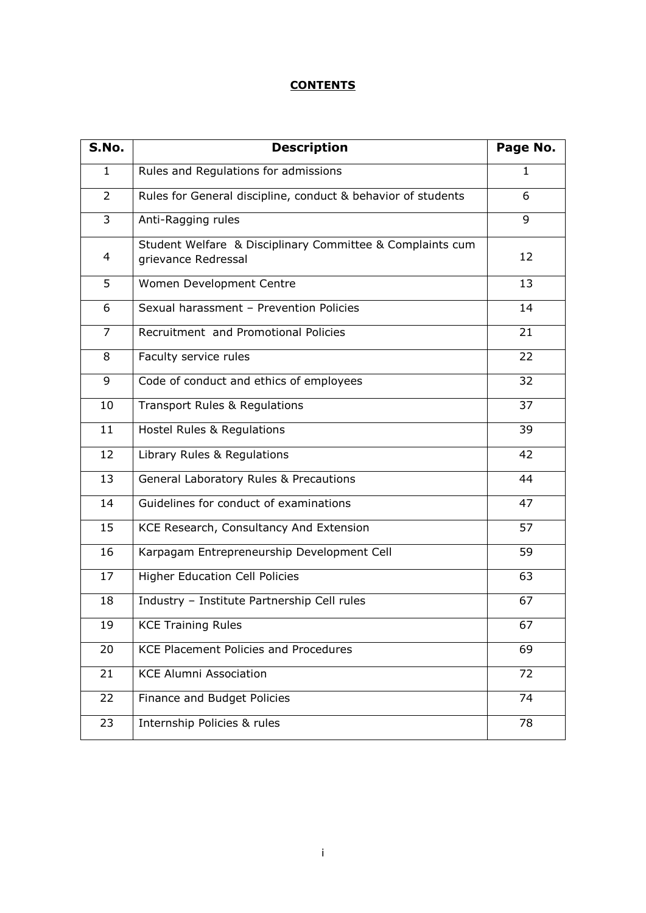# CONTENTS

| S.No. | Description | Page No. |
|---|---|---|
| 1 | Rules and Regulations for admissions | 1 |
| 2 | Rules for General discipline, conduct & behavior of students | 6 |
| 3 | Anti-Ragging rules | 9 |
| 4 | Student Welfare & Disciplinary Committee & Complaints cum grievance Redressal | 12 |
| 5 | Women Development Centre | 13 |
| 6 | Sexual harassment – Prevention Policies | 14 |
| 7 | Recruitment and Promotional Policies | 21 |
| 8 | Faculty service rules | 22 |
| 9 | Code of conduct and ethics of employees | 32 |
| 10 | Transport Rules & Regulations | 37 |
| 11 | Hostel Rules & Regulations | 39 |
| 12 | Library Rules & Regulations | 42 |
| 13 | General Laboratory Rules & Precautions | 44 |
| 14 | Guidelines for conduct of examinations | 47 |
| 15 | KCE Research, Consultancy And Extension | 57 |
| 16 | Karpagam Entrepreneurship Development Cell | 59 |
| 17 | Higher Education Cell Policies | 63 |
| 18 | Industry – Institute Partnership Cell rules | 67 |
| 19 | KCE Training Rules | 67 |
| 20 | KCE Placement Policies and Procedures | 69 |
| 21 | KCE Alumni Association | 72 |
| 22 | Finance and Budget Policies | 74 |
| 23 | Internship Policies & rules | 78 |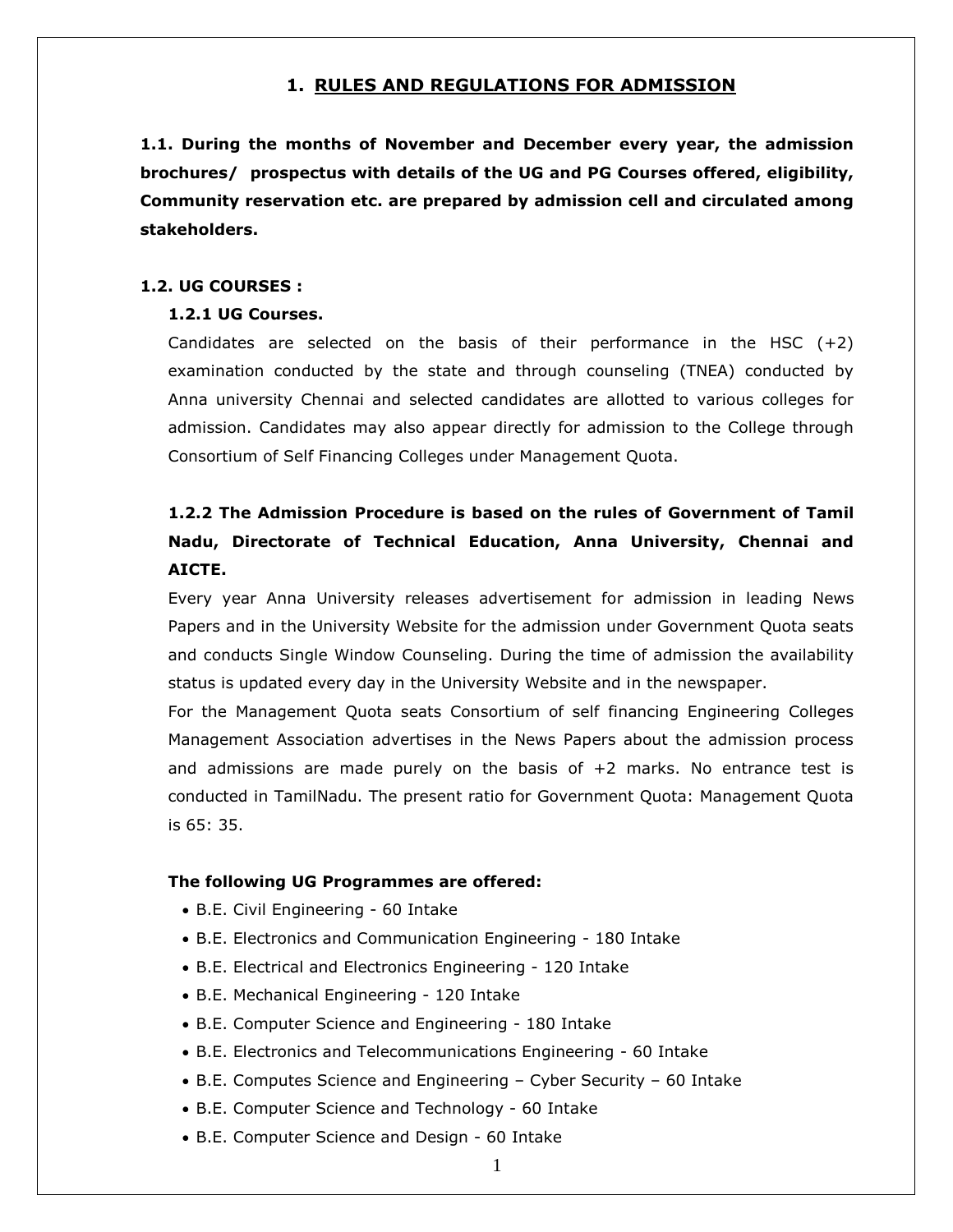# 1. RULES AND REGULATIONS FOR ADMISSION

**1.1. During the months of November and December every year, the admission brochures/ prospectus with details of the UG and PG Courses offered, eligibility, Community reservation etc. are prepared by admission cell and circulated among stakeholders.**

## 1.2. UG COURSES :

### 1.2.1 UG Courses.

Candidates are selected on the basis of their performance in the HSC (+2) examination conducted by the state and through counseling (TNEA) conducted by Anna university Chennai and selected candidates are allotted to various colleges for admission. Candidates may also appear directly for admission to the College through Consortium of Self Financing Colleges under Management Quota.

### 1.2.2 The Admission Procedure is based on the rules of Government of Tamil Nadu, Directorate of Technical Education, Anna University, Chennai and AICTE.

Every year Anna University releases advertisement for admission in leading News Papers and in the University Website for the admission under Government Quota seats and conducts Single Window Counseling. During the time of admission the availability status is updated every day in the University Website and in the newspaper.

For the Management Quota seats Consortium of self financing Engineering Colleges Management Association advertises in the News Papers about the admission process and admissions are made purely on the basis of +2 marks. No entrance test is conducted in TamilNadu. The present ratio for Government Quota: Management Quota is 65: 35.

**The following UG Programmes are offered:**

- B.E. Civil Engineering - 60 Intake
- B.E. Electronics and Communication Engineering - 180 Intake
- B.E. Electrical and Electronics Engineering - 120 Intake
- B.E. Mechanical Engineering - 120 Intake
- B.E. Computer Science and Engineering - 180 Intake
- B.E. Electronics and Telecommunications Engineering - 60 Intake
- B.E. Computes Science and Engineering – Cyber Security – 60 Intake
- B.E. Computer Science and Technology - 60 Intake
- B.E. Computer Science and Design - 60 Intake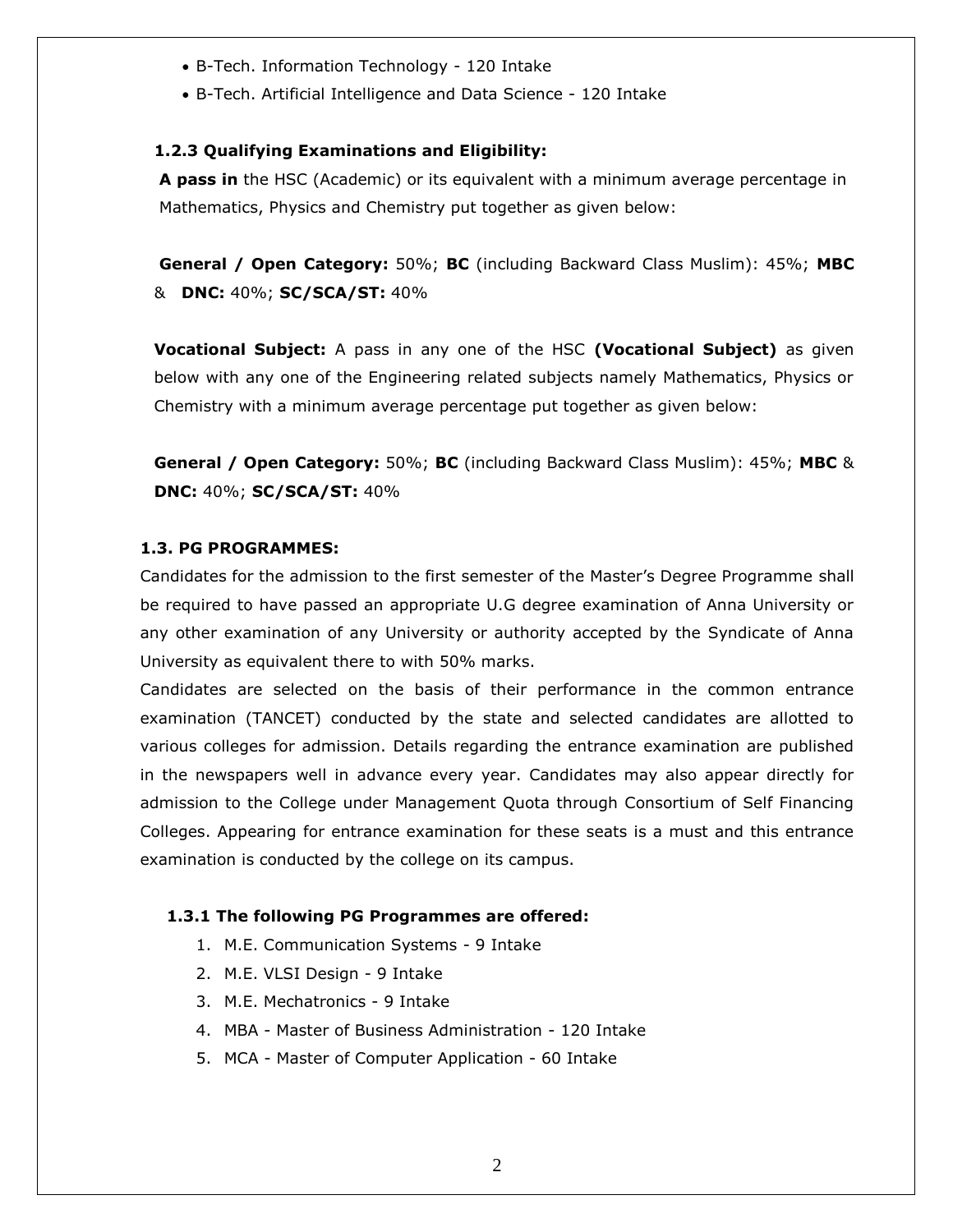- B-Tech. Information Technology - 120 Intake
- B-Tech. Artificial Intelligence and Data Science - 120 Intake

#### 1.2.3 Qualifying Examinations and Eligibility:

**A pass in** the HSC (Academic) or its equivalent with a minimum average percentage in Mathematics, Physics and Chemistry put together as given below:

**General / Open Category:** 50%; **BC** (including Backward Class Muslim): 45%; **MBC** & **DNC:** 40%; **SC/SCA/ST:** 40%

**Vocational Subject:** A pass in any one of the HSC **(Vocational Subject)** as given below with any one of the Engineering related subjects namely Mathematics, Physics or Chemistry with a minimum average percentage put together as given below:

**General / Open Category:** 50%; **BC** (including Backward Class Muslim): 45%; **MBC** & **DNC:** 40%; **SC/SCA/ST:** 40%

### 1.3. PG PROGRAMMES:

Candidates for the admission to the first semester of the Master's Degree Programme shall be required to have passed an appropriate U.G degree examination of Anna University or any other examination of any University or authority accepted by the Syndicate of Anna University as equivalent there to with 50% marks.

Candidates are selected on the basis of their performance in the common entrance examination (TANCET) conducted by the state and selected candidates are allotted to various colleges for admission. Details regarding the entrance examination are published in the newspapers well in advance every year. Candidates may also appear directly for admission to the College under Management Quota through Consortium of Self Financing Colleges. Appearing for entrance examination for these seats is a must and this entrance examination is conducted by the college on its campus.

#### 1.3.1 The following PG Programmes are offered:

1. M.E. Communication Systems - 9 Intake
2. M.E. VLSI Design - 9 Intake
3. M.E. Mechatronics - 9 Intake
4. MBA - Master of Business Administration - 120 Intake
5. MCA - Master of Computer Application - 60 Intake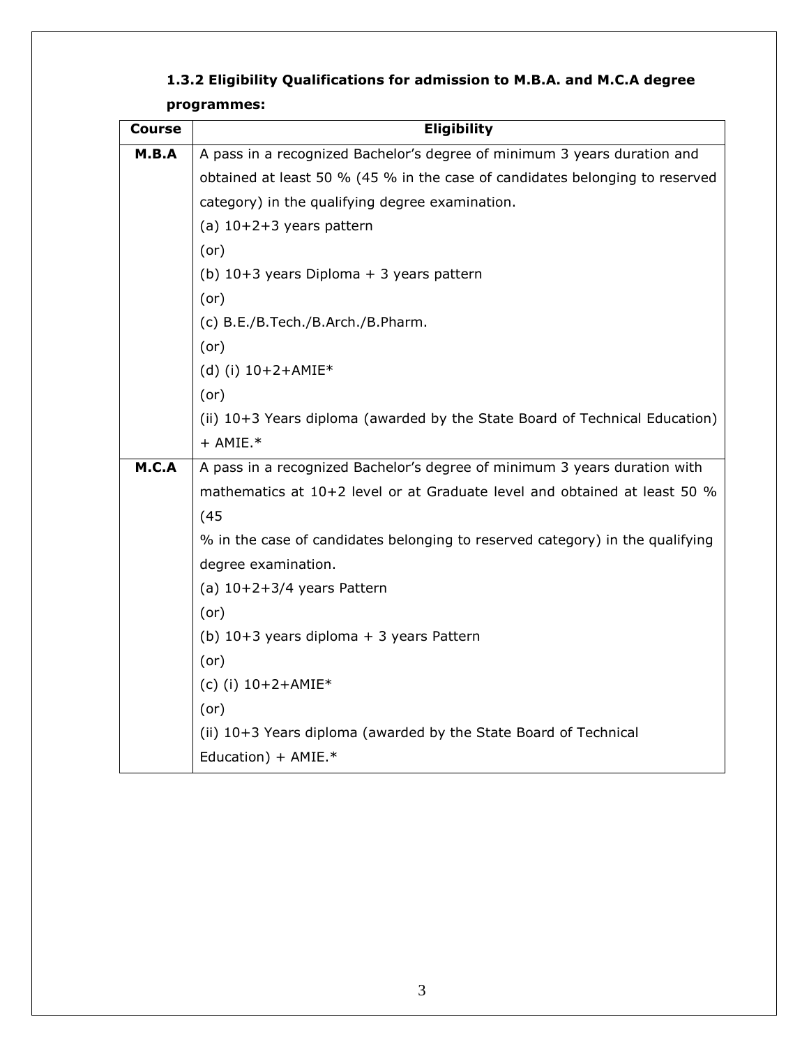### 1.3.2 Eligibility Qualifications for admission to M.B.A. and M.C.A degree programmes:

| Course | Eligibility |
|---|---|
| **M.B.A** | A pass in a recognized Bachelor's degree of minimum 3 years duration and obtained at least 50 % (45 % in the case of candidates belonging to reserved category) in the qualifying degree examination.<br>(a) 10+2+3 years pattern<br>(or)<br>(b) 10+3 years Diploma + 3 years pattern<br>(or)<br>(c) B.E./B.Tech./B.Arch./B.Pharm.<br>(or)<br>(d) (i) 10+2+AMIE*<br>(or)<br>(ii) 10+3 Years diploma (awarded by the State Board of Technical Education) + AMIE.* |
| **M.C.A** | A pass in a recognized Bachelor's degree of minimum 3 years duration with mathematics at 10+2 level or at Graduate level and obtained at least 50 % (45 % in the case of candidates belonging to reserved category) in the qualifying degree examination.<br>(a) 10+2+3/4 years Pattern<br>(or)<br>(b) 10+3 years diploma + 3 years Pattern<br>(or)<br>(c) (i) 10+2+AMIE*<br>(or)<br>(ii) 10+3 Years diploma (awarded by the State Board of Technical Education) + AMIE.* |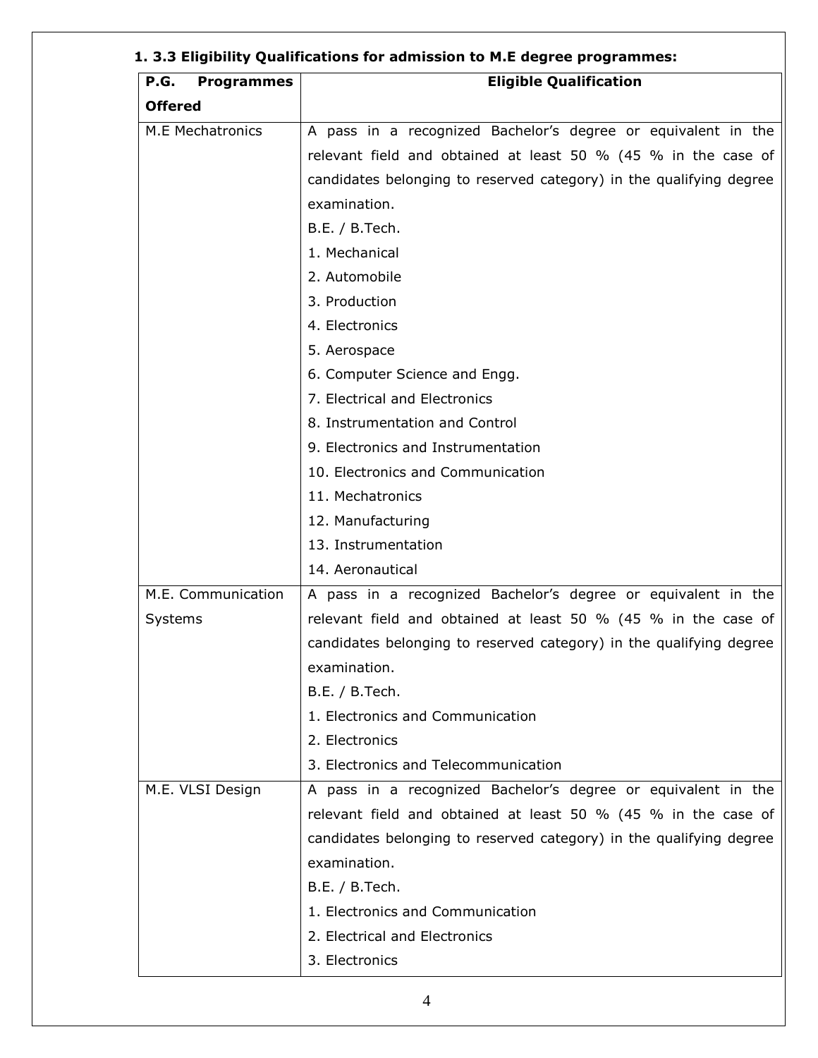### 1. 3.3 Eligibility Qualifications for admission to M.E degree programmes:

| P.G. Programmes Offered | Eligible Qualification |
|---|---|
| M.E Mechatronics | A pass in a recognized Bachelor's degree or equivalent in the relevant field and obtained at least 50 % (45 % in the case of candidates belonging to reserved category) in the qualifying degree examination.<br>B.E. / B.Tech.<br>1. Mechanical<br>2. Automobile<br>3. Production<br>4. Electronics<br>5. Aerospace<br>6. Computer Science and Engg.<br>7. Electrical and Electronics<br>8. Instrumentation and Control<br>9. Electronics and Instrumentation<br>10. Electronics and Communication<br>11. Mechatronics<br>12. Manufacturing<br>13. Instrumentation<br>14. Aeronautical |
| M.E. Communication Systems | A pass in a recognized Bachelor's degree or equivalent in the relevant field and obtained at least 50 % (45 % in the case of candidates belonging to reserved category) in the qualifying degree examination.<br>B.E. / B.Tech.<br>1. Electronics and Communication<br>2. Electronics<br>3. Electronics and Telecommunication |
| M.E. VLSI Design | A pass in a recognized Bachelor's degree or equivalent in the relevant field and obtained at least 50 % (45 % in the case of candidates belonging to reserved category) in the qualifying degree examination.<br>B.E. / B.Tech.<br>1. Electronics and Communication<br>2. Electrical and Electronics<br>3. Electronics |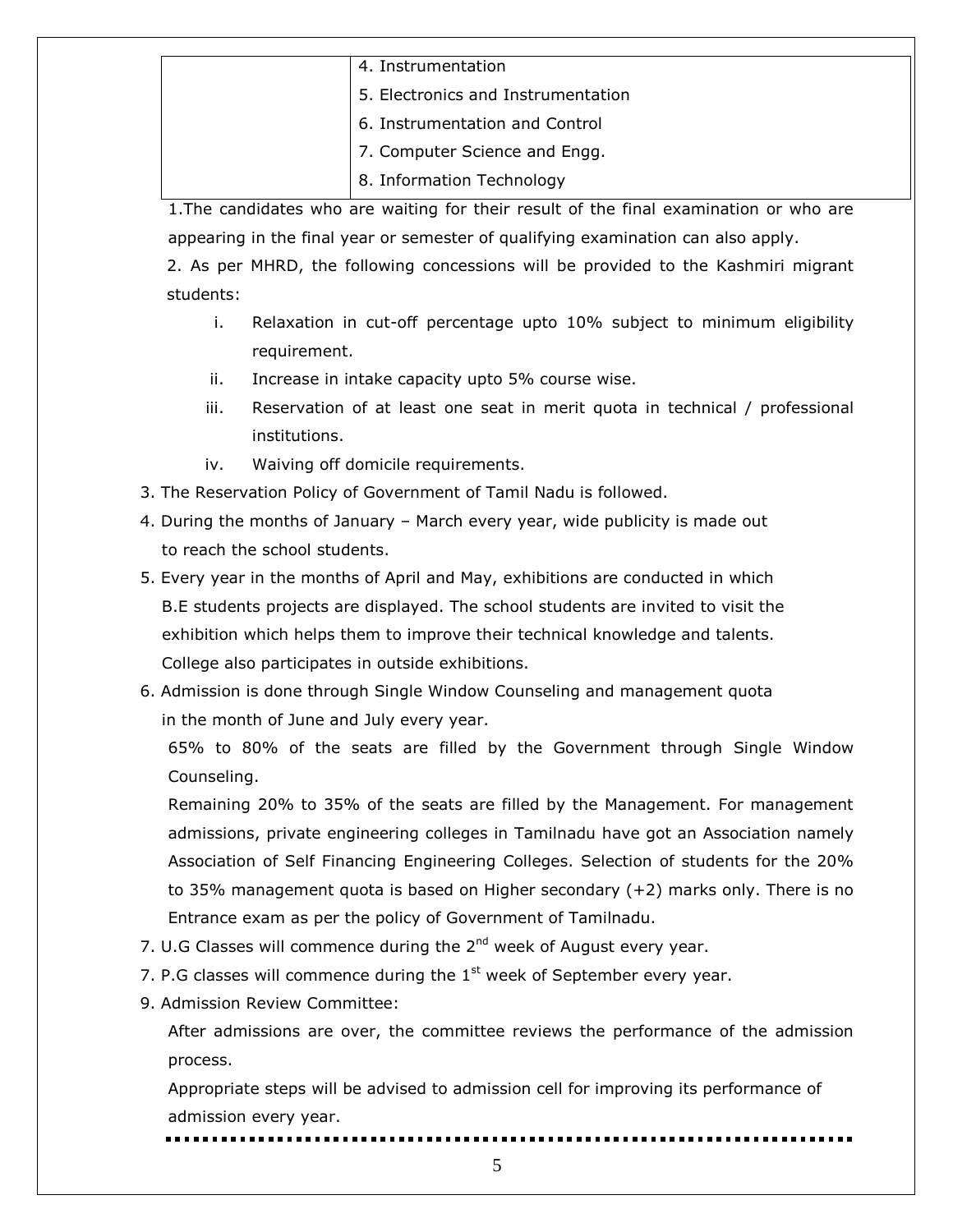| | |
|---|---|
| | 4. Instrumentation<br>5. Electronics and Instrumentation<br>6. Instrumentation and Control<br>7. Computer Science and Engg.<br>8. Information Technology |

1.The candidates who are waiting for their result of the final examination or who are appearing in the final year or semester of qualifying examination can also apply.

2. As per MHRD, the following concessions will be provided to the Kashmiri migrant students:

   i. Relaxation in cut-off percentage upto 10% subject to minimum eligibility requirement.
   ii. Increase in intake capacity upto 5% course wise.
   iii. Reservation of at least one seat in merit quota in technical / professional institutions.
   iv. Waiving off domicile requirements.

3. The Reservation Policy of Government of Tamil Nadu is followed.

4. During the months of January – March every year, wide publicity is made out to reach the school students.

5. Every year in the months of April and May, exhibitions are conducted in which B.E students projects are displayed. The school students are invited to visit the exhibition which helps them to improve their technical knowledge and talents. College also participates in outside exhibitions.

6. Admission is done through Single Window Counseling and management quota in the month of June and July every year.

   65% to 80% of the seats are filled by the Government through Single Window Counseling.

   Remaining 20% to 35% of the seats are filled by the Management. For management admissions, private engineering colleges in Tamilnadu have got an Association namely Association of Self Financing Engineering Colleges. Selection of students for the 20% to 35% management quota is based on Higher secondary (+2) marks only. There is no Entrance exam as per the policy of Government of Tamilnadu.

7. U.G Classes will commence during the 2nd week of August every year.

7. P.G classes will commence during the 1st week of September every year.

9. Admission Review Committee:

   After admissions are over, the committee reviews the performance of the admission process.

   Appropriate steps will be advised to admission cell for improving its performance of admission every year.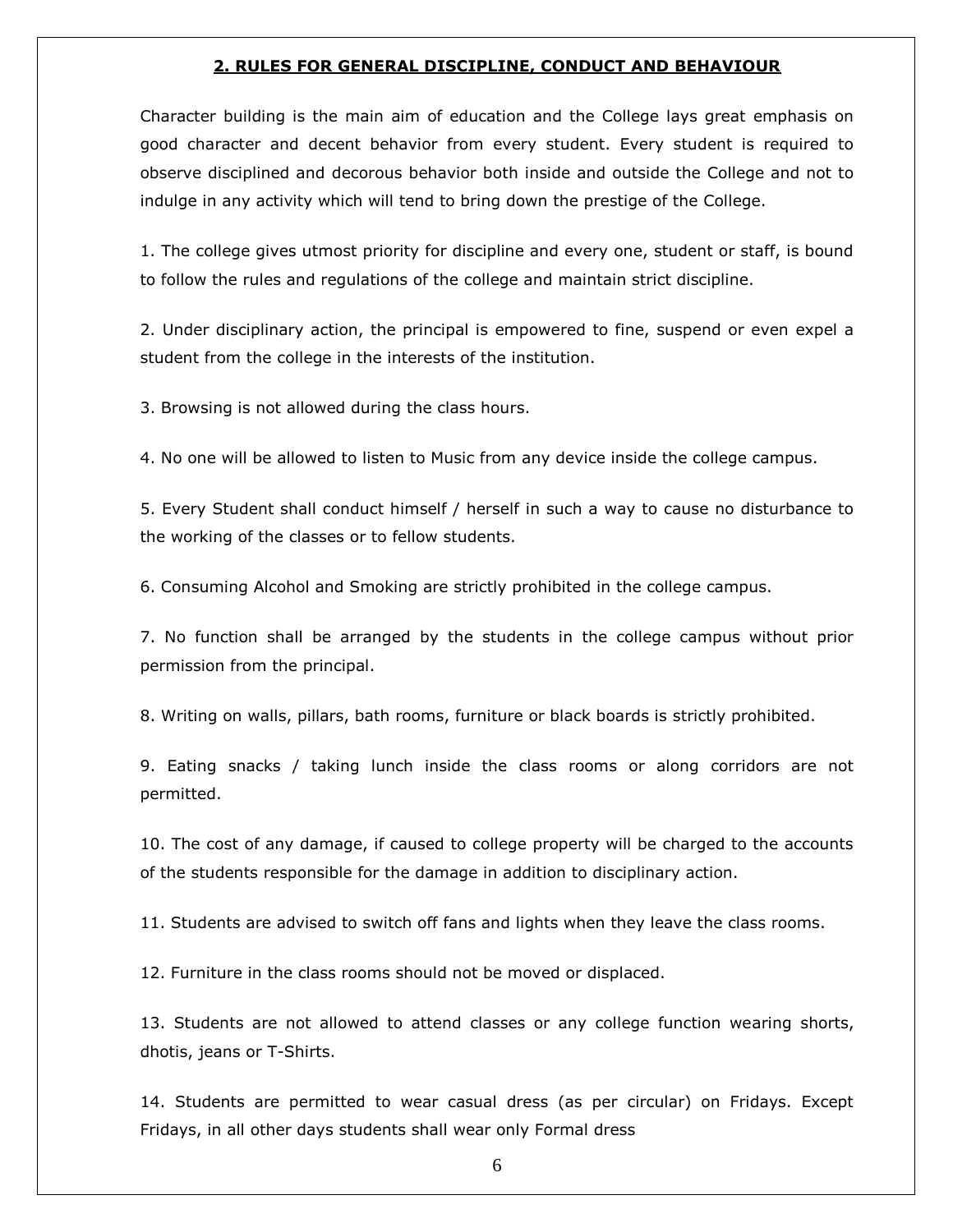## 2. RULES FOR GENERAL DISCIPLINE, CONDUCT AND BEHAVIOUR

Character building is the main aim of education and the College lays great emphasis on good character and decent behavior from every student. Every student is required to observe disciplined and decorous behavior both inside and outside the College and not to indulge in any activity which will tend to bring down the prestige of the College.

1. The college gives utmost priority for discipline and every one, student or staff, is bound to follow the rules and regulations of the college and maintain strict discipline.

2. Under disciplinary action, the principal is empowered to fine, suspend or even expel a student from the college in the interests of the institution.

3. Browsing is not allowed during the class hours.

4. No one will be allowed to listen to Music from any device inside the college campus.

5. Every Student shall conduct himself / herself in such a way to cause no disturbance to the working of the classes or to fellow students.

6. Consuming Alcohol and Smoking are strictly prohibited in the college campus.

7. No function shall be arranged by the students in the college campus without prior permission from the principal.

8. Writing on walls, pillars, bath rooms, furniture or black boards is strictly prohibited.

9. Eating snacks / taking lunch inside the class rooms or along corridors are not permitted.

10. The cost of any damage, if caused to college property will be charged to the accounts of the students responsible for the damage in addition to disciplinary action.

11. Students are advised to switch off fans and lights when they leave the class rooms.

12. Furniture in the class rooms should not be moved or displaced.

13. Students are not allowed to attend classes or any college function wearing shorts, dhotis, jeans or T-Shirts.

14. Students are permitted to wear casual dress (as per circular) on Fridays. Except Fridays, in all other days students shall wear only Formal dress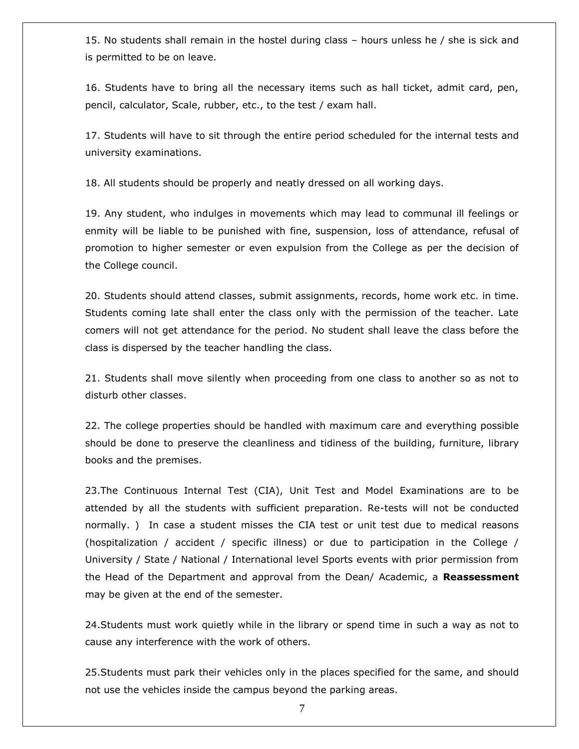15. No students shall remain in the hostel during class – hours unless he / she is sick and is permitted to be on leave.

16. Students have to bring all the necessary items such as hall ticket, admit card, pen, pencil, calculator, Scale, rubber, etc., to the test / exam hall.

17. Students will have to sit through the entire period scheduled for the internal tests and university examinations.

18. All students should be properly and neatly dressed on all working days.

19. Any student, who indulges in movements which may lead to communal ill feelings or enmity will be liable to be punished with fine, suspension, loss of attendance, refusal of promotion to higher semester or even expulsion from the College as per the decision of the College council.

20. Students should attend classes, submit assignments, records, home work etc. in time. Students coming late shall enter the class only with the permission of the teacher. Late comers will not get attendance for the period. No student shall leave the class before the class is dispersed by the teacher handling the class.

21. Students shall move silently when proceeding from one class to another so as not to disturb other classes.

22. The college properties should be handled with maximum care and everything possible should be done to preserve the cleanliness and tidiness of the building, furniture, library books and the premises.

23.The Continuous Internal Test (CIA), Unit Test and Model Examinations are to be attended by all the students with sufficient preparation. Re-tests will not be conducted normally. ) In case a student misses the CIA test or unit test due to medical reasons (hospitalization / accident / specific illness) or due to participation in the College / University / State / National / International level Sports events with prior permission from the Head of the Department and approval from the Dean/ Academic, a **Reassessment** may be given at the end of the semester.

24.Students must work quietly while in the library or spend time in such a way as not to cause any interference with the work of others.

25.Students must park their vehicles only in the places specified for the same, and should not use the vehicles inside the campus beyond the parking areas.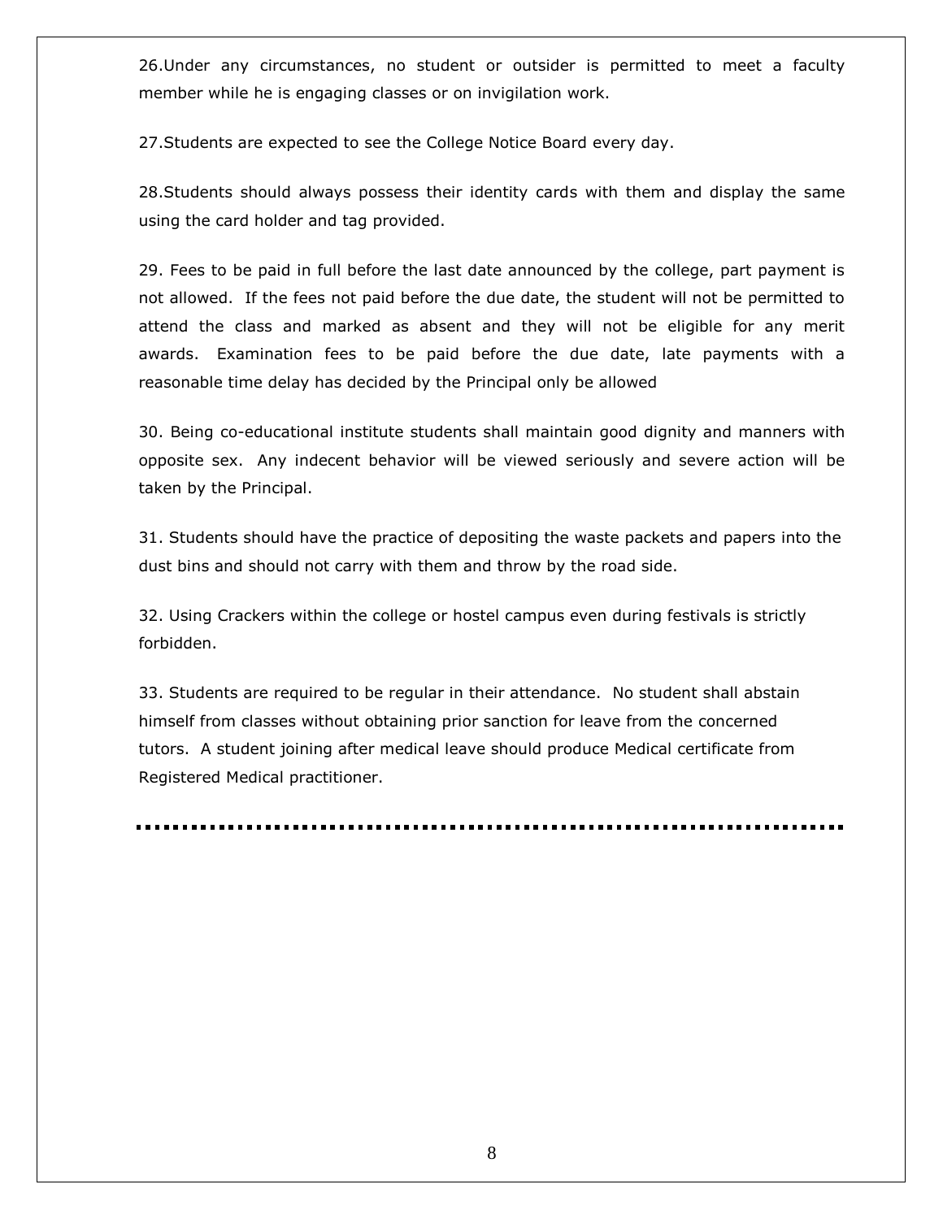26.Under any circumstances, no student or outsider is permitted to meet a faculty member while he is engaging classes or on invigilation work.

27.Students are expected to see the College Notice Board every day.

28.Students should always possess their identity cards with them and display the same using the card holder and tag provided.

29. Fees to be paid in full before the last date announced by the college, part payment is not allowed. If the fees not paid before the due date, the student will not be permitted to attend the class and marked as absent and they will not be eligible for any merit awards. Examination fees to be paid before the due date, late payments with a reasonable time delay has decided by the Principal only be allowed

30. Being co-educational institute students shall maintain good dignity and manners with opposite sex. Any indecent behavior will be viewed seriously and severe action will be taken by the Principal.

31. Students should have the practice of depositing the waste packets and papers into the dust bins and should not carry with them and throw by the road side.

32. Using Crackers within the college or hostel campus even during festivals is strictly forbidden.

33. Students are required to be regular in their attendance. No student shall abstain himself from classes without obtaining prior sanction for leave from the concerned tutors. A student joining after medical leave should produce Medical certificate from Registered Medical practitioner.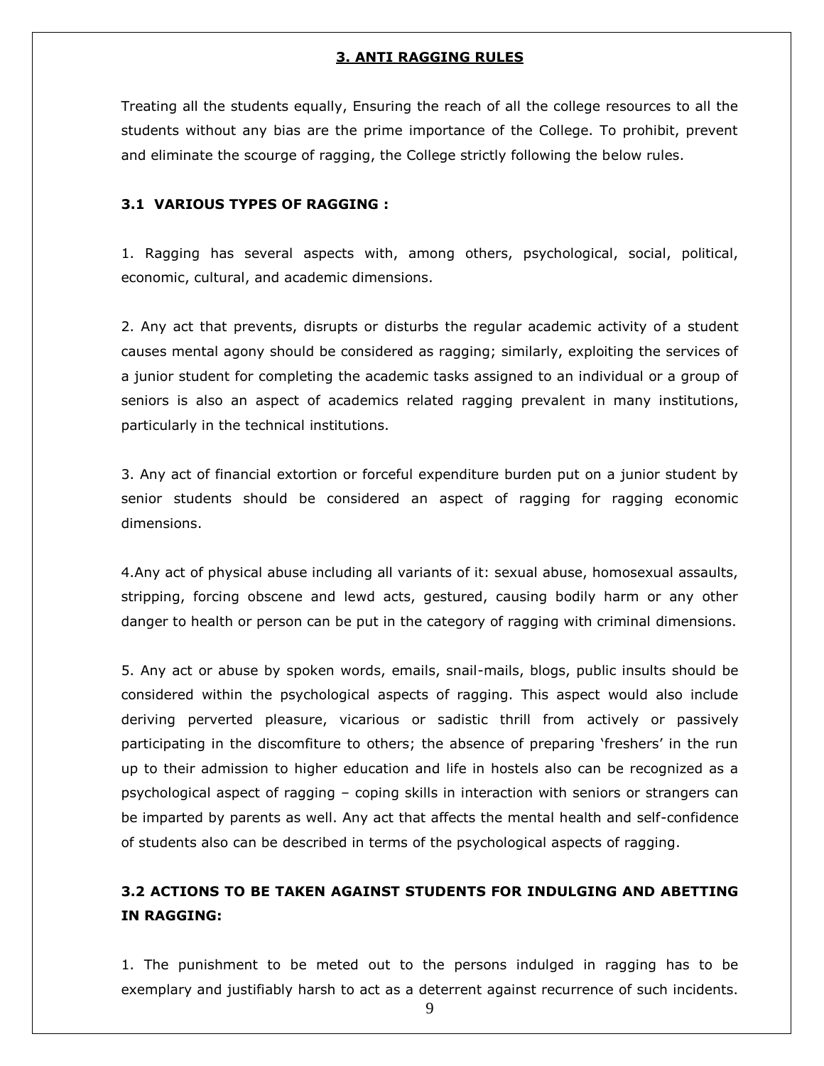## 3. ANTI RAGGING RULES

Treating all the students equally, Ensuring the reach of all the college resources to all the students without any bias are the prime importance of the College. To prohibit, prevent and eliminate the scourge of ragging, the College strictly following the below rules.

### 3.1 VARIOUS TYPES OF RAGGING :

1. Ragging has several aspects with, among others, psychological, social, political, economic, cultural, and academic dimensions.

2. Any act that prevents, disrupts or disturbs the regular academic activity of a student causes mental agony should be considered as ragging; similarly, exploiting the services of a junior student for completing the academic tasks assigned to an individual or a group of seniors is also an aspect of academics related ragging prevalent in many institutions, particularly in the technical institutions.

3. Any act of financial extortion or forceful expenditure burden put on a junior student by senior students should be considered an aspect of ragging for ragging economic dimensions.

4.Any act of physical abuse including all variants of it: sexual abuse, homosexual assaults, stripping, forcing obscene and lewd acts, gestured, causing bodily harm or any other danger to health or person can be put in the category of ragging with criminal dimensions.

5. Any act or abuse by spoken words, emails, snail-mails, blogs, public insults should be considered within the psychological aspects of ragging. This aspect would also include deriving perverted pleasure, vicarious or sadistic thrill from actively or passively participating in the discomfiture to others; the absence of preparing 'freshers' in the run up to their admission to higher education and life in hostels also can be recognized as a psychological aspect of ragging – coping skills in interaction with seniors or strangers can be imparted by parents as well. Any act that affects the mental health and self-confidence of students also can be described in terms of the psychological aspects of ragging.

### 3.2 ACTIONS TO BE TAKEN AGAINST STUDENTS FOR INDULGING AND ABETTING IN RAGGING:

1. The punishment to be meted out to the persons indulged in ragging has to be exemplary and justifiably harsh to act as a deterrent against recurrence of such incidents.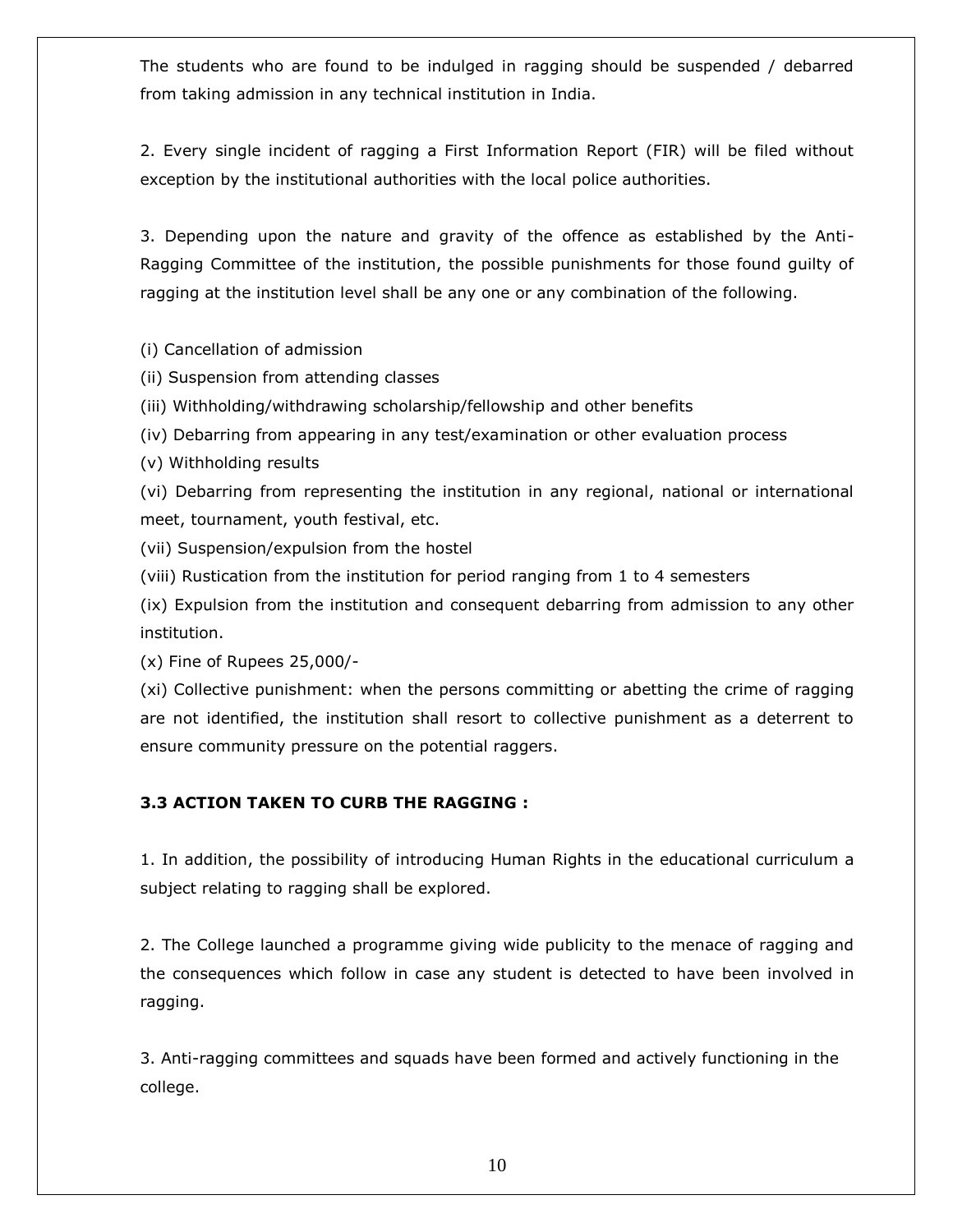The students who are found to be indulged in ragging should be suspended / debarred from taking admission in any technical institution in India.

2. Every single incident of ragging a First Information Report (FIR) will be filed without exception by the institutional authorities with the local police authorities.

3. Depending upon the nature and gravity of the offence as established by the Anti-Ragging Committee of the institution, the possible punishments for those found guilty of ragging at the institution level shall be any one or any combination of the following.

(i) Cancellation of admission

(ii) Suspension from attending classes

(iii) Withholding/withdrawing scholarship/fellowship and other benefits

(iv) Debarring from appearing in any test/examination or other evaluation process

(v) Withholding results

(vi) Debarring from representing the institution in any regional, national or international meet, tournament, youth festival, etc.

(vii) Suspension/expulsion from the hostel

(viii) Rustication from the institution for period ranging from 1 to 4 semesters

(ix) Expulsion from the institution and consequent debarring from admission to any other institution.

(x) Fine of Rupees 25,000/-

(xi) Collective punishment: when the persons committing or abetting the crime of ragging are not identified, the institution shall resort to collective punishment as a deterrent to ensure community pressure on the potential raggers.

### 3.3 ACTION TAKEN TO CURB THE RAGGING :

1. In addition, the possibility of introducing Human Rights in the educational curriculum a subject relating to ragging shall be explored.

2. The College launched a programme giving wide publicity to the menace of ragging and the consequences which follow in case any student is detected to have been involved in ragging.

3. Anti-ragging committees and squads have been formed and actively functioning in the college.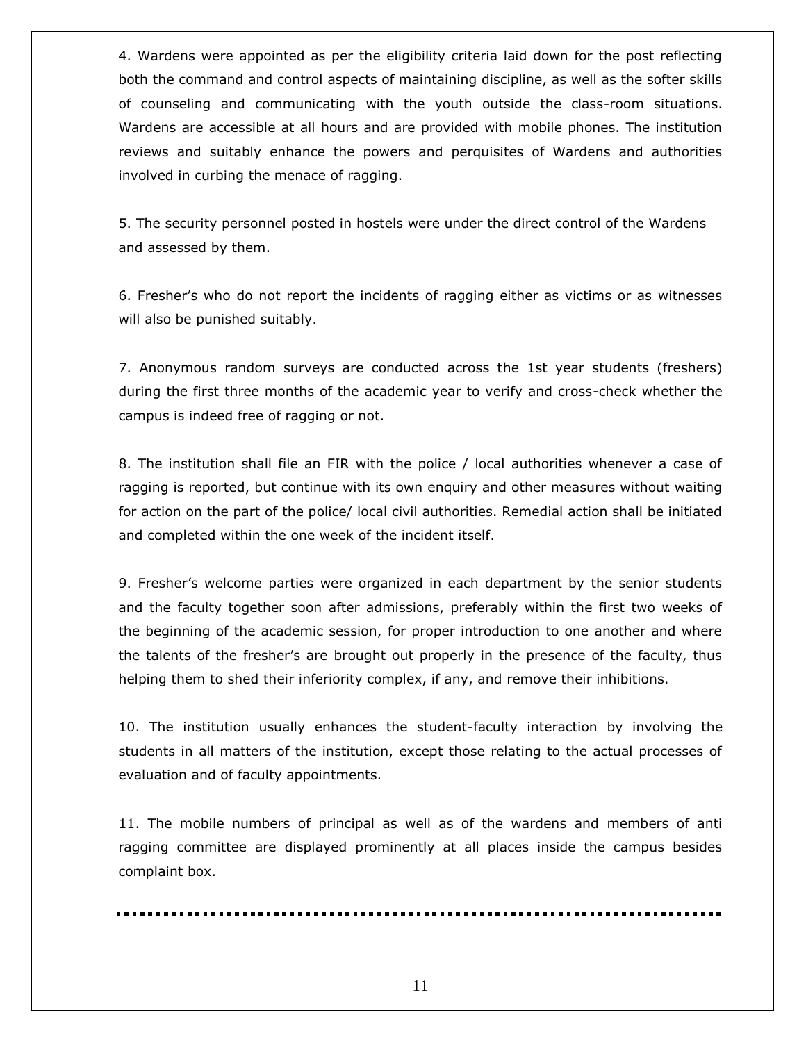4. Wardens were appointed as per the eligibility criteria laid down for the post reflecting both the command and control aspects of maintaining discipline, as well as the softer skills of counseling and communicating with the youth outside the class-room situations. Wardens are accessible at all hours and are provided with mobile phones. The institution reviews and suitably enhance the powers and perquisites of Wardens and authorities involved in curbing the menace of ragging.

5. The security personnel posted in hostels were under the direct control of the Wardens and assessed by them.

6. Fresher's who do not report the incidents of ragging either as victims or as witnesses will also be punished suitably.

7. Anonymous random surveys are conducted across the 1st year students (freshers) during the first three months of the academic year to verify and cross-check whether the campus is indeed free of ragging or not.

8. The institution shall file an FIR with the police / local authorities whenever a case of ragging is reported, but continue with its own enquiry and other measures without waiting for action on the part of the police/ local civil authorities. Remedial action shall be initiated and completed within the one week of the incident itself.

9. Fresher's welcome parties were organized in each department by the senior students and the faculty together soon after admissions, preferably within the first two weeks of the beginning of the academic session, for proper introduction to one another and where the talents of the fresher's are brought out properly in the presence of the faculty, thus helping them to shed their inferiority complex, if any, and remove their inhibitions.

10. The institution usually enhances the student-faculty interaction by involving the students in all matters of the institution, except those relating to the actual processes of evaluation and of faculty appointments.

11. The mobile numbers of principal as well as of the wardens and members of anti ragging committee are displayed prominently at all places inside the campus besides complaint box.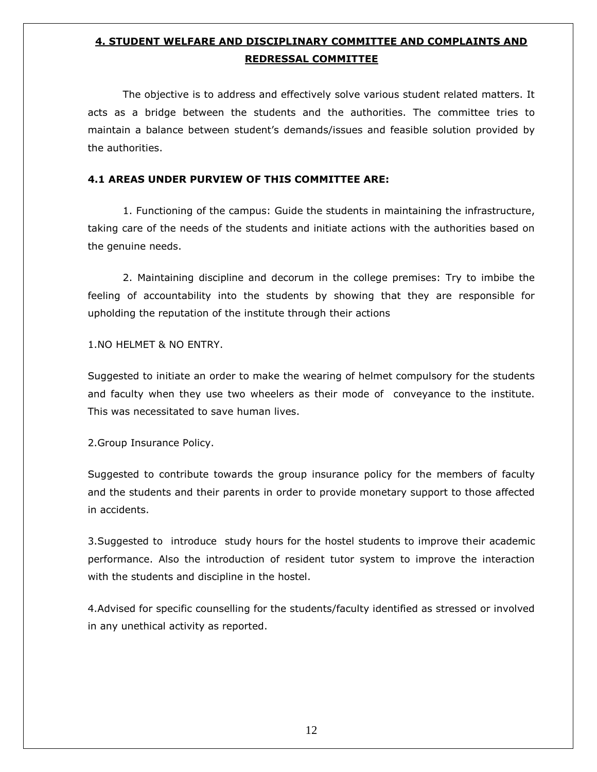## 4. STUDENT WELFARE AND DISCIPLINARY COMMITTEE AND COMPLAINTS AND REDRESSAL COMMITTEE

The objective is to address and effectively solve various student related matters. It acts as a bridge between the students and the authorities. The committee tries to maintain a balance between student's demands/issues and feasible solution provided by the authorities.

### 4.1 AREAS UNDER PURVIEW OF THIS COMMITTEE ARE:

1. Functioning of the campus: Guide the students in maintaining the infrastructure, taking care of the needs of the students and initiate actions with the authorities based on the genuine needs.

2. Maintaining discipline and decorum in the college premises: Try to imbibe the feeling of accountability into the students by showing that they are responsible for upholding the reputation of the institute through their actions

1.NO HELMET & NO ENTRY.

Suggested to initiate an order to make the wearing of helmet compulsory for the students and faculty when they use two wheelers as their mode of conveyance to the institute. This was necessitated to save human lives.

2.Group Insurance Policy.

Suggested to contribute towards the group insurance policy for the members of faculty and the students and their parents in order to provide monetary support to those affected in accidents.

3.Suggested to introduce study hours for the hostel students to improve their academic performance. Also the introduction of resident tutor system to improve the interaction with the students and discipline in the hostel.

4.Advised for specific counselling for the students/faculty identified as stressed or involved in any unethical activity as reported.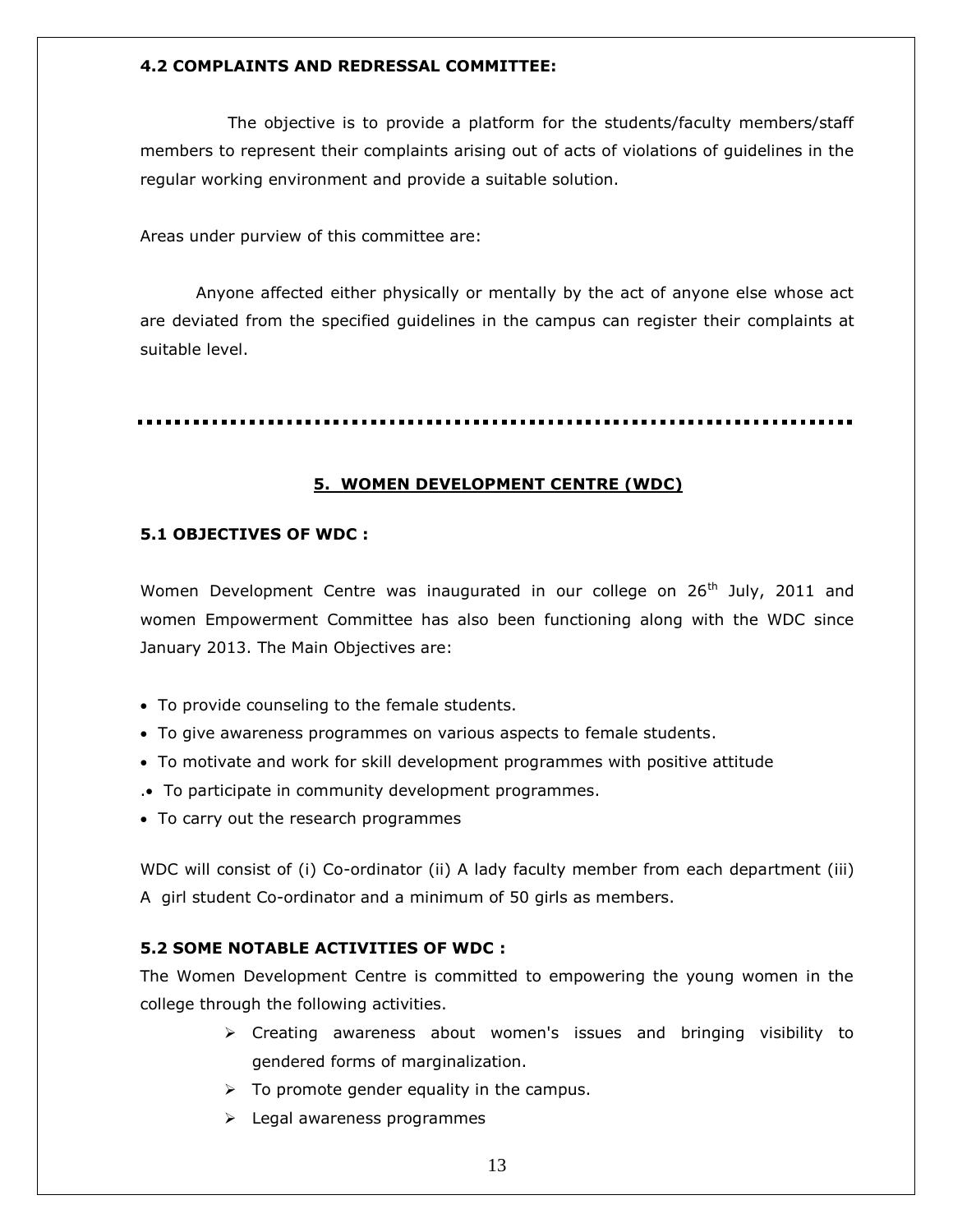### 4.2 COMPLAINTS AND REDRESSAL COMMITTEE:

The objective is to provide a platform for the students/faculty members/staff members to represent their complaints arising out of acts of violations of guidelines in the regular working environment and provide a suitable solution.

Areas under purview of this committee are:

Anyone affected either physically or mentally by the act of anyone else whose act are deviated from the specified guidelines in the campus can register their complaints at suitable level.

---

## 5. WOMEN DEVELOPMENT CENTRE (WDC)

### 5.1 OBJECTIVES OF WDC :

Women Development Centre was inaugurated in our college on 26th July, 2011 and women Empowerment Committee has also been functioning along with the WDC since January 2013. The Main Objectives are:

- To provide counseling to the female students.
- To give awareness programmes on various aspects to female students.
- To motivate and work for skill development programmes with positive attitude
- To participate in community development programmes.
- To carry out the research programmes

WDC will consist of (i) Co-ordinator (ii) A lady faculty member from each department (iii) A girl student Co-ordinator and a minimum of 50 girls as members.

### 5.2 SOME NOTABLE ACTIVITIES OF WDC :

The Women Development Centre is committed to empowering the young women in the college through the following activities.

- Creating awareness about women's issues and bringing visibility to gendered forms of marginalization.
- To promote gender equality in the campus.
- Legal awareness programmes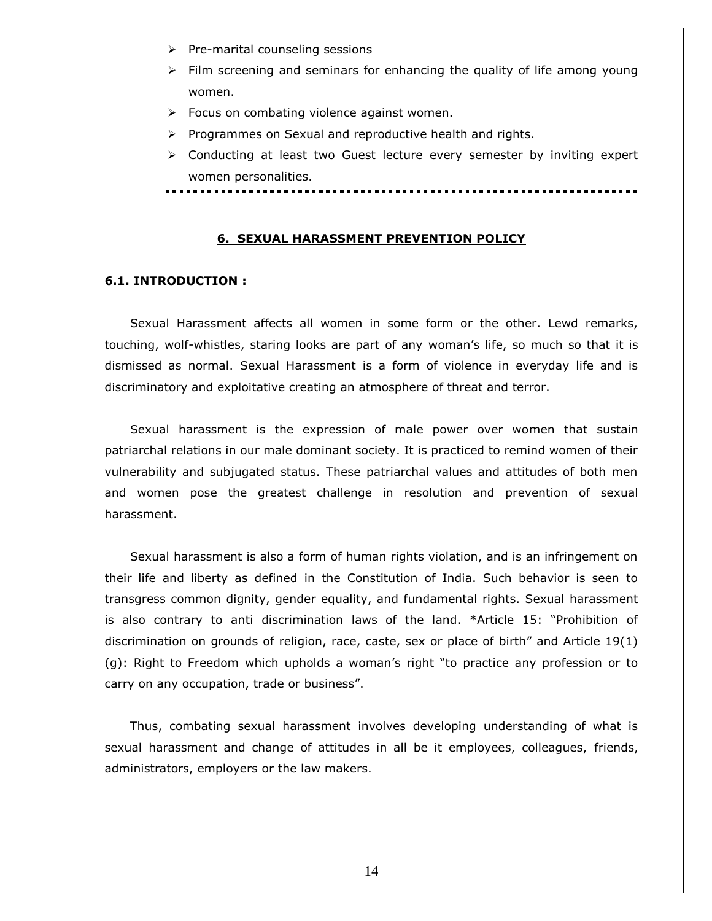- Pre-marital counseling sessions
- Film screening and seminars for enhancing the quality of life among young women.
- Focus on combating violence against women.
- Programmes on Sexual and reproductive health and rights.
- Conducting at least two Guest lecture every semester by inviting expert women personalities.

---

## 6. SEXUAL HARASSMENT PREVENTION POLICY

### 6.1. INTRODUCTION :

Sexual Harassment affects all women in some form or the other. Lewd remarks, touching, wolf-whistles, staring looks are part of any woman's life, so much so that it is dismissed as normal. Sexual Harassment is a form of violence in everyday life and is discriminatory and exploitative creating an atmosphere of threat and terror.

Sexual harassment is the expression of male power over women that sustain patriarchal relations in our male dominant society. It is practiced to remind women of their vulnerability and subjugated status. These patriarchal values and attitudes of both men and women pose the greatest challenge in resolution and prevention of sexual harassment.

Sexual harassment is also a form of human rights violation, and is an infringement on their life and liberty as defined in the Constitution of India. Such behavior is seen to transgress common dignity, gender equality, and fundamental rights. Sexual harassment is also contrary to anti discrimination laws of the land. *Article 15: "Prohibition of discrimination on grounds of religion, race, caste, sex or place of birth" and Article 19(1)(g): Right to Freedom which upholds a woman's right "to practice any profession or to carry on any occupation, trade or business".

Thus, combating sexual harassment involves developing understanding of what is sexual harassment and change of attitudes in all be it employees, colleagues, friends, administrators, employers or the law makers.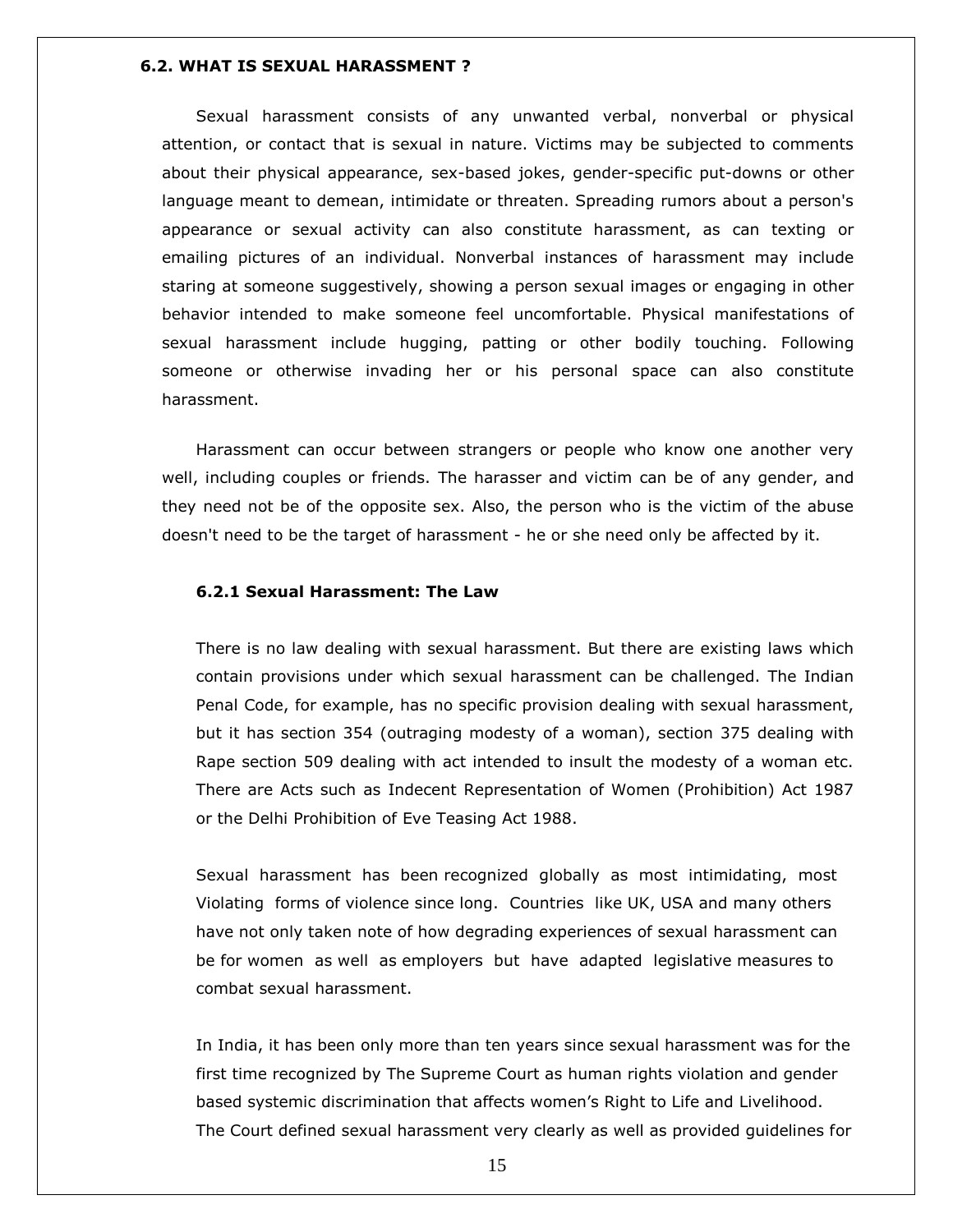## 6.2. WHAT IS SEXUAL HARASSMENT ?

Sexual harassment consists of any unwanted verbal, nonverbal or physical attention, or contact that is sexual in nature. Victims may be subjected to comments about their physical appearance, sex-based jokes, gender-specific put-downs or other language meant to demean, intimidate or threaten. Spreading rumors about a person's appearance or sexual activity can also constitute harassment, as can texting or emailing pictures of an individual. Nonverbal instances of harassment may include staring at someone suggestively, showing a person sexual images or engaging in other behavior intended to make someone feel uncomfortable. Physical manifestations of sexual harassment include hugging, patting or other bodily touching. Following someone or otherwise invading her or his personal space can also constitute harassment.

Harassment can occur between strangers or people who know one another very well, including couples or friends. The harasser and victim can be of any gender, and they need not be of the opposite sex. Also, the person who is the victim of the abuse doesn't need to be the target of harassment - he or she need only be affected by it.

### 6.2.1 Sexual Harassment: The Law

There is no law dealing with sexual harassment. But there are existing laws which contain provisions under which sexual harassment can be challenged. The Indian Penal Code, for example, has no specific provision dealing with sexual harassment, but it has section 354 (outraging modesty of a woman), section 375 dealing with Rape section 509 dealing with act intended to insult the modesty of a woman etc. There are Acts such as Indecent Representation of Women (Prohibition) Act 1987 or the Delhi Prohibition of Eve Teasing Act 1988.

Sexual harassment has been recognized globally as most intimidating, most Violating forms of violence since long. Countries like UK, USA and many others have not only taken note of how degrading experiences of sexual harassment can be for women as well as employers but have adapted legislative measures to combat sexual harassment.

In India, it has been only more than ten years since sexual harassment was for the first time recognized by The Supreme Court as human rights violation and gender based systemic discrimination that affects women's Right to Life and Livelihood. The Court defined sexual harassment very clearly as well as provided guidelines for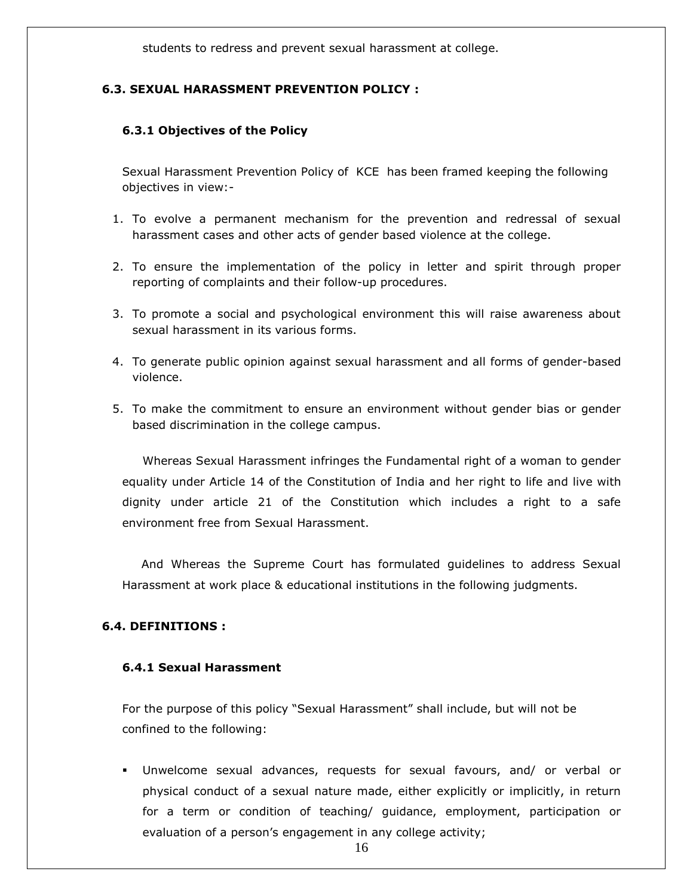students to redress and prevent sexual harassment at college.

## 6.3. SEXUAL HARASSMENT PREVENTION POLICY :

### 6.3.1 Objectives of the Policy

Sexual Harassment Prevention Policy of KCE has been framed keeping the following objectives in view:-

1. To evolve a permanent mechanism for the prevention and redressal of sexual harassment cases and other acts of gender based violence at the college.
2. To ensure the implementation of the policy in letter and spirit through proper reporting of complaints and their follow-up procedures.
3. To promote a social and psychological environment this will raise awareness about sexual harassment in its various forms.
4. To generate public opinion against sexual harassment and all forms of gender-based violence.
5. To make the commitment to ensure an environment without gender bias or gender based discrimination in the college campus.

Whereas Sexual Harassment infringes the Fundamental right of a woman to gender equality under Article 14 of the Constitution of India and her right to life and live with dignity under article 21 of the Constitution which includes a right to a safe environment free from Sexual Harassment.

And Whereas the Supreme Court has formulated guidelines to address Sexual Harassment at work place & educational institutions in the following judgments.

## 6.4. DEFINITIONS :

### 6.4.1 Sexual Harassment

For the purpose of this policy "Sexual Harassment" shall include, but will not be confined to the following:

- Unwelcome sexual advances, requests for sexual favours, and/ or verbal or physical conduct of a sexual nature made, either explicitly or implicitly, in return for a term or condition of teaching/ guidance, employment, participation or evaluation of a person's engagement in any college activity;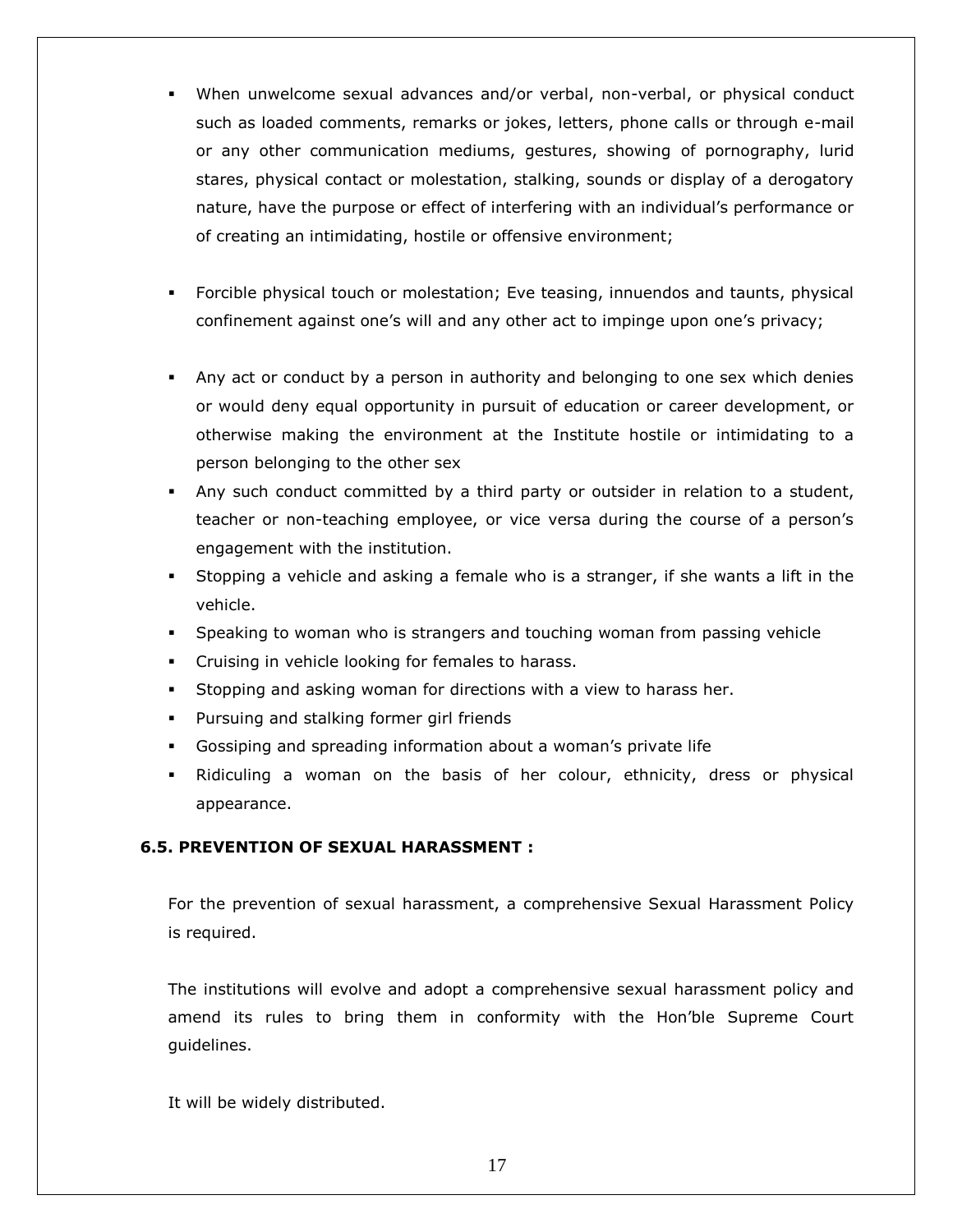- When unwelcome sexual advances and/or verbal, non-verbal, or physical conduct such as loaded comments, remarks or jokes, letters, phone calls or through e-mail or any other communication mediums, gestures, showing of pornography, lurid stares, physical contact or molestation, stalking, sounds or display of a derogatory nature, have the purpose or effect of interfering with an individual's performance or of creating an intimidating, hostile or offensive environment;

- Forcible physical touch or molestation; Eve teasing, innuendos and taunts, physical confinement against one's will and any other act to impinge upon one's privacy;

- Any act or conduct by a person in authority and belonging to one sex which denies or would deny equal opportunity in pursuit of education or career development, or otherwise making the environment at the Institute hostile or intimidating to a person belonging to the other sex
- Any such conduct committed by a third party or outsider in relation to a student, teacher or non-teaching employee, or vice versa during the course of a person's engagement with the institution.
- Stopping a vehicle and asking a female who is a stranger, if she wants a lift in the vehicle.
- Speaking to woman who is strangers and touching woman from passing vehicle
- Cruising in vehicle looking for females to harass.
- Stopping and asking woman for directions with a view to harass her.
- Pursuing and stalking former girl friends
- Gossiping and spreading information about a woman's private life
- Ridiculing a woman on the basis of her colour, ethnicity, dress or physical appearance.

### 6.5. PREVENTION OF SEXUAL HARASSMENT :

For the prevention of sexual harassment, a comprehensive Sexual Harassment Policy is required.

The institutions will evolve and adopt a comprehensive sexual harassment policy and amend its rules to bring them in conformity with the Hon'ble Supreme Court guidelines.

It will be widely distributed.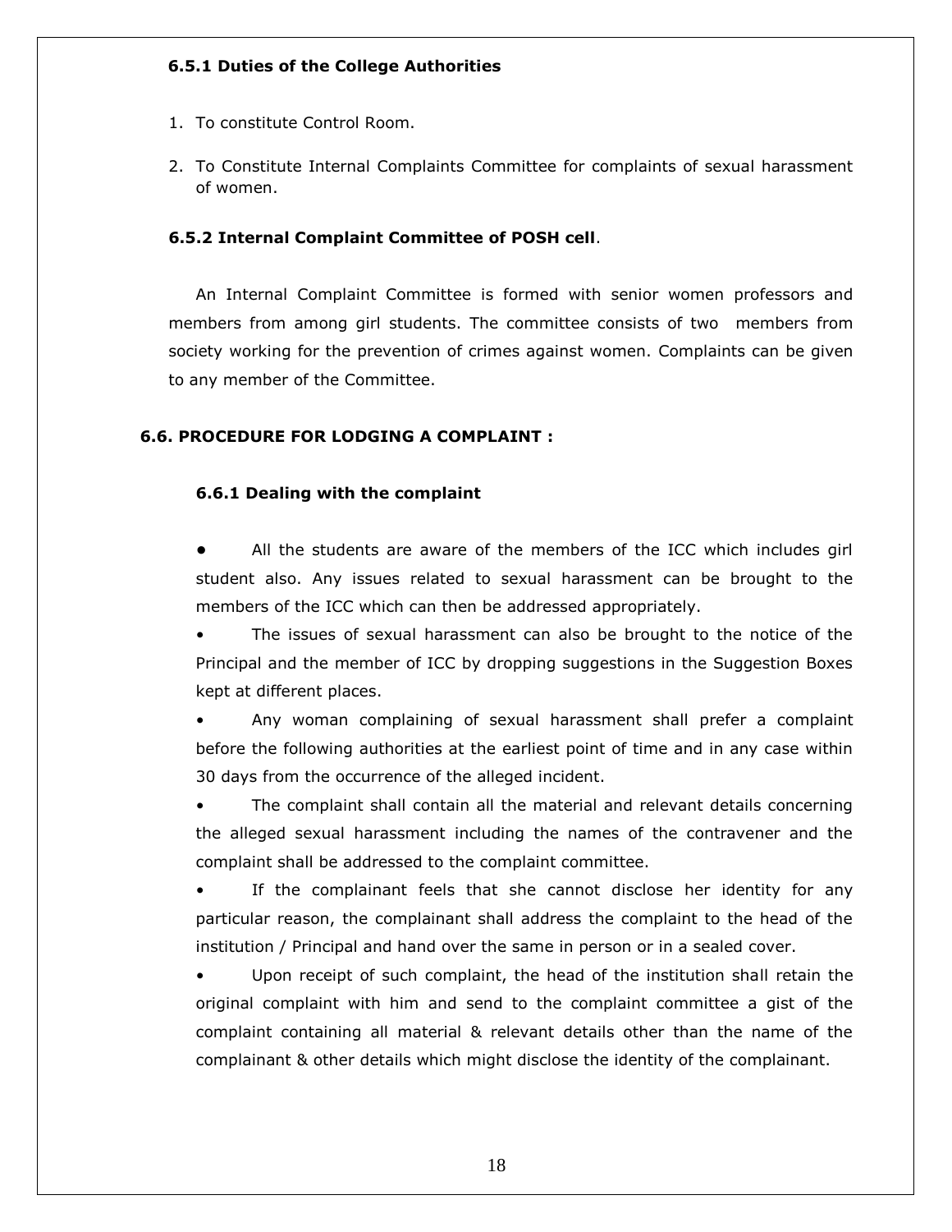### 6.5.1 Duties of the College Authorities

1. To constitute Control Room.
2. To Constitute Internal Complaints Committee for complaints of sexual harassment of women.

### 6.5.2 Internal Complaint Committee of POSH cell.

An Internal Complaint Committee is formed with senior women professors and members from among girl students. The committee consists of two members from society working for the prevention of crimes against women. Complaints can be given to any member of the Committee.

## 6.6. PROCEDURE FOR LODGING A COMPLAINT :

### 6.6.1 Dealing with the complaint

- All the students are aware of the members of the ICC which includes girl student also. Any issues related to sexual harassment can be brought to the members of the ICC which can then be addressed appropriately.
- The issues of sexual harassment can also be brought to the notice of the Principal and the member of ICC by dropping suggestions in the Suggestion Boxes kept at different places.
- Any woman complaining of sexual harassment shall prefer a complaint before the following authorities at the earliest point of time and in any case within 30 days from the occurrence of the alleged incident.
- The complaint shall contain all the material and relevant details concerning the alleged sexual harassment including the names of the contravener and the complaint shall be addressed to the complaint committee.
- If the complainant feels that she cannot disclose her identity for any particular reason, the complainant shall address the complaint to the head of the institution / Principal and hand over the same in person or in a sealed cover.
- Upon receipt of such complaint, the head of the institution shall retain the original complaint with him and send to the complaint committee a gist of the complaint containing all material & relevant details other than the name of the complainant & other details which might disclose the identity of the complainant.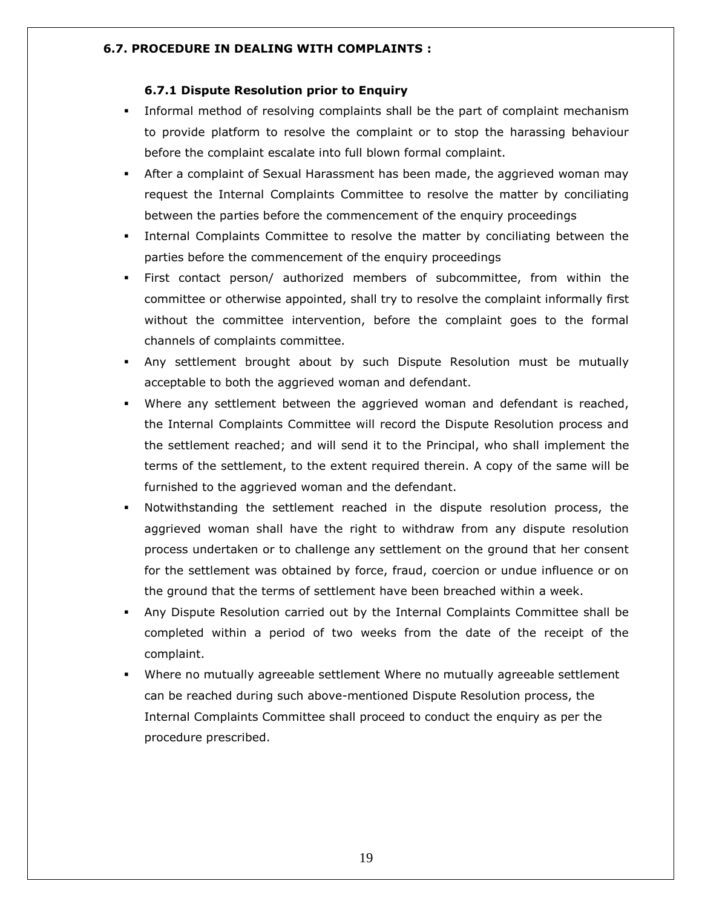## 6.7. PROCEDURE IN DEALING WITH COMPLAINTS :

### 6.7.1 Dispute Resolution prior to Enquiry

- Informal method of resolving complaints shall be the part of complaint mechanism to provide platform to resolve the complaint or to stop the harassing behaviour before the complaint escalate into full blown formal complaint.
- After a complaint of Sexual Harassment has been made, the aggrieved woman may request the Internal Complaints Committee to resolve the matter by conciliating between the parties before the commencement of the enquiry proceedings
- Internal Complaints Committee to resolve the matter by conciliating between the parties before the commencement of the enquiry proceedings
- First contact person/ authorized members of subcommittee, from within the committee or otherwise appointed, shall try to resolve the complaint informally first without the committee intervention, before the complaint goes to the formal channels of complaints committee.
- Any settlement brought about by such Dispute Resolution must be mutually acceptable to both the aggrieved woman and defendant.
- Where any settlement between the aggrieved woman and defendant is reached, the Internal Complaints Committee will record the Dispute Resolution process and the settlement reached; and will send it to the Principal, who shall implement the terms of the settlement, to the extent required therein. A copy of the same will be furnished to the aggrieved woman and the defendant.
- Notwithstanding the settlement reached in the dispute resolution process, the aggrieved woman shall have the right to withdraw from any dispute resolution process undertaken or to challenge any settlement on the ground that her consent for the settlement was obtained by force, fraud, coercion or undue influence or on the ground that the terms of settlement have been breached within a week.
- Any Dispute Resolution carried out by the Internal Complaints Committee shall be completed within a period of two weeks from the date of the receipt of the complaint.
- Where no mutually agreeable settlement Where no mutually agreeable settlement can be reached during such above-mentioned Dispute Resolution process, the Internal Complaints Committee shall proceed to conduct the enquiry as per the procedure prescribed.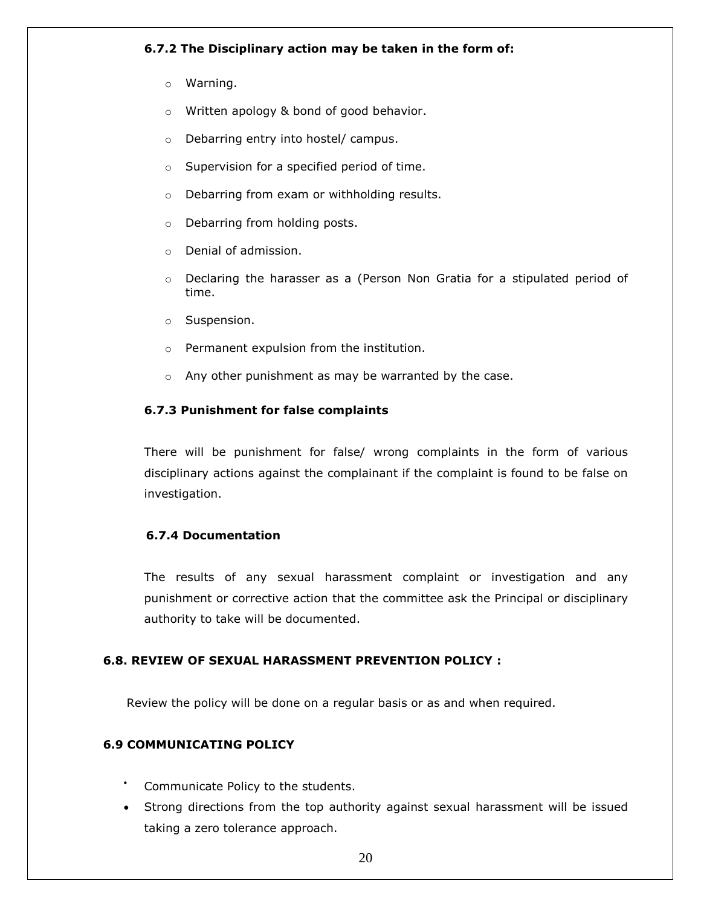#### 6.7.2 The Disciplinary action may be taken in the form of:

- Warning.
- Written apology & bond of good behavior.
- Debarring entry into hostel/ campus.
- Supervision for a specified period of time.
- Debarring from exam or withholding results.
- Debarring from holding posts.
- Denial of admission.
- Declaring the harasser as a (Person Non Gratia for a stipulated period of time.
- Suspension.
- Permanent expulsion from the institution.
- Any other punishment as may be warranted by the case.

#### 6.7.3 Punishment for false complaints

There will be punishment for false/ wrong complaints in the form of various disciplinary actions against the complainant if the complaint is found to be false on investigation.

#### 6.7.4 Documentation

The results of any sexual harassment complaint or investigation and any punishment or corrective action that the committee ask the Principal or disciplinary authority to take will be documented.

### 6.8. REVIEW OF SEXUAL HARASSMENT PREVENTION POLICY :

Review the policy will be done on a regular basis or as and when required.

### 6.9 COMMUNICATING POLICY

- Communicate Policy to the students.
- Strong directions from the top authority against sexual harassment will be issued taking a zero tolerance approach.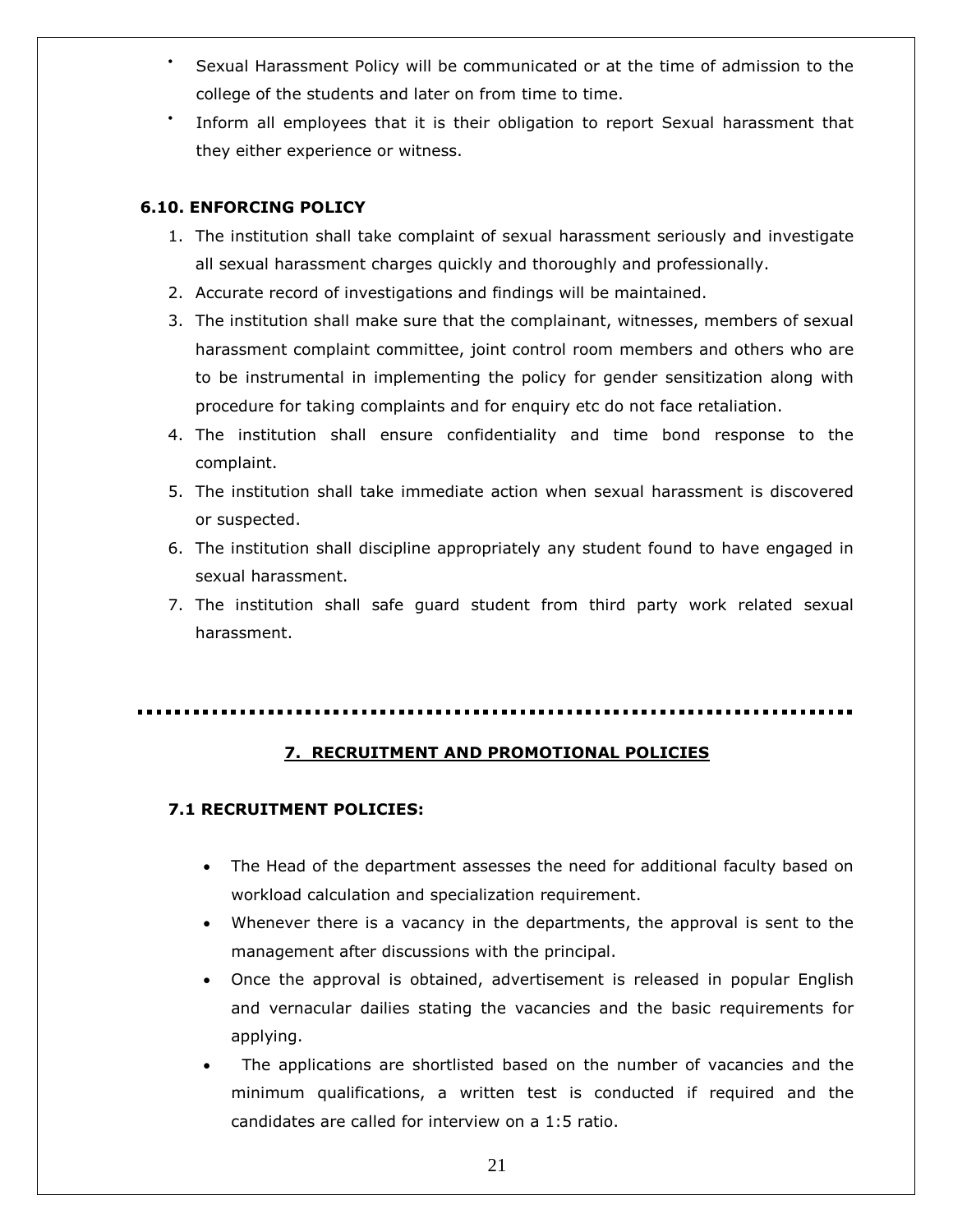- Sexual Harassment Policy will be communicated or at the time of admission to the college of the students and later on from time to time.
- Inform all employees that it is their obligation to report Sexual harassment that they either experience or witness.

**6.10. ENFORCING POLICY**

1. The institution shall take complaint of sexual harassment seriously and investigate all sexual harassment charges quickly and thoroughly and professionally.
2. Accurate record of investigations and findings will be maintained.
3. The institution shall make sure that the complainant, witnesses, members of sexual harassment complaint committee, joint control room members and others who are to be instrumental in implementing the policy for gender sensitization along with procedure for taking complaints and for enquiry etc do not face retaliation.
4. The institution shall ensure confidentiality and time bond response to the complaint.
5. The institution shall take immediate action when sexual harassment is discovered or suspected.
6. The institution shall discipline appropriately any student found to have engaged in sexual harassment.
7. The institution shall safe guard student from third party work related sexual harassment.

---

## 7. RECRUITMENT AND PROMOTIONAL POLICIES

**7.1 RECRUITMENT POLICIES:**

- The Head of the department assesses the need for additional faculty based on workload calculation and specialization requirement.
- Whenever there is a vacancy in the departments, the approval is sent to the management after discussions with the principal.
- Once the approval is obtained, advertisement is released in popular English and vernacular dailies stating the vacancies and the basic requirements for applying.
- The applications are shortlisted based on the number of vacancies and the minimum qualifications, a written test is conducted if required and the candidates are called for interview on a 1:5 ratio.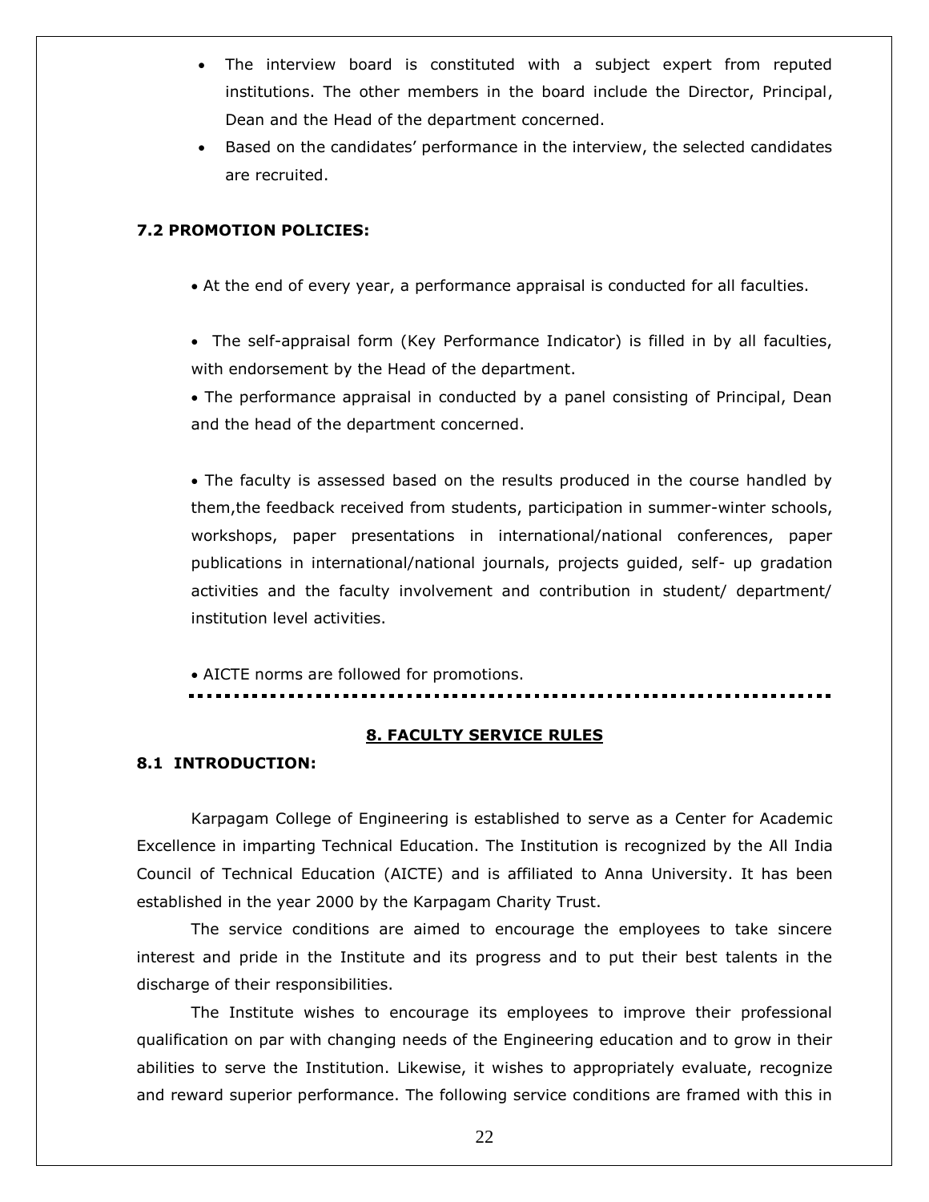- The interview board is constituted with a subject expert from reputed institutions. The other members in the board include the Director, Principal, Dean and the Head of the department concerned.
- Based on the candidates' performance in the interview, the selected candidates are recruited.

**7.2 PROMOTION POLICIES:**

- At the end of every year, a performance appraisal is conducted for all faculties.

- The self-appraisal form (Key Performance Indicator) is filled in by all faculties, with endorsement by the Head of the department.
- The performance appraisal in conducted by a panel consisting of Principal, Dean and the head of the department concerned.

- The faculty is assessed based on the results produced in the course handled by them,the feedback received from students, participation in summer-winter schools, workshops, paper presentations in international/national conferences, paper publications in international/national journals, projects guided, self- up gradation activities and the faculty involvement and contribution in student/ department/ institution level activities.

- AICTE norms are followed for promotions.

---

## 8. FACULTY SERVICE RULES

**8.1 INTRODUCTION:**

Karpagam College of Engineering is established to serve as a Center for Academic Excellence in imparting Technical Education. The Institution is recognized by the All India Council of Technical Education (AICTE) and is affiliated to Anna University. It has been established in the year 2000 by the Karpagam Charity Trust.

The service conditions are aimed to encourage the employees to take sincere interest and pride in the Institute and its progress and to put their best talents in the discharge of their responsibilities.

The Institute wishes to encourage its employees to improve their professional qualification on par with changing needs of the Engineering education and to grow in their abilities to serve the Institution. Likewise, it wishes to appropriately evaluate, recognize and reward superior performance. The following service conditions are framed with this in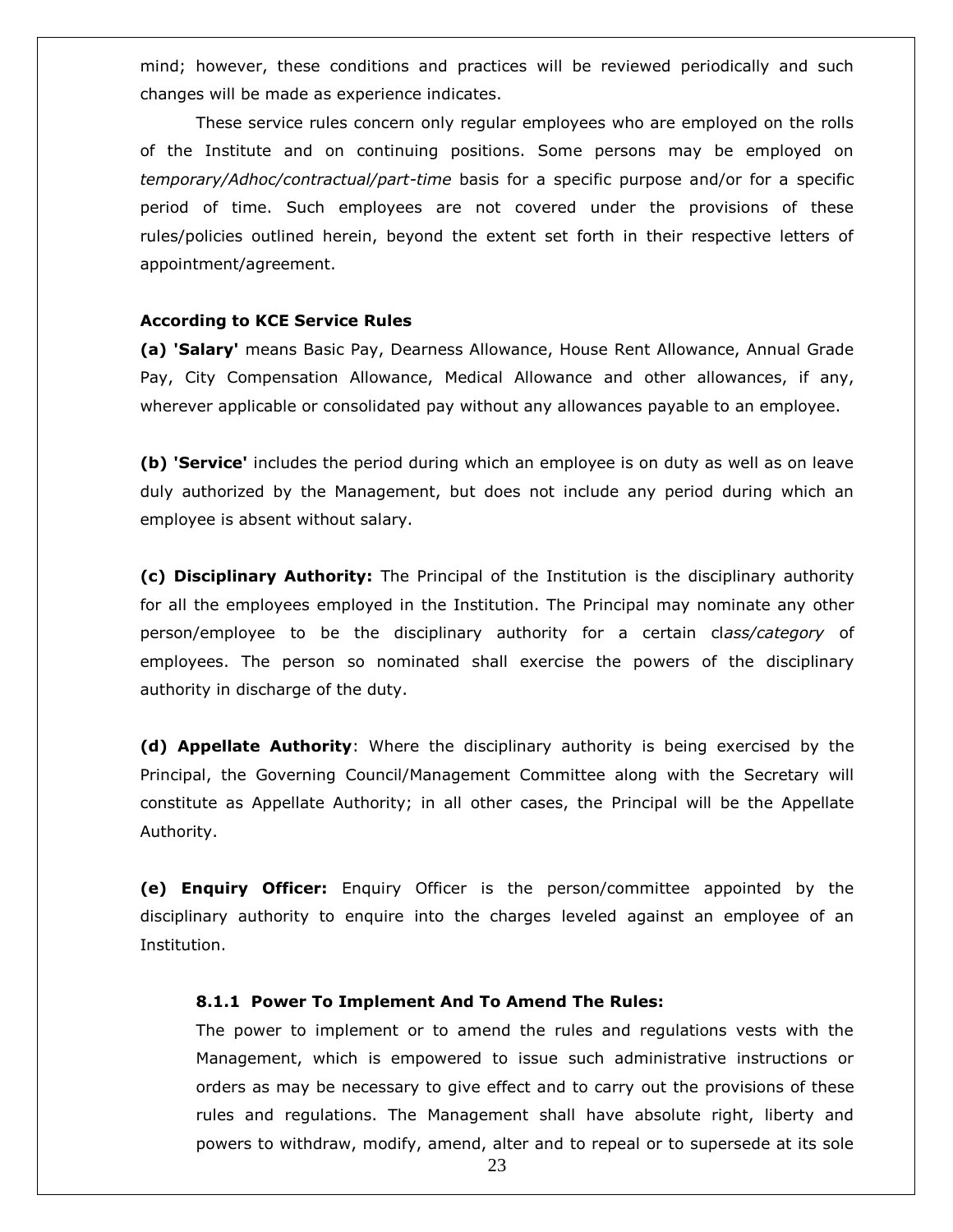mind; however, these conditions and practices will be reviewed periodically and such changes will be made as experience indicates.

These service rules concern only regular employees who are employed on the rolls of the Institute and on continuing positions. Some persons may be employed on *temporary/Adhoc/contractual/part-time* basis for a specific purpose and/or for a specific period of time. Such employees are not covered under the provisions of these rules/policies outlined herein, beyond the extent set forth in their respective letters of appointment/agreement.

**According to KCE Service Rules**

**(a) 'Salary'** means Basic Pay, Dearness Allowance, House Rent Allowance, Annual Grade Pay, City Compensation Allowance, Medical Allowance and other allowances, if any, wherever applicable or consolidated pay without any allowances payable to an employee.

**(b) 'Service'** includes the period during which an employee is on duty as well as on leave duly authorized by the Management, but does not include any period during which an employee is absent without salary.

**(c) Disciplinary Authority:** The Principal of the Institution is the disciplinary authority for all the employees employed in the Institution. The Principal may nominate any other person/employee to be the disciplinary authority for a certain cl*ass/category* of employees. The person so nominated shall exercise the powers of the disciplinary authority in discharge of the duty.

**(d) Appellate Authority**: Where the disciplinary authority is being exercised by the Principal, the Governing Council/Management Committee along with the Secretary will constitute as Appellate Authority; in all other cases, the Principal will be the Appellate Authority.

**(e) Enquiry Officer:** Enquiry Officer is the person/committee appointed by the disciplinary authority to enquire into the charges leveled against an employee of an Institution.

**8.1.1 Power To Implement And To Amend The Rules:**

The power to implement or to amend the rules and regulations vests with the Management, which is empowered to issue such administrative instructions or orders as may be necessary to give effect and to carry out the provisions of these rules and regulations. The Management shall have absolute right, liberty and powers to withdraw, modify, amend, alter and to repeal or to supersede at its sole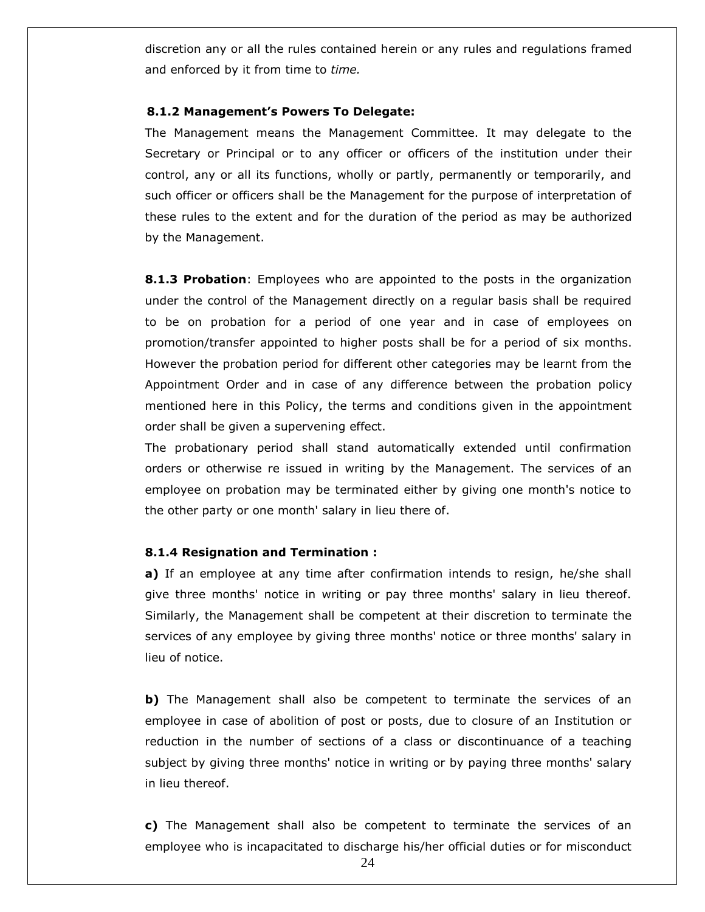discretion any or all the rules contained herein or any rules and regulations framed and enforced by it from time to *time.*

**8.1.2 Management's Powers To Delegate:**

The Management means the Management Committee. It may delegate to the Secretary or Principal or to any officer or officers of the institution under their control, any or all its functions, wholly or partly, permanently or temporarily, and such officer or officers shall be the Management for the purpose of interpretation of these rules to the extent and for the duration of the period as may be authorized by the Management.

**8.1.3 Probation**: Employees who are appointed to the posts in the organization under the control of the Management directly on a regular basis shall be required to be on probation for a period of one year and in case of employees on promotion/transfer appointed to higher posts shall be for a period of six months. However the probation period for different other categories may be learnt from the Appointment Order and in case of any difference between the probation policy mentioned here in this Policy, the terms and conditions given in the appointment order shall be given a supervening effect.

The probationary period shall stand automatically extended until confirmation orders or otherwise re issued in writing by the Management. The services of an employee on probation may be terminated either by giving one month's notice to the other party or one month' salary in lieu there of.

**8.1.4 Resignation and Termination :**

**a)** If an employee at any time after confirmation intends to resign, he/she shall give three months' notice in writing or pay three months' salary in lieu thereof. Similarly, the Management shall be competent at their discretion to terminate the services of any employee by giving three months' notice or three months' salary in lieu of notice.

**b)** The Management shall also be competent to terminate the services of an employee in case of abolition of post or posts, due to closure of an Institution or reduction in the number of sections of a class or discontinuance of a teaching subject by giving three months' notice in writing or by paying three months' salary in lieu thereof.

**c)** The Management shall also be competent to terminate the services of an employee who is incapacitated to discharge his/her official duties or for misconduct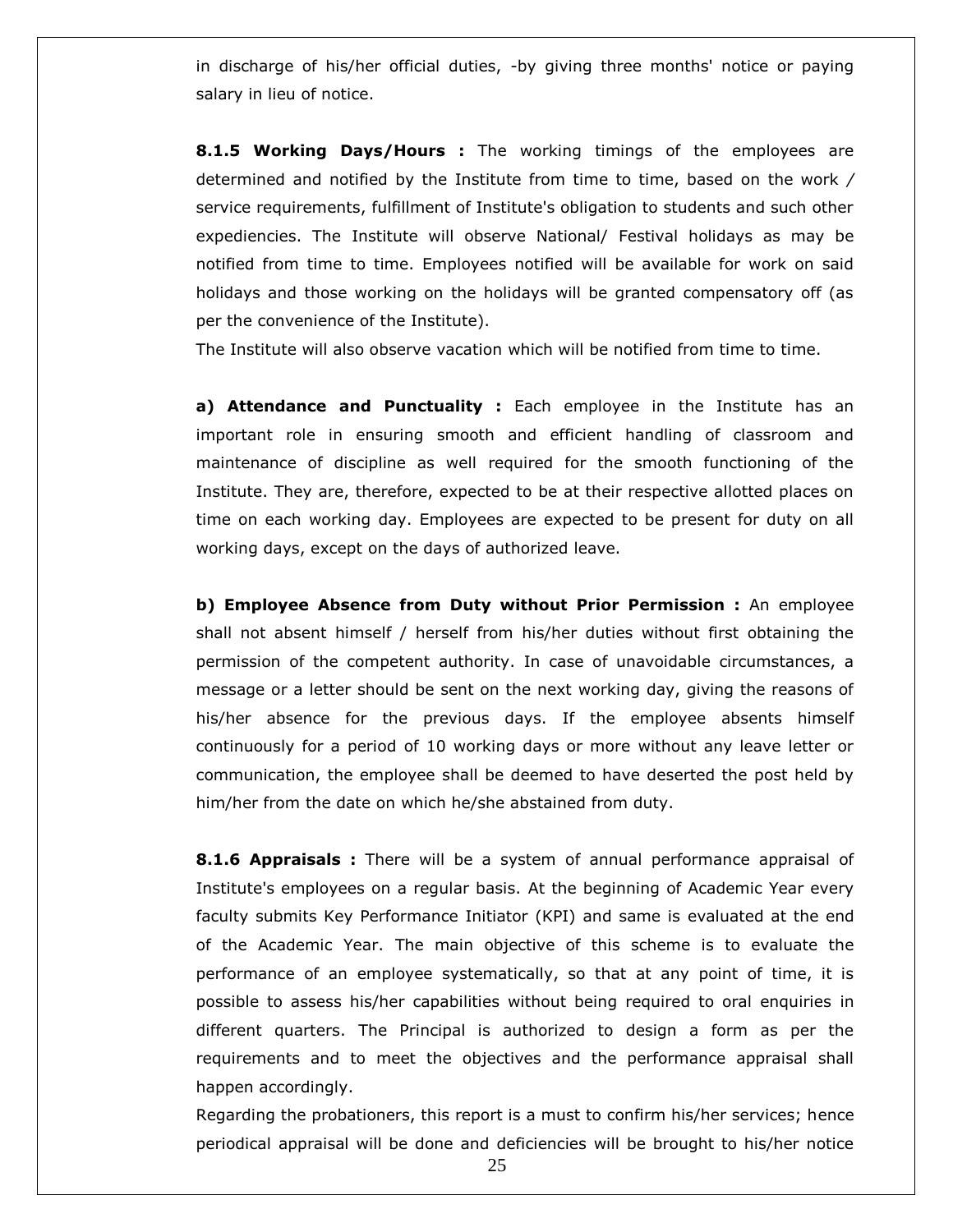in discharge of his/her official duties, -by giving three months' notice or paying salary in lieu of notice.

**8.1.5 Working Days/Hours :** The working timings of the employees are determined and notified by the Institute from time to time, based on the work / service requirements, fulfillment of Institute's obligation to students and such other expediencies. The Institute will observe National/ Festival holidays as may be notified from time to time. Employees notified will be available for work on said holidays and those working on the holidays will be granted compensatory off (as per the convenience of the Institute).

The Institute will also observe vacation which will be notified from time to time.

**a) Attendance and Punctuality :** Each employee in the Institute has an important role in ensuring smooth and efficient handling of classroom and maintenance of discipline as well required for the smooth functioning of the Institute. They are, therefore, expected to be at their respective allotted places on time on each working day. Employees are expected to be present for duty on all working days, except on the days of authorized leave.

**b) Employee Absence from Duty without Prior Permission :** An employee shall not absent himself / herself from his/her duties without first obtaining the permission of the competent authority. In case of unavoidable circumstances, a message or a letter should be sent on the next working day, giving the reasons of his/her absence for the previous days. If the employee absents himself continuously for a period of 10 working days or more without any leave letter or communication, the employee shall be deemed to have deserted the post held by him/her from the date on which he/she abstained from duty.

**8.1.6 Appraisals :** There will be a system of annual performance appraisal of Institute's employees on a regular basis. At the beginning of Academic Year every faculty submits Key Performance Initiator (KPI) and same is evaluated at the end of the Academic Year. The main objective of this scheme is to evaluate the performance of an employee systematically, so that at any point of time, it is possible to assess his/her capabilities without being required to oral enquiries in different quarters. The Principal is authorized to design a form as per the requirements and to meet the objectives and the performance appraisal shall happen accordingly.

Regarding the probationers, this report is a must to confirm his/her services; hence periodical appraisal will be done and deficiencies will be brought to his/her notice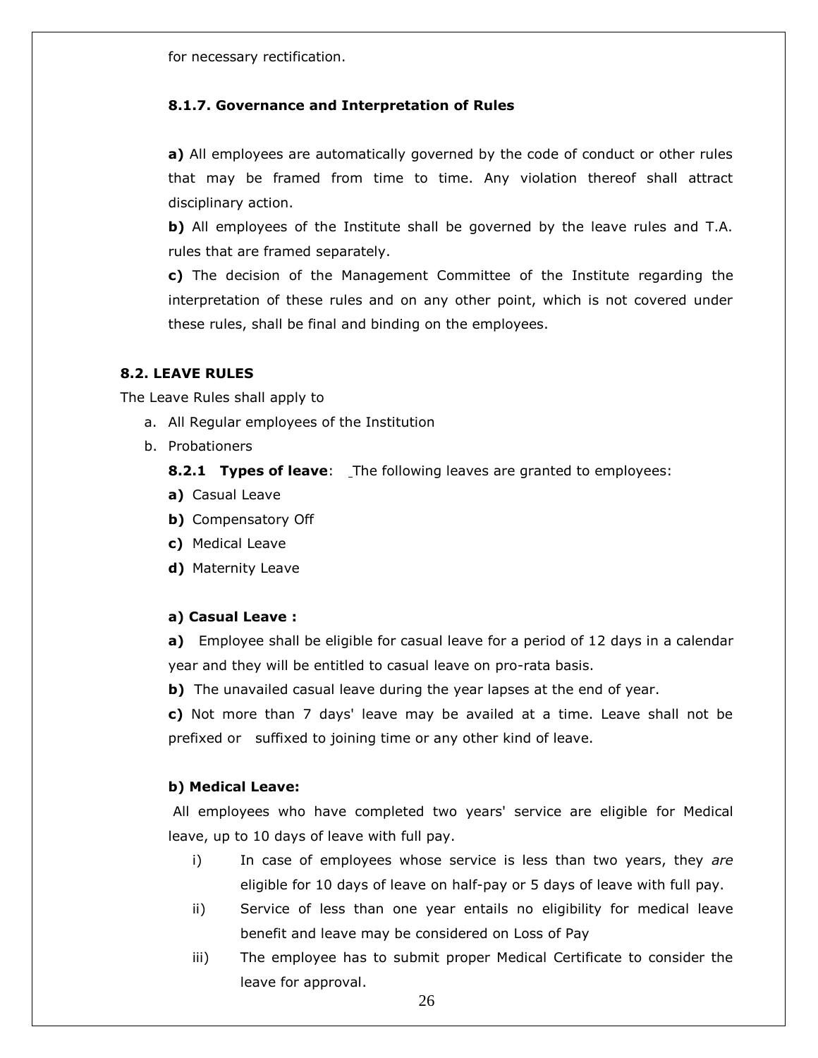for necessary rectification.

#### 8.1.7. Governance and Interpretation of Rules

**a)** All employees are automatically governed by the code of conduct or other rules that may be framed from time to time. Any violation thereof shall attract disciplinary action.

**b)** All employees of the Institute shall be governed by the leave rules and T.A. rules that are framed separately.

**c)** The decision of the Management Committee of the Institute regarding the interpretation of these rules and on any other point, which is not covered under these rules, shall be final and binding on the employees.

### 8.2. LEAVE RULES

The Leave Rules shall apply to

a. All Regular employees of the Institution
b. Probationers

**8.2.1 Types of leave**: The following leaves are granted to employees:

**a)** Casual Leave
**b)** Compensatory Off
**c)** Medical Leave
**d)** Maternity Leave

**a) Casual Leave :**

**a)** Employee shall be eligible for casual leave for a period of 12 days in a calendar year and they will be entitled to casual leave on pro-rata basis.

**b)** The unavailed casual leave during the year lapses at the end of year.

**c)** Not more than 7 days' leave may be availed at a time. Leave shall not be prefixed or suffixed to joining time or any other kind of leave.

**b) Medical Leave:**

All employees who have completed two years' service are eligible for Medical leave, up to 10 days of leave with full pay.

i) In case of employees whose service is less than two years, they *are* eligible for 10 days of leave on half-pay or 5 days of leave with full pay.

ii) Service of less than one year entails no eligibility for medical leave benefit and leave may be considered on Loss of Pay

iii) The employee has to submit proper Medical Certificate to consider the leave for approval.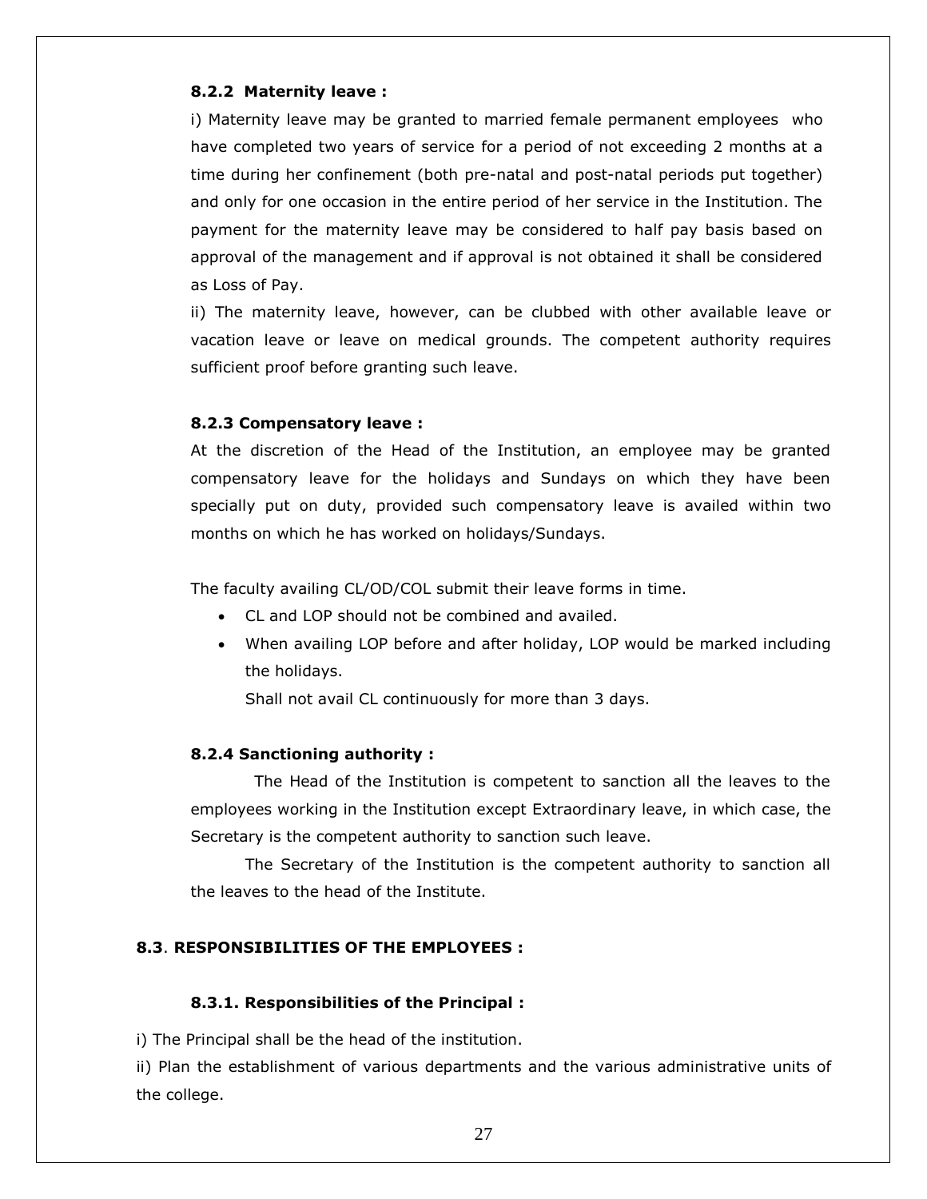### 8.2.2 Maternity leave :

i) Maternity leave may be granted to married female permanent employees who have completed two years of service for a period of not exceeding 2 months at a time during her confinement (both pre-natal and post-natal periods put together) and only for one occasion in the entire period of her service in the Institution. The payment for the maternity leave may be considered to half pay basis based on approval of the management and if approval is not obtained it shall be considered as Loss of Pay.

ii) The maternity leave, however, can be clubbed with other available leave or vacation leave or leave on medical grounds. The competent authority requires sufficient proof before granting such leave.

### 8.2.3 Compensatory leave :

At the discretion of the Head of the Institution, an employee may be granted compensatory leave for the holidays and Sundays on which they have been specially put on duty, provided such compensatory leave is availed within two months on which he has worked on holidays/Sundays.

The faculty availing CL/OD/COL submit their leave forms in time.

- CL and LOP should not be combined and availed.
- When availing LOP before and after holiday, LOP would be marked including the holidays.

  Shall not avail CL continuously for more than 3 days.

### 8.2.4 Sanctioning authority :

The Head of the Institution is competent to sanction all the leaves to the employees working in the Institution except Extraordinary leave, in which case, the Secretary is the competent authority to sanction such leave.

The Secretary of the Institution is the competent authority to sanction all the leaves to the head of the Institute.

## 8.3. RESPONSIBILITIES OF THE EMPLOYEES :

### 8.3.1. Responsibilities of the Principal :

i) The Principal shall be the head of the institution.

ii) Plan the establishment of various departments and the various administrative units of the college.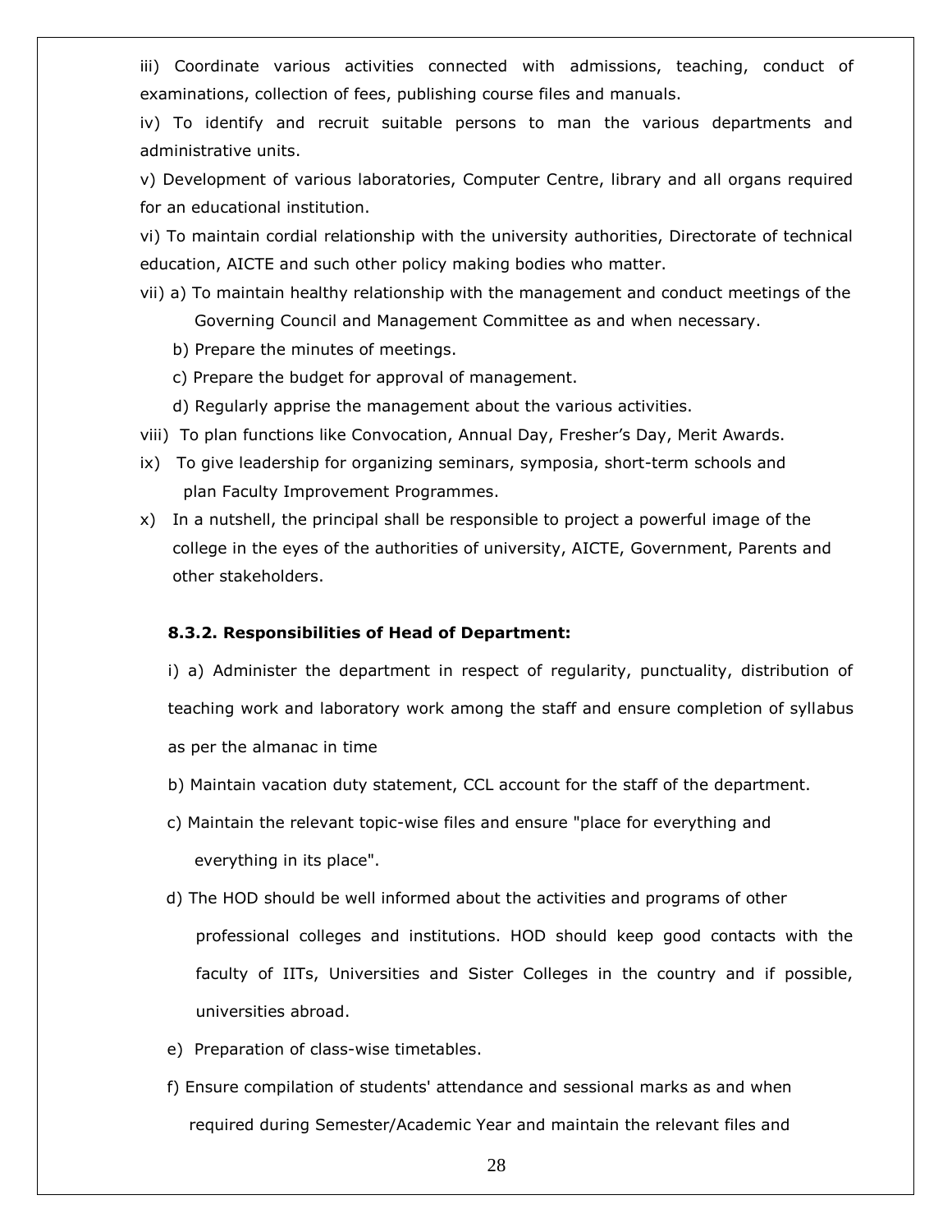iii) Coordinate various activities connected with admissions, teaching, conduct of examinations, collection of fees, publishing course files and manuals.

iv) To identify and recruit suitable persons to man the various departments and administrative units.

v) Development of various laboratories, Computer Centre, library and all organs required for an educational institution.

vi) To maintain cordial relationship with the university authorities, Directorate of technical education, AICTE and such other policy making bodies who matter.

vii) a) To maintain healthy relationship with the management and conduct meetings of the Governing Council and Management Committee as and when necessary.

b) Prepare the minutes of meetings.

c) Prepare the budget for approval of management.

d) Regularly apprise the management about the various activities.

viii) To plan functions like Convocation, Annual Day, Fresher's Day, Merit Awards.

ix) To give leadership for organizing seminars, symposia, short-term schools and plan Faculty Improvement Programmes.

x) In a nutshell, the principal shall be responsible to project a powerful image of the college in the eyes of the authorities of university, AICTE, Government, Parents and other stakeholders.

**8.3.2. Responsibilities of Head of Department:**

i) a) Administer the department in respect of regularity, punctuality, distribution of teaching work and laboratory work among the staff and ensure completion of syllabus as per the almanac in time

b) Maintain vacation duty statement, CCL account for the staff of the department.

c) Maintain the relevant topic-wise files and ensure "place for everything and everything in its place".

d) The HOD should be well informed about the activities and programs of other professional colleges and institutions. HOD should keep good contacts with the faculty of IITs, Universities and Sister Colleges in the country and if possible, universities abroad.

e) Preparation of class-wise timetables.

f) Ensure compilation of students' attendance and sessional marks as and when required during Semester/Academic Year and maintain the relevant files and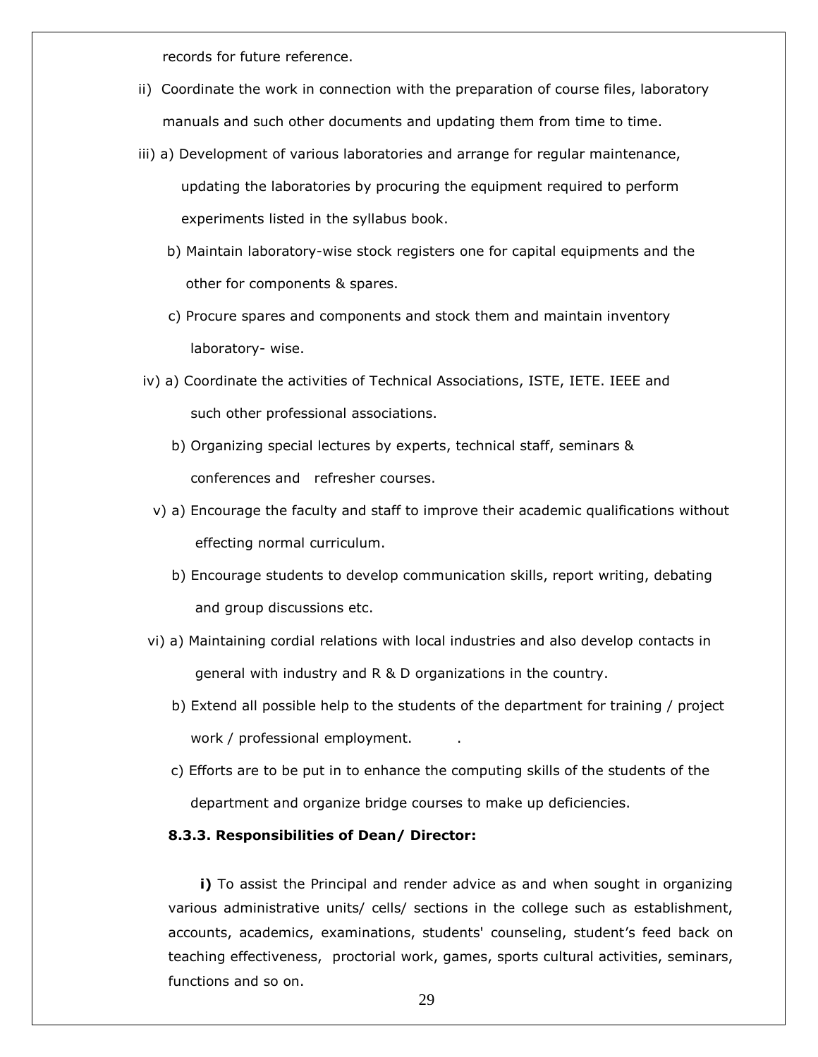records for future reference.

ii) Coordinate the work in connection with the preparation of course files, laboratory manuals and such other documents and updating them from time to time.

iii) a) Development of various laboratories and arrange for regular maintenance, updating the laboratories by procuring the equipment required to perform experiments listed in the syllabus book.

b) Maintain laboratory-wise stock registers one for capital equipments and the other for components & spares.

c) Procure spares and components and stock them and maintain inventory laboratory- wise.

iv) a) Coordinate the activities of Technical Associations, ISTE, IETE. IEEE and such other professional associations.

b) Organizing special lectures by experts, technical staff, seminars & conferences and refresher courses.

v) a) Encourage the faculty and staff to improve their academic qualifications without effecting normal curriculum.

b) Encourage students to develop communication skills, report writing, debating and group discussions etc.

vi) a) Maintaining cordial relations with local industries and also develop contacts in general with industry and R & D organizations in the country.

b) Extend all possible help to the students of the department for training / project work / professional employment.

c) Efforts are to be put in to enhance the computing skills of the students of the department and organize bridge courses to make up deficiencies.

**8.3.3. Responsibilities of Dean/ Director:**

**i)** To assist the Principal and render advice as and when sought in organizing various administrative units/ cells/ sections in the college such as establishment, accounts, academics, examinations, students' counseling, student's feed back on teaching effectiveness, proctorial work, games, sports cultural activities, seminars, functions and so on.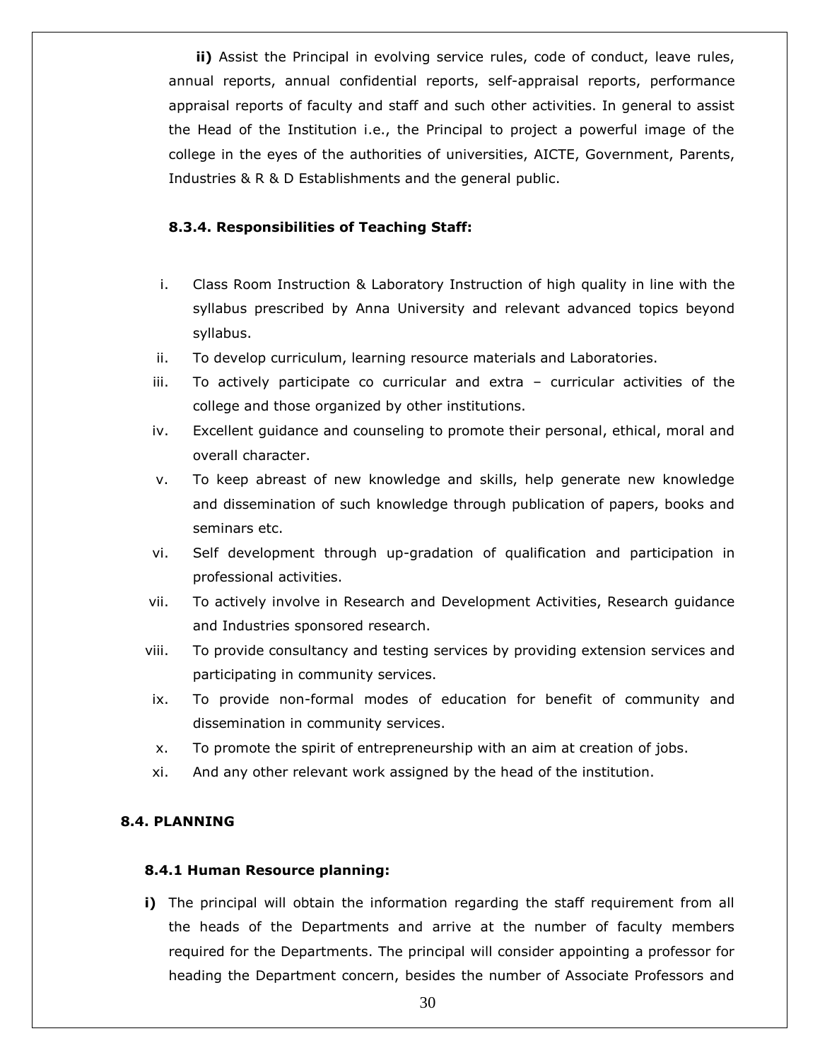**ii)** Assist the Principal in evolving service rules, code of conduct, leave rules, annual reports, annual confidential reports, self-appraisal reports, performance appraisal reports of faculty and staff and such other activities. In general to assist the Head of the Institution i.e., the Principal to project a powerful image of the college in the eyes of the authorities of universities, AICTE, Government, Parents, Industries & R & D Establishments and the general public.

#### 8.3.4. Responsibilities of Teaching Staff:

i. Class Room Instruction & Laboratory Instruction of high quality in line with the syllabus prescribed by Anna University and relevant advanced topics beyond syllabus.
ii. To develop curriculum, learning resource materials and Laboratories.
iii. To actively participate co curricular and extra – curricular activities of the college and those organized by other institutions.
iv. Excellent guidance and counseling to promote their personal, ethical, moral and overall character.
v. To keep abreast of new knowledge and skills, help generate new knowledge and dissemination of such knowledge through publication of papers, books and seminars etc.
vi. Self development through up-gradation of qualification and participation in professional activities.
vii. To actively involve in Research and Development Activities, Research guidance and Industries sponsored research.
viii. To provide consultancy and testing services by providing extension services and participating in community services.
ix. To provide non-formal modes of education for benefit of community and dissemination in community services.
x. To promote the spirit of entrepreneurship with an aim at creation of jobs.
xi. And any other relevant work assigned by the head of the institution.

## 8.4. PLANNING

### 8.4.1 Human Resource planning:

**i)** The principal will obtain the information regarding the staff requirement from all the heads of the Departments and arrive at the number of faculty members required for the Departments. The principal will consider appointing a professor for heading the Department concern, besides the number of Associate Professors and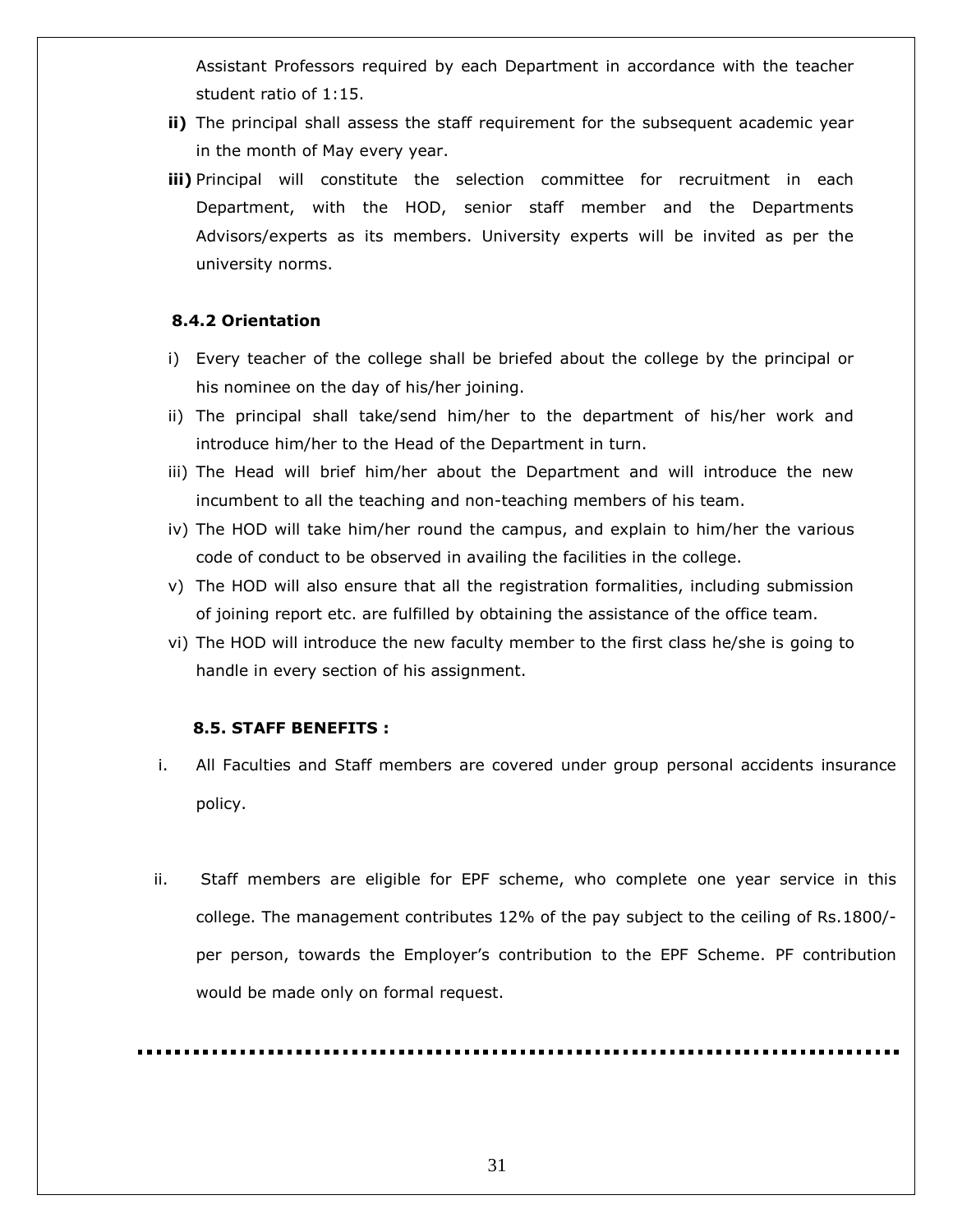Assistant Professors required by each Department in accordance with the teacher student ratio of 1:15.

**ii)** The principal shall assess the staff requirement for the subsequent academic year in the month of May every year.

**iii)** Principal will constitute the selection committee for recruitment in each Department, with the HOD, senior staff member and the Departments Advisors/experts as its members. University experts will be invited as per the university norms.

**8.4.2 Orientation**

i) Every teacher of the college shall be briefed about the college by the principal or his nominee on the day of his/her joining.

ii) The principal shall take/send him/her to the department of his/her work and introduce him/her to the Head of the Department in turn.

iii) The Head will brief him/her about the Department and will introduce the new incumbent to all the teaching and non-teaching members of his team.

iv) The HOD will take him/her round the campus, and explain to him/her the various code of conduct to be observed in availing the facilities in the college.

v) The HOD will also ensure that all the registration formalities, including submission of joining report etc. are fulfilled by obtaining the assistance of the office team.

vi) The HOD will introduce the new faculty member to the first class he/she is going to handle in every section of his assignment.

**8.5. STAFF BENEFITS :**

i. All Faculties and Staff members are covered under group personal accidents insurance policy.

ii. Staff members are eligible for EPF scheme, who complete one year service in this college. The management contributes 12% of the pay subject to the ceiling of Rs.1800/- per person, towards the Employer's contribution to the EPF Scheme. PF contribution would be made only on formal request.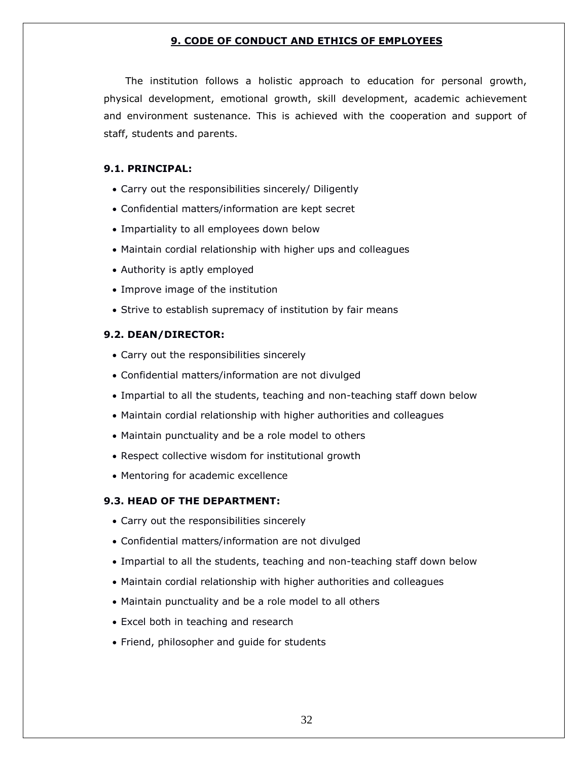## 9. CODE OF CONDUCT AND ETHICS OF EMPLOYEES

The institution follows a holistic approach to education for personal growth, physical development, emotional growth, skill development, academic achievement and environment sustenance. This is achieved with the cooperation and support of staff, students and parents.

### 9.1. PRINCIPAL:

- Carry out the responsibilities sincerely/ Diligently
- Confidential matters/information are kept secret
- Impartiality to all employees down below
- Maintain cordial relationship with higher ups and colleagues
- Authority is aptly employed
- Improve image of the institution
- Strive to establish supremacy of institution by fair means

### 9.2. DEAN/DIRECTOR:

- Carry out the responsibilities sincerely
- Confidential matters/information are not divulged
- Impartial to all the students, teaching and non-teaching staff down below
- Maintain cordial relationship with higher authorities and colleagues
- Maintain punctuality and be a role model to others
- Respect collective wisdom for institutional growth
- Mentoring for academic excellence

### 9.3. HEAD OF THE DEPARTMENT:

- Carry out the responsibilities sincerely
- Confidential matters/information are not divulged
- Impartial to all the students, teaching and non-teaching staff down below
- Maintain cordial relationship with higher authorities and colleagues
- Maintain punctuality and be a role model to all others
- Excel both in teaching and research
- Friend, philosopher and guide for students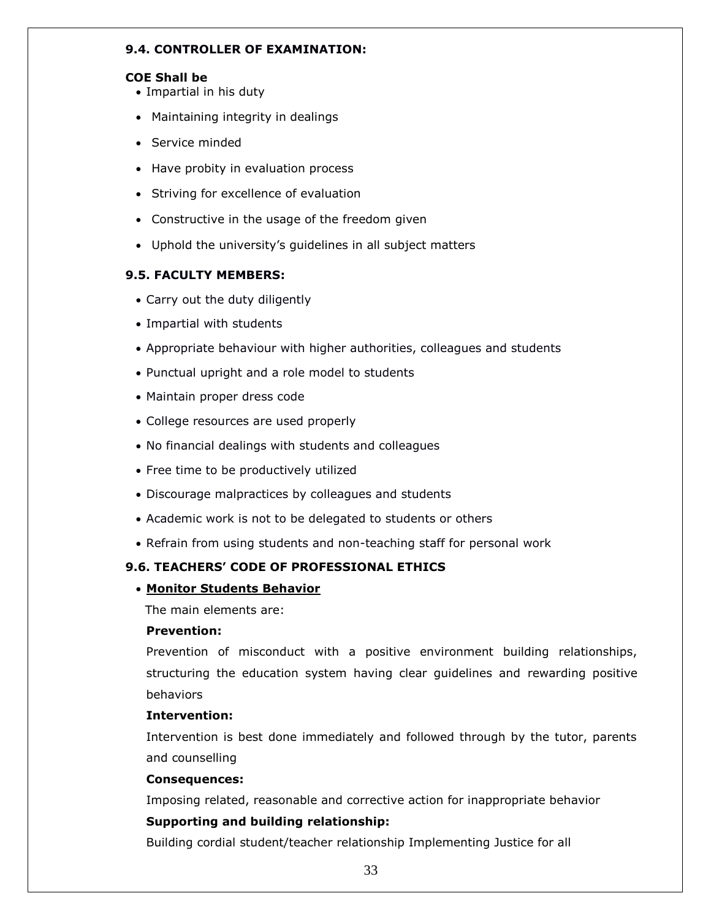### 9.4. CONTROLLER OF EXAMINATION:

**COE Shall be**

- Impartial in his duty
- Maintaining integrity in dealings
- Service minded
- Have probity in evaluation process
- Striving for excellence of evaluation
- Constructive in the usage of the freedom given
- Uphold the university's guidelines in all subject matters

### 9.5. FACULTY MEMBERS:

- Carry out the duty diligently
- Impartial with students
- Appropriate behaviour with higher authorities, colleagues and students
- Punctual upright and a role model to students
- Maintain proper dress code
- College resources are used properly
- No financial dealings with students and colleagues
- Free time to be productively utilized
- Discourage malpractices by colleagues and students
- Academic work is not to be delegated to students or others
- Refrain from using students and non-teaching staff for personal work

### 9.6. TEACHERS' CODE OF PROFESSIONAL ETHICS

- **Monitor Students Behavior**

  The main elements are:

  **Prevention:**

  Prevention of misconduct with a positive environment building relationships, structuring the education system having clear guidelines and rewarding positive behaviors

  **Intervention:**

  Intervention is best done immediately and followed through by the tutor, parents and counselling

  **Consequences:**

  Imposing related, reasonable and corrective action for inappropriate behavior

  **Supporting and building relationship:**

  Building cordial student/teacher relationship Implementing Justice for all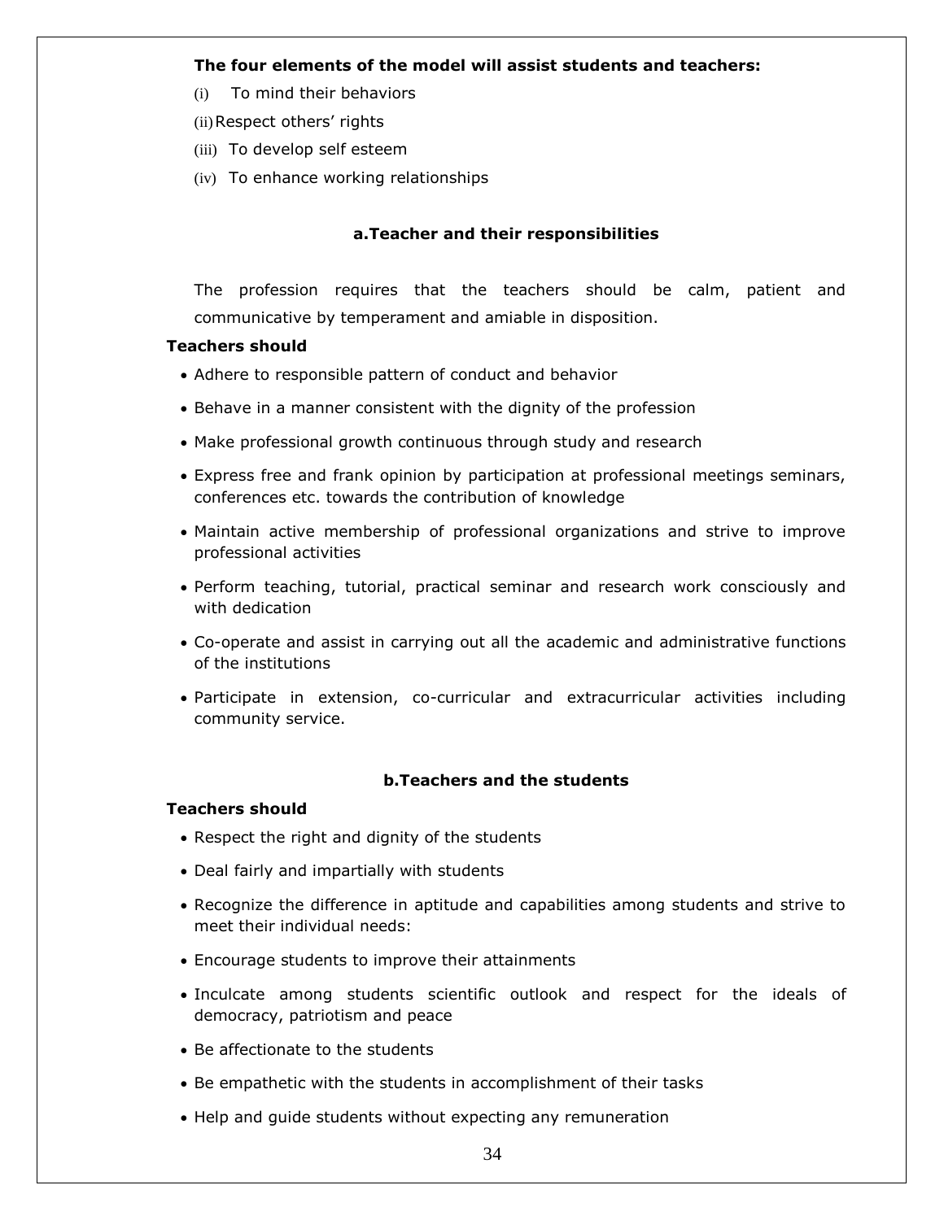**The four elements of the model will assist students and teachers:**

(i) To mind their behaviors

(ii) Respect others' rights

(iii) To develop self esteem

(iv) To enhance working relationships

### a.Teacher and their responsibilities

The profession requires that the teachers should be calm, patient and communicative by temperament and amiable in disposition.

**Teachers should**

- Adhere to responsible pattern of conduct and behavior
- Behave in a manner consistent with the dignity of the profession
- Make professional growth continuous through study and research
- Express free and frank opinion by participation at professional meetings seminars, conferences etc. towards the contribution of knowledge
- Maintain active membership of professional organizations and strive to improve professional activities
- Perform teaching, tutorial, practical seminar and research work consciously and with dedication
- Co-operate and assist in carrying out all the academic and administrative functions of the institutions
- Participate in extension, co-curricular and extracurricular activities including community service.

### b.Teachers and the students

**Teachers should**

- Respect the right and dignity of the students
- Deal fairly and impartially with students
- Recognize the difference in aptitude and capabilities among students and strive to meet their individual needs:
- Encourage students to improve their attainments
- Inculcate among students scientific outlook and respect for the ideals of democracy, patriotism and peace
- Be affectionate to the students
- Be empathetic with the students in accomplishment of their tasks
- Help and guide students without expecting any remuneration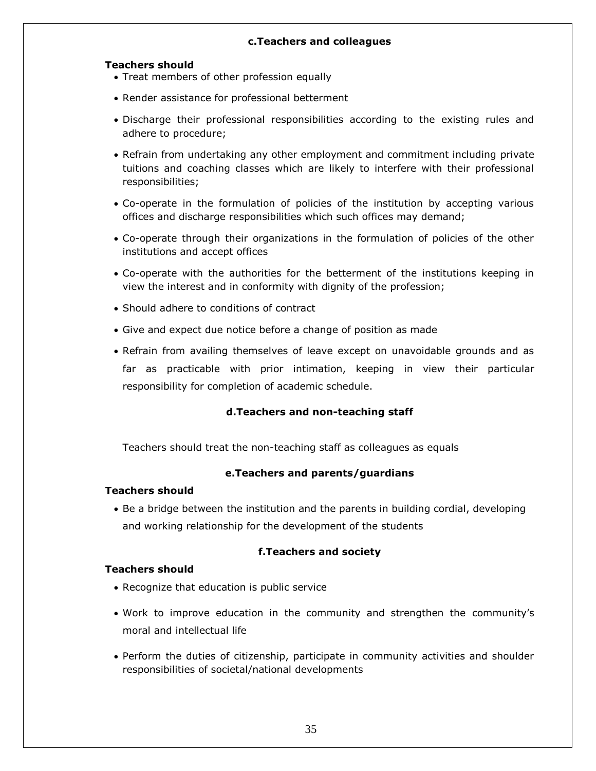### c.Teachers and colleagues

**Teachers should**

- Treat members of other profession equally
- Render assistance for professional betterment
- Discharge their professional responsibilities according to the existing rules and adhere to procedure;
- Refrain from undertaking any other employment and commitment including private tuitions and coaching classes which are likely to interfere with their professional responsibilities;
- Co-operate in the formulation of policies of the institution by accepting various offices and discharge responsibilities which such offices may demand;
- Co-operate through their organizations in the formulation of policies of the other institutions and accept offices
- Co-operate with the authorities for the betterment of the institutions keeping in view the interest and in conformity with dignity of the profession;
- Should adhere to conditions of contract
- Give and expect due notice before a change of position as made
- Refrain from availing themselves of leave except on unavoidable grounds and as far as practicable with prior intimation, keeping in view their particular responsibility for completion of academic schedule.

### d.Teachers and non-teaching staff

Teachers should treat the non-teaching staff as colleagues as equals

### e.Teachers and parents/guardians

**Teachers should**

- Be a bridge between the institution and the parents in building cordial, developing and working relationship for the development of the students

### f.Teachers and society

**Teachers should**

- Recognize that education is public service
- Work to improve education in the community and strengthen the community's moral and intellectual life
- Perform the duties of citizenship, participate in community activities and shoulder responsibilities of societal/national developments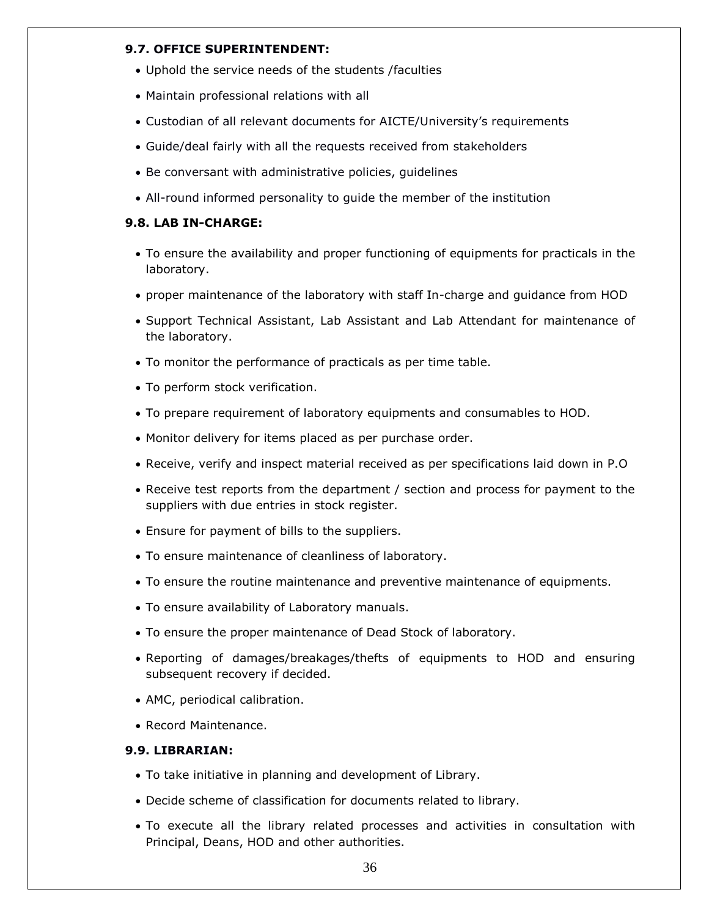**9.7. OFFICE SUPERINTENDENT:**

- Uphold the service needs of the students /faculties
- Maintain professional relations with all
- Custodian of all relevant documents for AICTE/University's requirements
- Guide/deal fairly with all the requests received from stakeholders
- Be conversant with administrative policies, guidelines
- All-round informed personality to guide the member of the institution

**9.8. LAB IN-CHARGE:**

- To ensure the availability and proper functioning of equipments for practicals in the laboratory.
- proper maintenance of the laboratory with staff In-charge and guidance from HOD
- Support Technical Assistant, Lab Assistant and Lab Attendant for maintenance of the laboratory.
- To monitor the performance of practicals as per time table.
- To perform stock verification.
- To prepare requirement of laboratory equipments and consumables to HOD.
- Monitor delivery for items placed as per purchase order.
- Receive, verify and inspect material received as per specifications laid down in P.O
- Receive test reports from the department / section and process for payment to the suppliers with due entries in stock register.
- Ensure for payment of bills to the suppliers.
- To ensure maintenance of cleanliness of laboratory.
- To ensure the routine maintenance and preventive maintenance of equipments.
- To ensure availability of Laboratory manuals.
- To ensure the proper maintenance of Dead Stock of laboratory.
- Reporting of damages/breakages/thefts of equipments to HOD and ensuring subsequent recovery if decided.
- AMC, periodical calibration.
- Record Maintenance.

**9.9. LIBRARIAN:**

- To take initiative in planning and development of Library.
- Decide scheme of classification for documents related to library.
- To execute all the library related processes and activities in consultation with Principal, Deans, HOD and other authorities.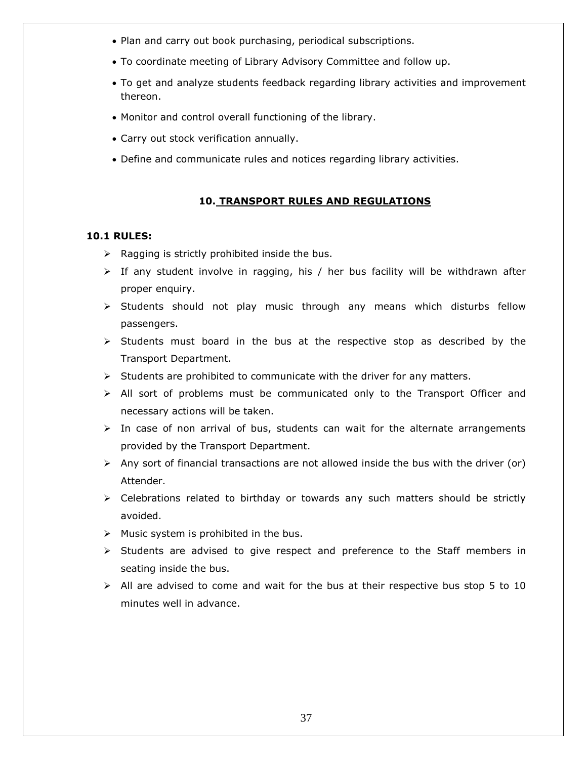- Plan and carry out book purchasing, periodical subscriptions.
- To coordinate meeting of Library Advisory Committee and follow up.
- To get and analyze students feedback regarding library activities and improvement thereon.
- Monitor and control overall functioning of the library.
- Carry out stock verification annually.
- Define and communicate rules and notices regarding library activities.

## 10. TRANSPORT RULES AND REGULATIONS

### 10.1 RULES:

- Ragging is strictly prohibited inside the bus.
- If any student involve in ragging, his / her bus facility will be withdrawn after proper enquiry.
- Students should not play music through any means which disturbs fellow passengers.
- Students must board in the bus at the respective stop as described by the Transport Department.
- Students are prohibited to communicate with the driver for any matters.
- All sort of problems must be communicated only to the Transport Officer and necessary actions will be taken.
- In case of non arrival of bus, students can wait for the alternate arrangements provided by the Transport Department.
- Any sort of financial transactions are not allowed inside the bus with the driver (or) Attender.
- Celebrations related to birthday or towards any such matters should be strictly avoided.
- Music system is prohibited in the bus.
- Students are advised to give respect and preference to the Staff members in seating inside the bus.
- All are advised to come and wait for the bus at their respective bus stop 5 to 10 minutes well in advance.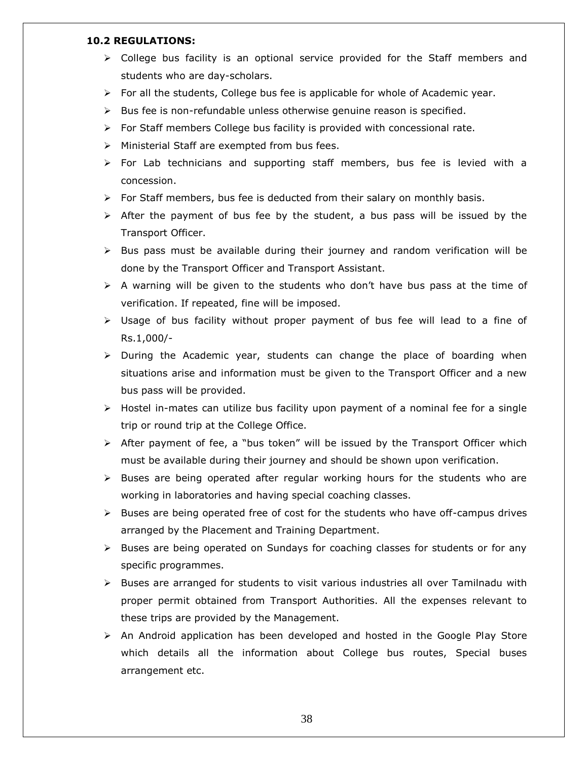### 10.2 REGULATIONS:

- College bus facility is an optional service provided for the Staff members and students who are day-scholars.
- For all the students, College bus fee is applicable for whole of Academic year.
- Bus fee is non-refundable unless otherwise genuine reason is specified.
- For Staff members College bus facility is provided with concessional rate.
- Ministerial Staff are exempted from bus fees.
- For Lab technicians and supporting staff members, bus fee is levied with a concession.
- For Staff members, bus fee is deducted from their salary on monthly basis.
- After the payment of bus fee by the student, a bus pass will be issued by the Transport Officer.
- Bus pass must be available during their journey and random verification will be done by the Transport Officer and Transport Assistant.
- A warning will be given to the students who don't have bus pass at the time of verification. If repeated, fine will be imposed.
- Usage of bus facility without proper payment of bus fee will lead to a fine of Rs.1,000/-
- During the Academic year, students can change the place of boarding when situations arise and information must be given to the Transport Officer and a new bus pass will be provided.
- Hostel in-mates can utilize bus facility upon payment of a nominal fee for a single trip or round trip at the College Office.
- After payment of fee, a "bus token" will be issued by the Transport Officer which must be available during their journey and should be shown upon verification.
- Buses are being operated after regular working hours for the students who are working in laboratories and having special coaching classes.
- Buses are being operated free of cost for the students who have off-campus drives arranged by the Placement and Training Department.
- Buses are being operated on Sundays for coaching classes for students or for any specific programmes.
- Buses are arranged for students to visit various industries all over Tamilnadu with proper permit obtained from Transport Authorities. All the expenses relevant to these trips are provided by the Management.
- An Android application has been developed and hosted in the Google Play Store which details all the information about College bus routes, Special buses arrangement etc.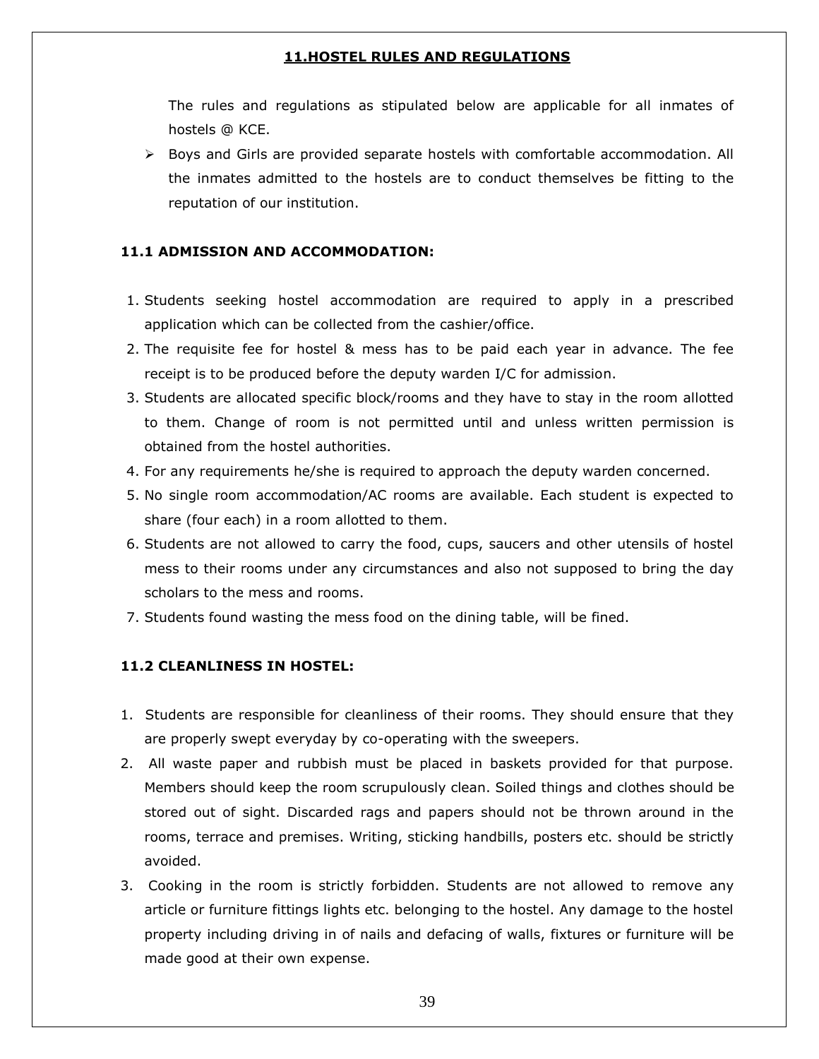## 11.HOSTEL RULES AND REGULATIONS

The rules and regulations as stipulated below are applicable for all inmates of hostels @ KCE.

- Boys and Girls are provided separate hostels with comfortable accommodation. All the inmates admitted to the hostels are to conduct themselves be fitting to the reputation of our institution.

### 11.1 ADMISSION AND ACCOMMODATION:

1. Students seeking hostel accommodation are required to apply in a prescribed application which can be collected from the cashier/office.
2. The requisite fee for hostel & mess has to be paid each year in advance. The fee receipt is to be produced before the deputy warden I/C for admission.
3. Students are allocated specific block/rooms and they have to stay in the room allotted to them. Change of room is not permitted until and unless written permission is obtained from the hostel authorities.
4. For any requirements he/she is required to approach the deputy warden concerned.
5. No single room accommodation/AC rooms are available. Each student is expected to share (four each) in a room allotted to them.
6. Students are not allowed to carry the food, cups, saucers and other utensils of hostel mess to their rooms under any circumstances and also not supposed to bring the day scholars to the mess and rooms.
7. Students found wasting the mess food on the dining table, will be fined.

### 11.2 CLEANLINESS IN HOSTEL:

1. Students are responsible for cleanliness of their rooms. They should ensure that they are properly swept everyday by co-operating with the sweepers.
2. All waste paper and rubbish must be placed in baskets provided for that purpose. Members should keep the room scrupulously clean. Soiled things and clothes should be stored out of sight. Discarded rags and papers should not be thrown around in the rooms, terrace and premises. Writing, sticking handbills, posters etc. should be strictly avoided.
3. Cooking in the room is strictly forbidden. Students are not allowed to remove any article or furniture fittings lights etc. belonging to the hostel. Any damage to the hostel property including driving in of nails and defacing of walls, fixtures or furniture will be made good at their own expense.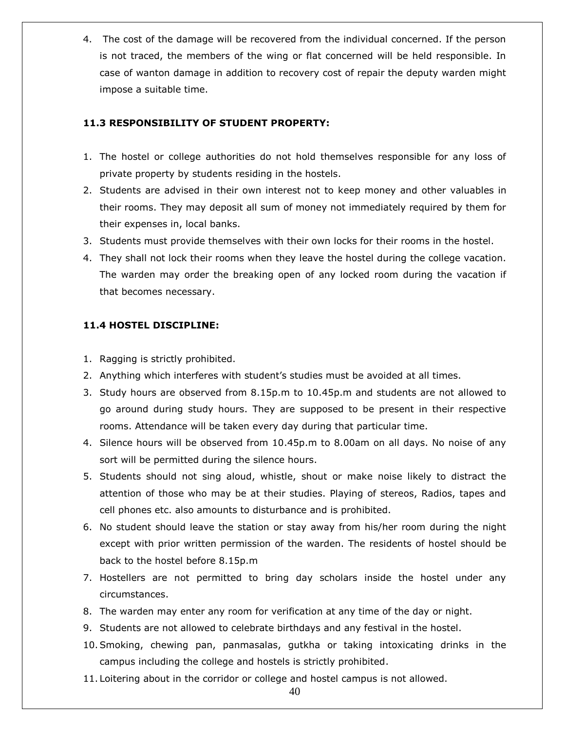4. The cost of the damage will be recovered from the individual concerned. If the person is not traced, the members of the wing or flat concerned will be held responsible. In case of wanton damage in addition to recovery cost of repair the deputy warden might impose a suitable time.

### 11.3 RESPONSIBILITY OF STUDENT PROPERTY:

1. The hostel or college authorities do not hold themselves responsible for any loss of private property by students residing in the hostels.
2. Students are advised in their own interest not to keep money and other valuables in their rooms. They may deposit all sum of money not immediately required by them for their expenses in, local banks.
3. Students must provide themselves with their own locks for their rooms in the hostel.
4. They shall not lock their rooms when they leave the hostel during the college vacation. The warden may order the breaking open of any locked room during the vacation if that becomes necessary.

### 11.4 HOSTEL DISCIPLINE:

1. Ragging is strictly prohibited.
2. Anything which interferes with student's studies must be avoided at all times.
3. Study hours are observed from 8.15p.m to 10.45p.m and students are not allowed to go around during study hours. They are supposed to be present in their respective rooms. Attendance will be taken every day during that particular time.
4. Silence hours will be observed from 10.45p.m to 8.00am on all days. No noise of any sort will be permitted during the silence hours.
5. Students should not sing aloud, whistle, shout or make noise likely to distract the attention of those who may be at their studies. Playing of stereos, Radios, tapes and cell phones etc. also amounts to disturbance and is prohibited.
6. No student should leave the station or stay away from his/her room during the night except with prior written permission of the warden. The residents of hostel should be back to the hostel before 8.15p.m
7. Hostellers are not permitted to bring day scholars inside the hostel under any circumstances.
8. The warden may enter any room for verification at any time of the day or night.
9. Students are not allowed to celebrate birthdays and any festival in the hostel.
10. Smoking, chewing pan, panmasalas, gutkha or taking intoxicating drinks in the campus including the college and hostels is strictly prohibited.
11. Loitering about in the corridor or college and hostel campus is not allowed.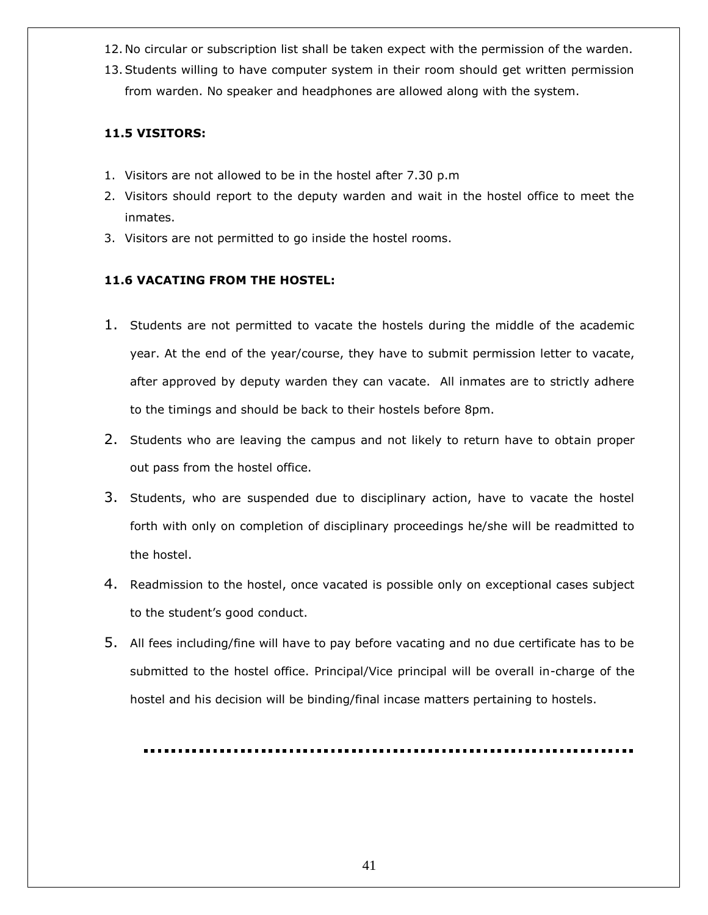12. No circular or subscription list shall be taken expect with the permission of the warden.
13. Students willing to have computer system in their room should get written permission from warden. No speaker and headphones are allowed along with the system.

### 11.5 VISITORS:

1. Visitors are not allowed to be in the hostel after 7.30 p.m
2. Visitors should report to the deputy warden and wait in the hostel office to meet the inmates.
3. Visitors are not permitted to go inside the hostel rooms.

### 11.6 VACATING FROM THE HOSTEL:

1. Students are not permitted to vacate the hostels during the middle of the academic year. At the end of the year/course, they have to submit permission letter to vacate, after approved by deputy warden they can vacate. All inmates are to strictly adhere to the timings and should be back to their hostels before 8pm.
2. Students who are leaving the campus and not likely to return have to obtain proper out pass from the hostel office.
3. Students, who are suspended due to disciplinary action, have to vacate the hostel forth with only on completion of disciplinary proceedings he/she will be readmitted to the hostel.
4. Readmission to the hostel, once vacated is possible only on exceptional cases subject to the student's good conduct.
5. All fees including/fine will have to pay before vacating and no due certificate has to be submitted to the hostel office. Principal/Vice principal will be overall in-charge of the hostel and his decision will be binding/final incase matters pertaining to hostels.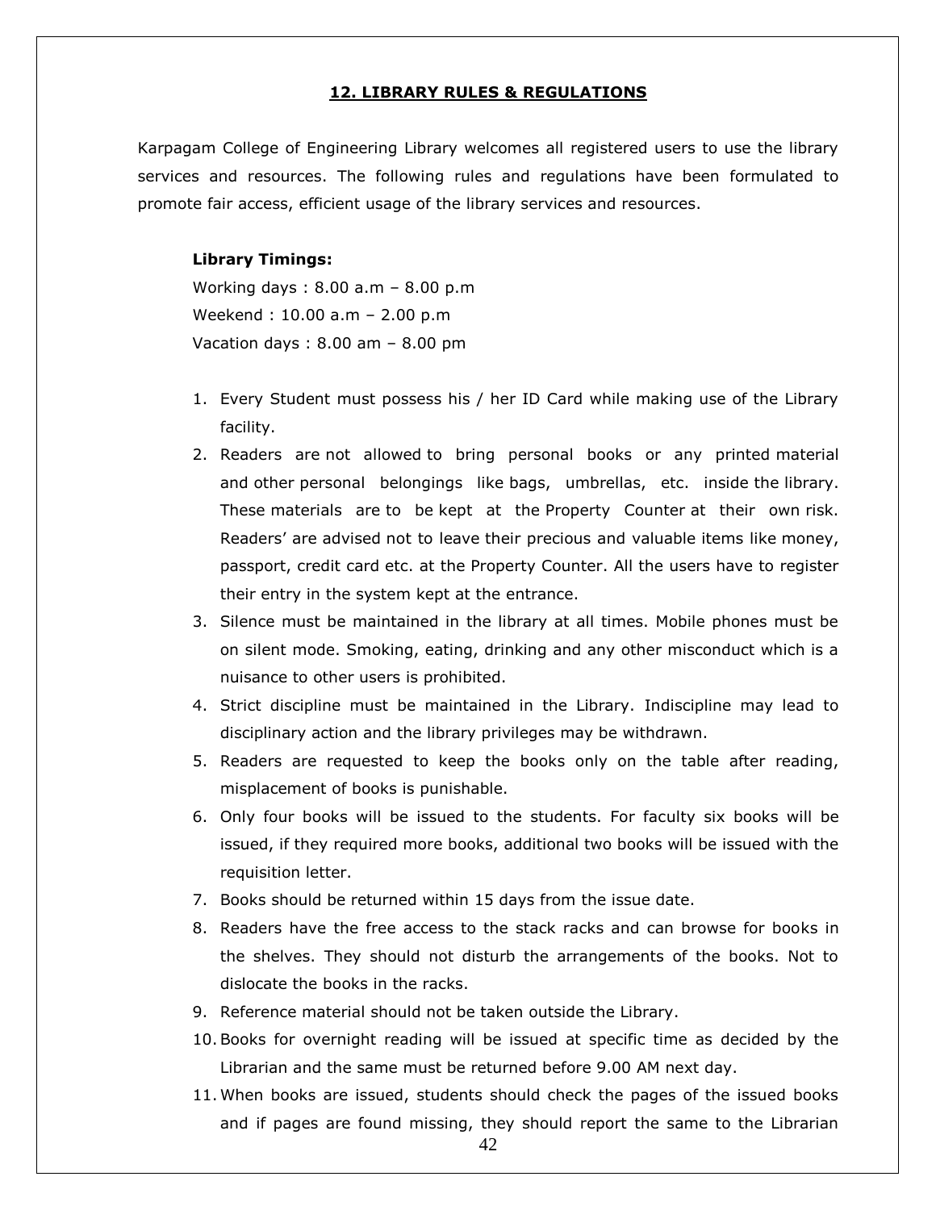## 12. LIBRARY RULES & REGULATIONS

Karpagam College of Engineering Library welcomes all registered users to use the library services and resources. The following rules and regulations have been formulated to promote fair access, efficient usage of the library services and resources.

**Library Timings:**

Working days : 8.00 a.m – 8.00 p.m
Weekend : 10.00 a.m – 2.00 p.m
Vacation days : 8.00 am – 8.00 pm

1. Every Student must possess his / her ID Card while making use of the Library facility.
2. Readers are not allowed to bring personal books or any printed material and other personal belongings like bags, umbrellas, etc. inside the library. These materials are to be kept at the Property Counter at their own risk. Readers' are advised not to leave their precious and valuable items like money, passport, credit card etc. at the Property Counter. All the users have to register their entry in the system kept at the entrance.
3. Silence must be maintained in the library at all times. Mobile phones must be on silent mode. Smoking, eating, drinking and any other misconduct which is a nuisance to other users is prohibited.
4. Strict discipline must be maintained in the Library. Indiscipline may lead to disciplinary action and the library privileges may be withdrawn.
5. Readers are requested to keep the books only on the table after reading, misplacement of books is punishable.
6. Only four books will be issued to the students. For faculty six books will be issued, if they required more books, additional two books will be issued with the requisition letter.
7. Books should be returned within 15 days from the issue date.
8. Readers have the free access to the stack racks and can browse for books in the shelves. They should not disturb the arrangements of the books. Not to dislocate the books in the racks.
9. Reference material should not be taken outside the Library.
10. Books for overnight reading will be issued at specific time as decided by the Librarian and the same must be returned before 9.00 AM next day.
11. When books are issued, students should check the pages of the issued books and if pages are found missing, they should report the same to the Librarian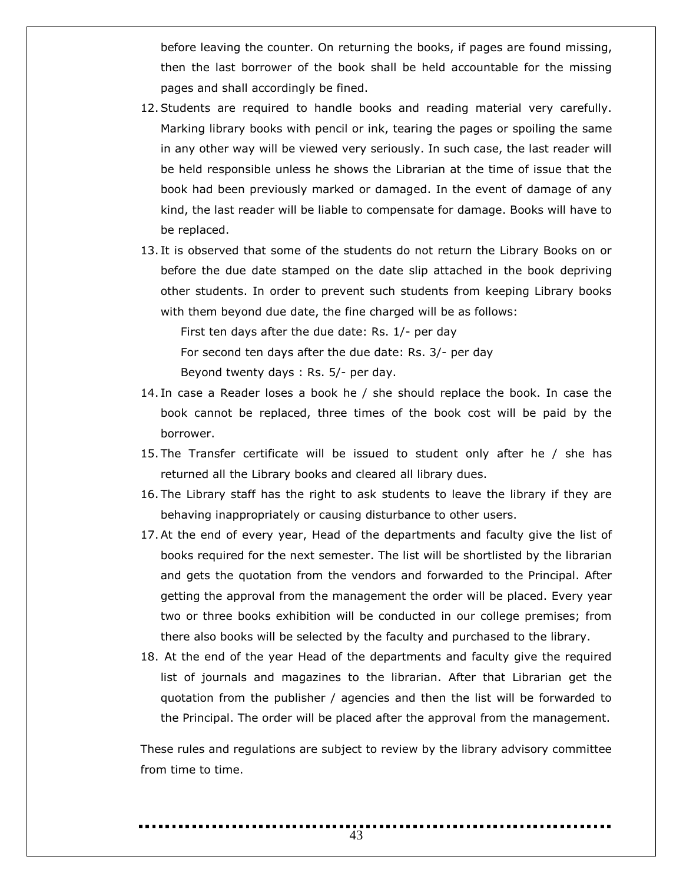before leaving the counter. On returning the books, if pages are found missing, then the last borrower of the book shall be held accountable for the missing pages and shall accordingly be fined.

12. Students are required to handle books and reading material very carefully. Marking library books with pencil or ink, tearing the pages or spoiling the same in any other way will be viewed very seriously. In such case, the last reader will be held responsible unless he shows the Librarian at the time of issue that the book had been previously marked or damaged. In the event of damage of any kind, the last reader will be liable to compensate for damage. Books will have to be replaced.
13. It is observed that some of the students do not return the Library Books on or before the due date stamped on the date slip attached in the book depriving other students. In order to prevent such students from keeping Library books with them beyond due date, the fine charged will be as follows:

    First ten days after the due date: Rs. 1/- per day

    For second ten days after the due date: Rs. 3/- per day

    Beyond twenty days : Rs. 5/- per day.
14. In case a Reader loses a book he / she should replace the book. In case the book cannot be replaced, three times of the book cost will be paid by the borrower.
15. The Transfer certificate will be issued to student only after he / she has returned all the Library books and cleared all library dues.
16. The Library staff has the right to ask students to leave the library if they are behaving inappropriately or causing disturbance to other users.
17. At the end of every year, Head of the departments and faculty give the list of books required for the next semester. The list will be shortlisted by the librarian and gets the quotation from the vendors and forwarded to the Principal. After getting the approval from the management the order will be placed. Every year two or three books exhibition will be conducted in our college premises; from there also books will be selected by the faculty and purchased to the library.
18. At the end of the year Head of the departments and faculty give the required list of journals and magazines to the librarian. After that Librarian get the quotation from the publisher / agencies and then the list will be forwarded to the Principal. The order will be placed after the approval from the management.

These rules and regulations are subject to review by the library advisory committee from time to time.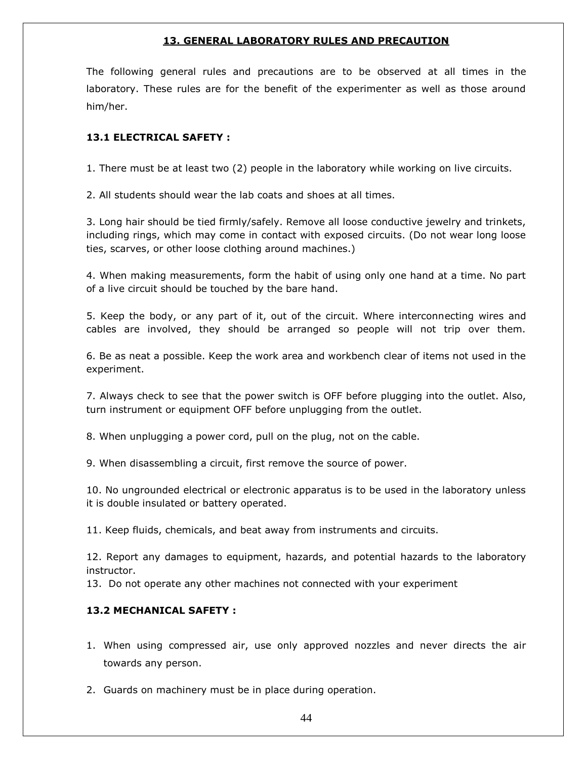## 13. GENERAL LABORATORY RULES AND PRECAUTION

The following general rules and precautions are to be observed at all times in the laboratory. These rules are for the benefit of the experimenter as well as those around him/her.

### 13.1 ELECTRICAL SAFETY :

1. There must be at least two (2) people in the laboratory while working on live circuits.

2. All students should wear the lab coats and shoes at all times.

3. Long hair should be tied firmly/safely. Remove all loose conductive jewelry and trinkets, including rings, which may come in contact with exposed circuits. (Do not wear long loose ties, scarves, or other loose clothing around machines.)

4. When making measurements, form the habit of using only one hand at a time. No part of a live circuit should be touched by the bare hand.

5. Keep the body, or any part of it, out of the circuit. Where interconnecting wires and cables are involved, they should be arranged so people will not trip over them.

6. Be as neat a possible. Keep the work area and workbench clear of items not used in the experiment.

7. Always check to see that the power switch is OFF before plugging into the outlet. Also, turn instrument or equipment OFF before unplugging from the outlet.

8. When unplugging a power cord, pull on the plug, not on the cable.

9. When disassembling a circuit, first remove the source of power.

10. No ungrounded electrical or electronic apparatus is to be used in the laboratory unless it is double insulated or battery operated.

11. Keep fluids, chemicals, and beat away from instruments and circuits.

12. Report any damages to equipment, hazards, and potential hazards to the laboratory instructor.

13. Do not operate any other machines not connected with your experiment

### 13.2 MECHANICAL SAFETY :

1. When using compressed air, use only approved nozzles and never directs the air towards any person.

2. Guards on machinery must be in place during operation.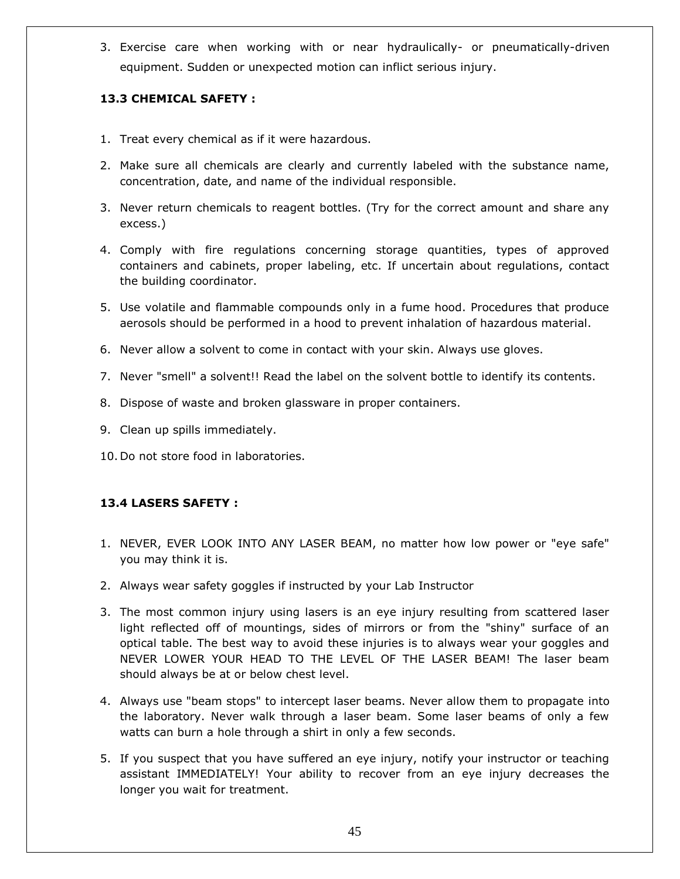3. Exercise care when working with or near hydraulically- or pneumatically-driven equipment. Sudden or unexpected motion can inflict serious injury.

### 13.3 CHEMICAL SAFETY :

1. Treat every chemical as if it were hazardous.
2. Make sure all chemicals are clearly and currently labeled with the substance name, concentration, date, and name of the individual responsible.
3. Never return chemicals to reagent bottles. (Try for the correct amount and share any excess.)
4. Comply with fire regulations concerning storage quantities, types of approved containers and cabinets, proper labeling, etc. If uncertain about regulations, contact the building coordinator.
5. Use volatile and flammable compounds only in a fume hood. Procedures that produce aerosols should be performed in a hood to prevent inhalation of hazardous material.
6. Never allow a solvent to come in contact with your skin. Always use gloves.
7. Never "smell" a solvent!! Read the label on the solvent bottle to identify its contents.
8. Dispose of waste and broken glassware in proper containers.
9. Clean up spills immediately.
10. Do not store food in laboratories.

### 13.4 LASERS SAFETY :

1. NEVER, EVER LOOK INTO ANY LASER BEAM, no matter how low power or "eye safe" you may think it is.
2. Always wear safety goggles if instructed by your Lab Instructor
3. The most common injury using lasers is an eye injury resulting from scattered laser light reflected off of mountings, sides of mirrors or from the "shiny" surface of an optical table. The best way to avoid these injuries is to always wear your goggles and NEVER LOWER YOUR HEAD TO THE LEVEL OF THE LASER BEAM! The laser beam should always be at or below chest level.
4. Always use "beam stops" to intercept laser beams. Never allow them to propagate into the laboratory. Never walk through a laser beam. Some laser beams of only a few watts can burn a hole through a shirt in only a few seconds.
5. If you suspect that you have suffered an eye injury, notify your instructor or teaching assistant IMMEDIATELY! Your ability to recover from an eye injury decreases the longer you wait for treatment.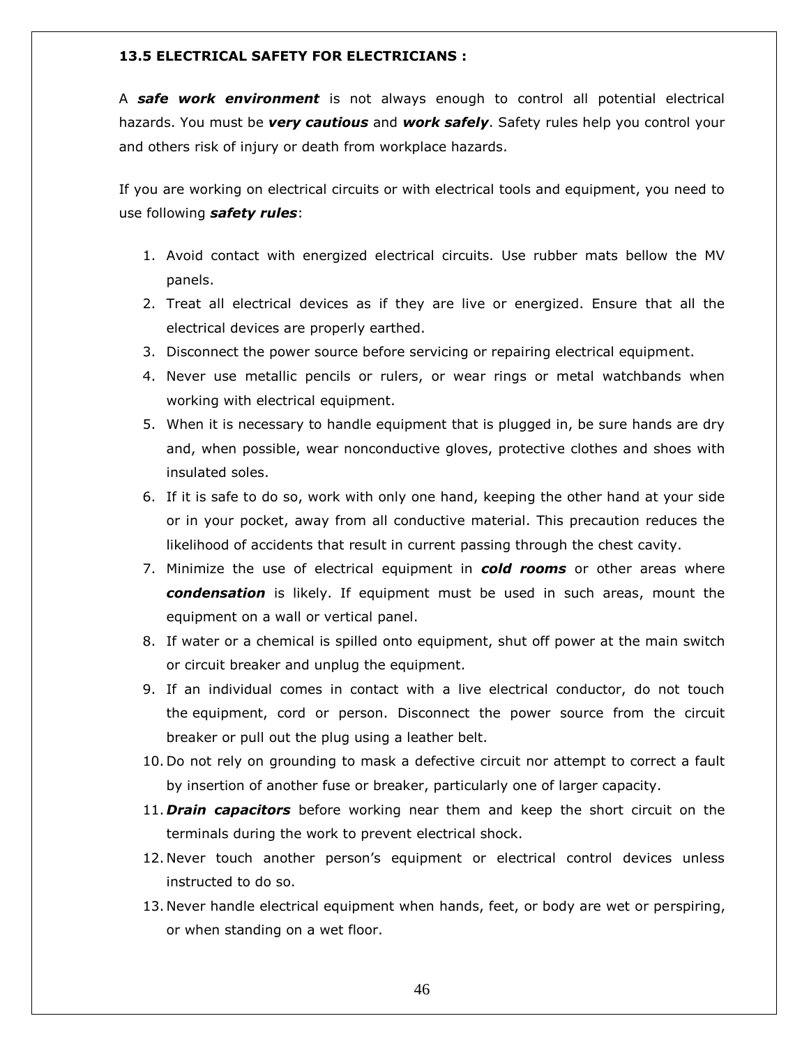### 13.5 ELECTRICAL SAFETY FOR ELECTRICIANS :

A ***safe work environment*** is not always enough to control all potential electrical hazards. You must be ***very cautious*** and ***work safely***. Safety rules help you control your and others risk of injury or death from workplace hazards.

If you are working on electrical circuits or with electrical tools and equipment, you need to use following ***safety rules***:

1. Avoid contact with energized electrical circuits. Use rubber mats bellow the MV panels.
2. Treat all electrical devices as if they are live or energized. Ensure that all the electrical devices are properly earthed.
3. Disconnect the power source before servicing or repairing electrical equipment.
4. Never use metallic pencils or rulers, or wear rings or metal watchbands when working with electrical equipment.
5. When it is necessary to handle equipment that is plugged in, be sure hands are dry and, when possible, wear nonconductive gloves, protective clothes and shoes with insulated soles.
6. If it is safe to do so, work with only one hand, keeping the other hand at your side or in your pocket, away from all conductive material. This precaution reduces the likelihood of accidents that result in current passing through the chest cavity.
7. Minimize the use of electrical equipment in ***cold rooms*** or other areas where ***condensation*** is likely. If equipment must be used in such areas, mount the equipment on a wall or vertical panel.
8. If water or a chemical is spilled onto equipment, shut off power at the main switch or circuit breaker and unplug the equipment.
9. If an individual comes in contact with a live electrical conductor, do not touch the equipment, cord or person. Disconnect the power source from the circuit breaker or pull out the plug using a leather belt.
10. Do not rely on grounding to mask a defective circuit nor attempt to correct a fault by insertion of another fuse or breaker, particularly one of larger capacity.
11. ***Drain capacitors*** before working near them and keep the short circuit on the terminals during the work to prevent electrical shock.
12. Never touch another person's equipment or electrical control devices unless instructed to do so.
13. Never handle electrical equipment when hands, feet, or body are wet or perspiring, or when standing on a wet floor.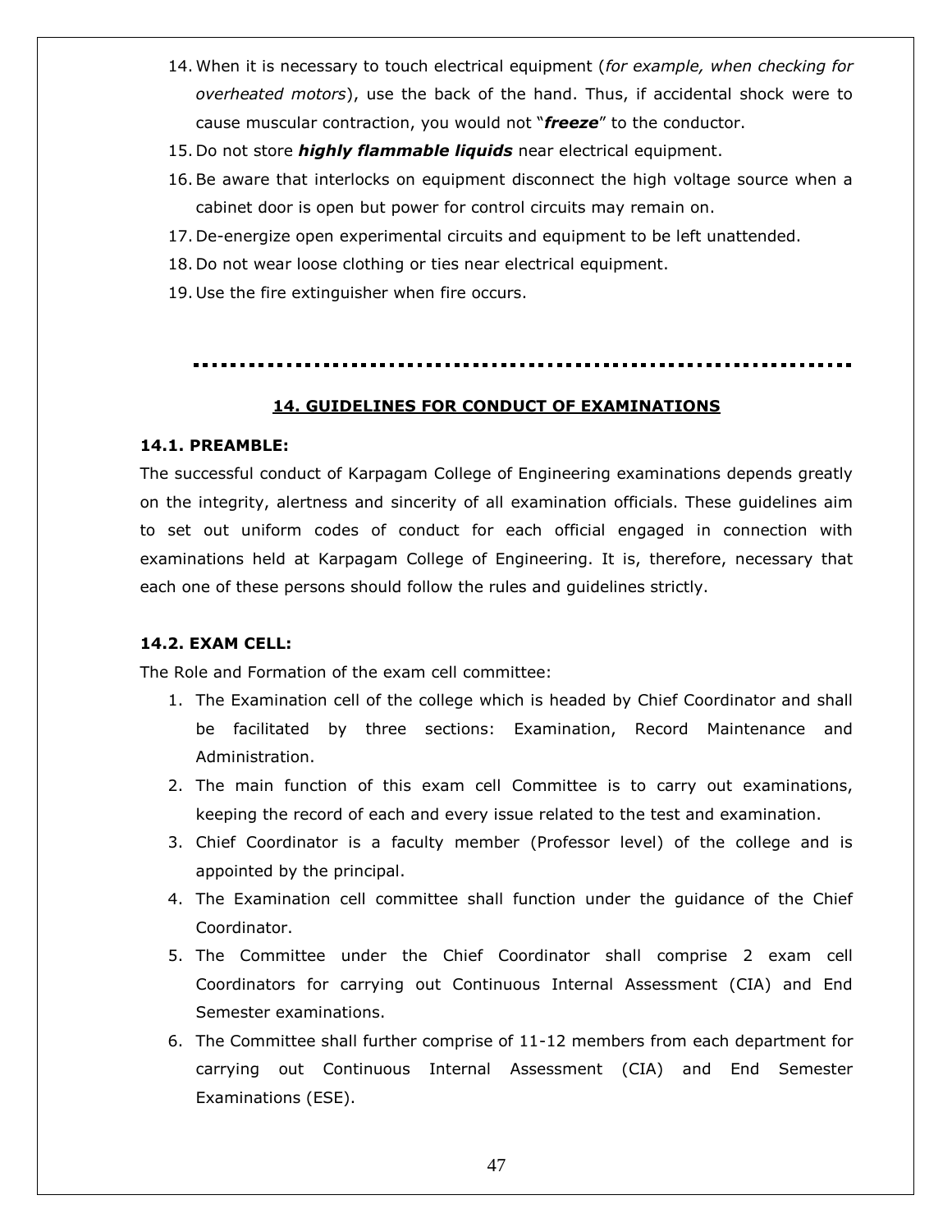14. When it is necessary to touch electrical equipment (*for example, when checking for overheated motors*), use the back of the hand. Thus, if accidental shock were to cause muscular contraction, you would not "***freeze***" to the conductor.
15. Do not store ***highly flammable liquids*** near electrical equipment.
16. Be aware that interlocks on equipment disconnect the high voltage source when a cabinet door is open but power for control circuits may remain on.
17. De-energize open experimental circuits and equipment to be left unattended.
18. Do not wear loose clothing or ties near electrical equipment.
19. Use the fire extinguisher when fire occurs.

---

## 14. GUIDELINES FOR CONDUCT OF EXAMINATIONS

### 14.1. PREAMBLE:

The successful conduct of Karpagam College of Engineering examinations depends greatly on the integrity, alertness and sincerity of all examination officials. These guidelines aim to set out uniform codes of conduct for each official engaged in connection with examinations held at Karpagam College of Engineering. It is, therefore, necessary that each one of these persons should follow the rules and guidelines strictly.

### 14.2. EXAM CELL:

The Role and Formation of the exam cell committee:

1. The Examination cell of the college which is headed by Chief Coordinator and shall be facilitated by three sections: Examination, Record Maintenance and Administration.
2. The main function of this exam cell Committee is to carry out examinations, keeping the record of each and every issue related to the test and examination.
3. Chief Coordinator is a faculty member (Professor level) of the college and is appointed by the principal.
4. The Examination cell committee shall function under the guidance of the Chief Coordinator.
5. The Committee under the Chief Coordinator shall comprise 2 exam cell Coordinators for carrying out Continuous Internal Assessment (CIA) and End Semester examinations.
6. The Committee shall further comprise of 11-12 members from each department for carrying out Continuous Internal Assessment (CIA) and End Semester Examinations (ESE).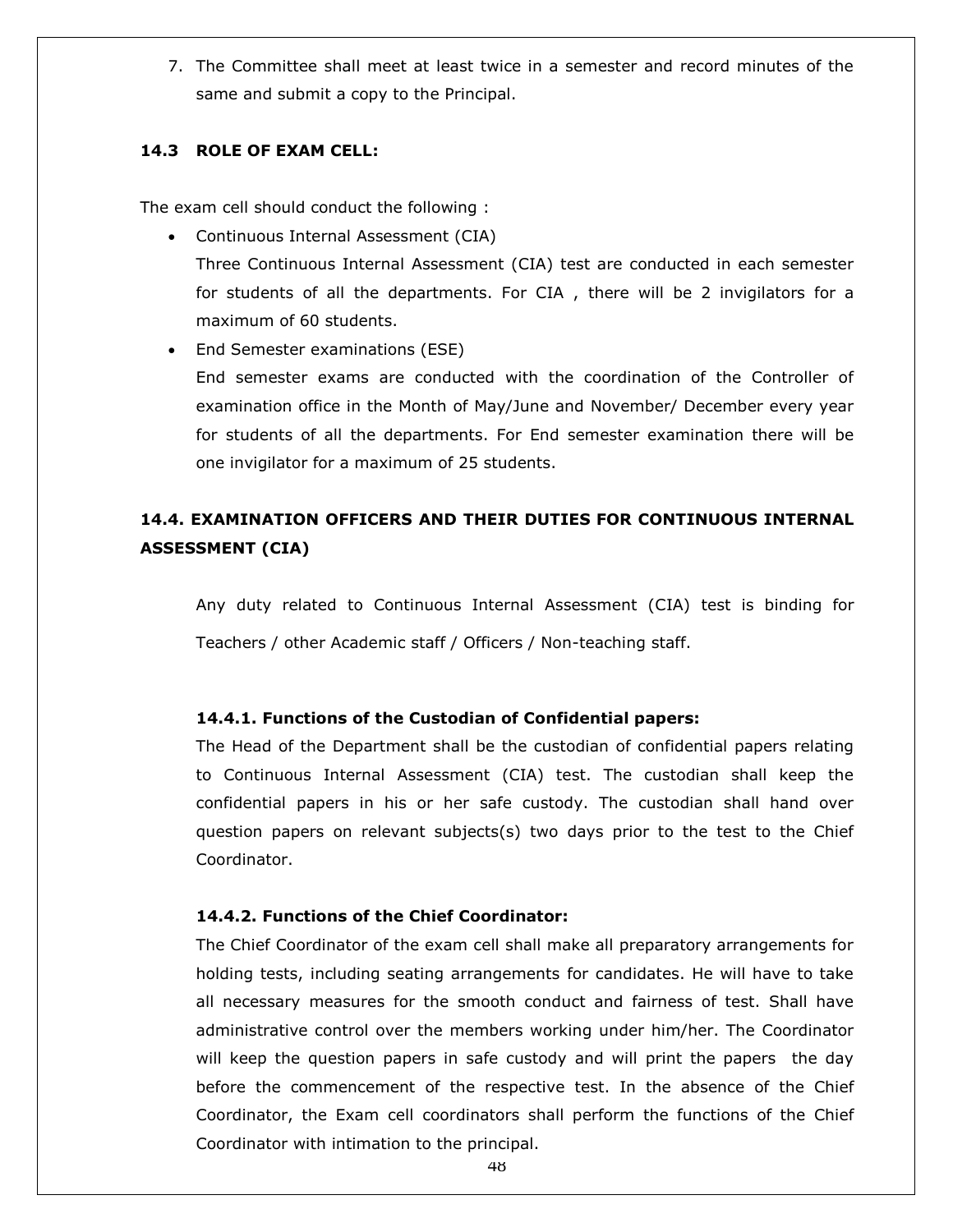7. The Committee shall meet at least twice in a semester and record minutes of the same and submit a copy to the Principal.

### 14.3 ROLE OF EXAM CELL:

The exam cell should conduct the following :

- Continuous Internal Assessment (CIA)
  Three Continuous Internal Assessment (CIA) test are conducted in each semester for students of all the departments. For CIA , there will be 2 invigilators for a maximum of 60 students.
- End Semester examinations (ESE)
  End semester exams are conducted with the coordination of the Controller of examination office in the Month of May/June and November/ December every year for students of all the departments. For End semester examination there will be one invigilator for a maximum of 25 students.

### 14.4. EXAMINATION OFFICERS AND THEIR DUTIES FOR CONTINUOUS INTERNAL ASSESSMENT (CIA)

Any duty related to Continuous Internal Assessment (CIA) test is binding for Teachers / other Academic staff / Officers / Non-teaching staff.

#### 14.4.1. Functions of the Custodian of Confidential papers:

The Head of the Department shall be the custodian of confidential papers relating to Continuous Internal Assessment (CIA) test. The custodian shall keep the confidential papers in his or her safe custody. The custodian shall hand over question papers on relevant subjects(s) two days prior to the test to the Chief Coordinator.

#### 14.4.2. Functions of the Chief Coordinator:

The Chief Coordinator of the exam cell shall make all preparatory arrangements for holding tests, including seating arrangements for candidates. He will have to take all necessary measures for the smooth conduct and fairness of test. Shall have administrative control over the members working under him/her. The Coordinator will keep the question papers in safe custody and will print the papers the day before the commencement of the respective test. In the absence of the Chief Coordinator, the Exam cell coordinators shall perform the functions of the Chief Coordinator with intimation to the principal.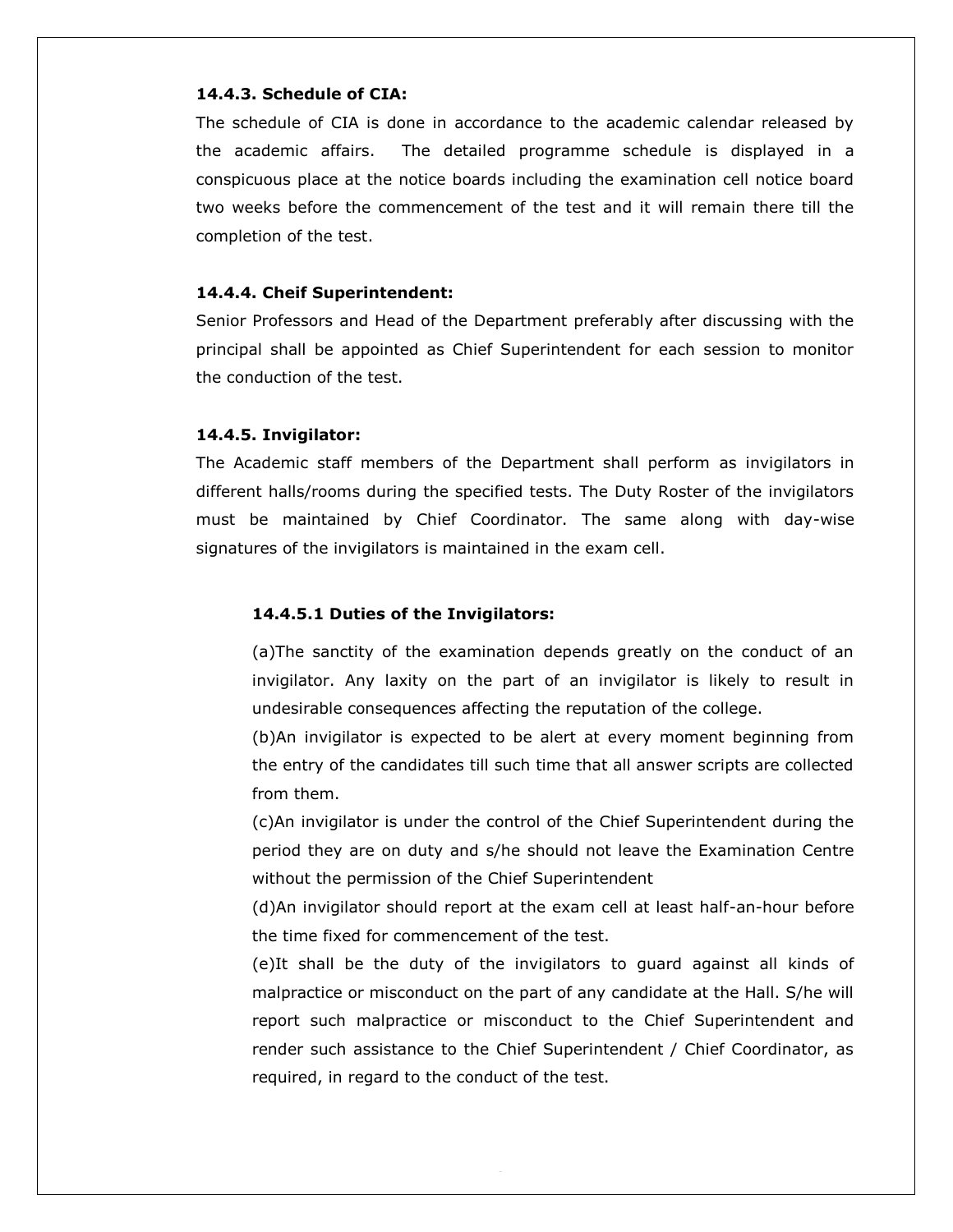**14.4.3. Schedule of CIA:**

The schedule of CIA is done in accordance to the academic calendar released by the academic affairs. The detailed programme schedule is displayed in a conspicuous place at the notice boards including the examination cell notice board two weeks before the commencement of the test and it will remain there till the completion of the test.

**14.4.4. Cheif Superintendent:**

Senior Professors and Head of the Department preferably after discussing with the principal shall be appointed as Chief Superintendent for each session to monitor the conduction of the test.

**14.4.5. Invigilator:**

The Academic staff members of the Department shall perform as invigilators in different halls/rooms during the specified tests. The Duty Roster of the invigilators must be maintained by Chief Coordinator. The same along with day-wise signatures of the invigilators is maintained in the exam cell.

**14.4.5.1 Duties of the Invigilators:**

(a)The sanctity of the examination depends greatly on the conduct of an invigilator. Any laxity on the part of an invigilator is likely to result in undesirable consequences affecting the reputation of the college.

(b)An invigilator is expected to be alert at every moment beginning from the entry of the candidates till such time that all answer scripts are collected from them.

(c)An invigilator is under the control of the Chief Superintendent during the period they are on duty and s/he should not leave the Examination Centre without the permission of the Chief Superintendent

(d)An invigilator should report at the exam cell at least half-an-hour before the time fixed for commencement of the test.

(e)It shall be the duty of the invigilators to guard against all kinds of malpractice or misconduct on the part of any candidate at the Hall. S/he will report such malpractice or misconduct to the Chief Superintendent and render such assistance to the Chief Superintendent / Chief Coordinator, as required, in regard to the conduct of the test.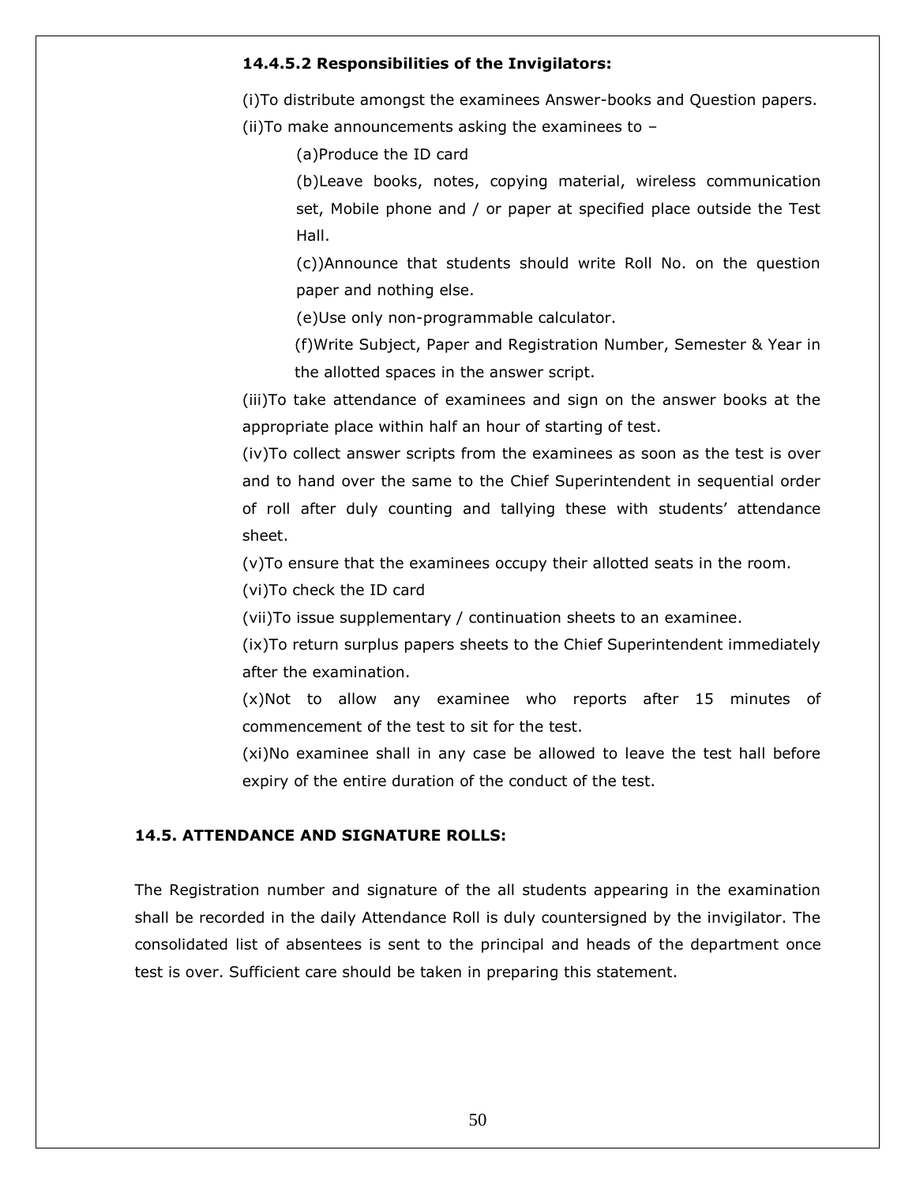**14.4.5.2 Responsibilities of the Invigilators:**

(i)To distribute amongst the examinees Answer-books and Question papers.

(ii)To make announcements asking the examinees to –

(a)Produce the ID card

(b)Leave books, notes, copying material, wireless communication set, Mobile phone and / or paper at specified place outside the Test Hall.

(c))Announce that students should write Roll No. on the question paper and nothing else.

(e)Use only non-programmable calculator.

(f)Write Subject, Paper and Registration Number, Semester & Year in the allotted spaces in the answer script.

(iii)To take attendance of examinees and sign on the answer books at the appropriate place within half an hour of starting of test.

(iv)To collect answer scripts from the examinees as soon as the test is over and to hand over the same to the Chief Superintendent in sequential order of roll after duly counting and tallying these with students' attendance sheet.

(v)To ensure that the examinees occupy their allotted seats in the room.

(vi)To check the ID card

(vii)To issue supplementary / continuation sheets to an examinee.

(ix)To return surplus papers sheets to the Chief Superintendent immediately after the examination.

(x)Not to allow any examinee who reports after 15 minutes of commencement of the test to sit for the test.

(xi)No examinee shall in any case be allowed to leave the test hall before expiry of the entire duration of the conduct of the test.

**14.5. ATTENDANCE AND SIGNATURE ROLLS:**

The Registration number and signature of the all students appearing in the examination shall be recorded in the daily Attendance Roll is duly countersigned by the invigilator. The consolidated list of absentees is sent to the principal and heads of the department once test is over. Sufficient care should be taken in preparing this statement.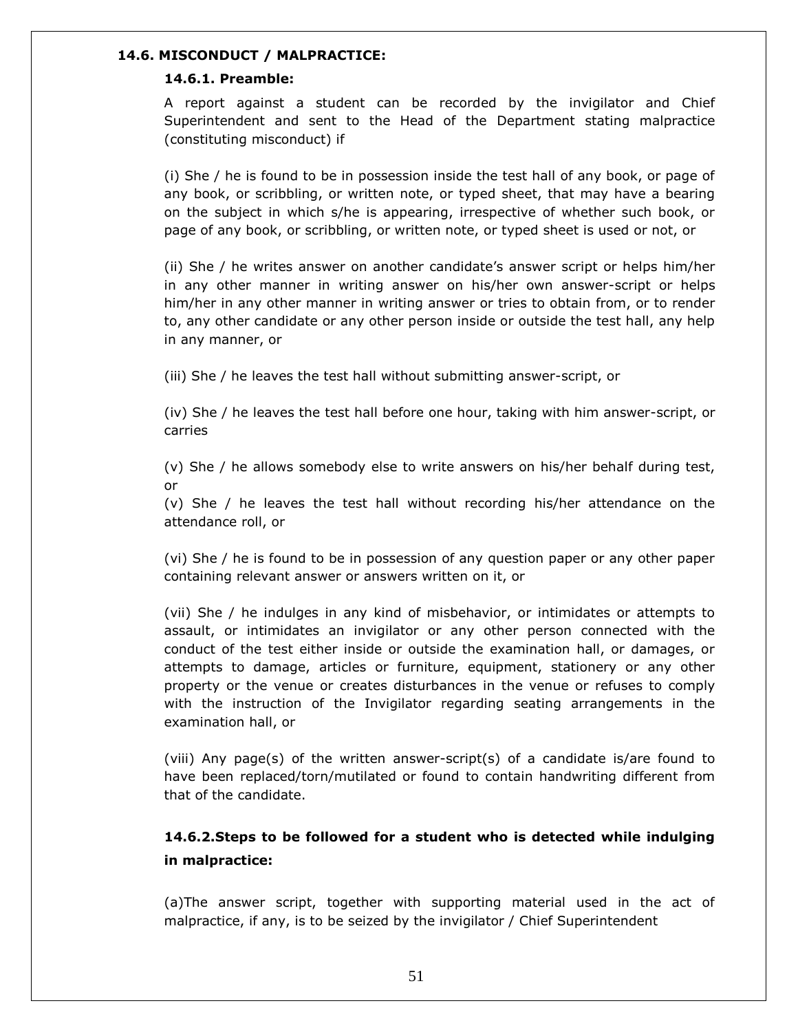### 14.6. MISCONDUCT / MALPRACTICE:

#### 14.6.1. Preamble:

A report against a student can be recorded by the invigilator and Chief Superintendent and sent to the Head of the Department stating malpractice (constituting misconduct) if

(i) She / he is found to be in possession inside the test hall of any book, or page of any book, or scribbling, or written note, or typed sheet, that may have a bearing on the subject in which s/he is appearing, irrespective of whether such book, or page of any book, or scribbling, or written note, or typed sheet is used or not, or

(ii) She / he writes answer on another candidate's answer script or helps him/her in any other manner in writing answer on his/her own answer-script or helps him/her in any other manner in writing answer or tries to obtain from, or to render to, any other candidate or any other person inside or outside the test hall, any help in any manner, or

(iii) She / he leaves the test hall without submitting answer-script, or

(iv) She / he leaves the test hall before one hour, taking with him answer-script, or carries

(v) She / he allows somebody else to write answers on his/her behalf during test, or

(v) She / he leaves the test hall without recording his/her attendance on the attendance roll, or

(vi) She / he is found to be in possession of any question paper or any other paper containing relevant answer or answers written on it, or

(vii) She / he indulges in any kind of misbehavior, or intimidates or attempts to assault, or intimidates an invigilator or any other person connected with the conduct of the test either inside or outside the examination hall, or damages, or attempts to damage, articles or furniture, equipment, stationery or any other property or the venue or creates disturbances in the venue or refuses to comply with the instruction of the Invigilator regarding seating arrangements in the examination hall, or

(viii) Any page(s) of the written answer-script(s) of a candidate is/are found to have been replaced/torn/mutilated or found to contain handwriting different from that of the candidate.

#### 14.6.2.Steps to be followed for a student who is detected while indulging in malpractice:

(a)The answer script, together with supporting material used in the act of malpractice, if any, is to be seized by the invigilator / Chief Superintendent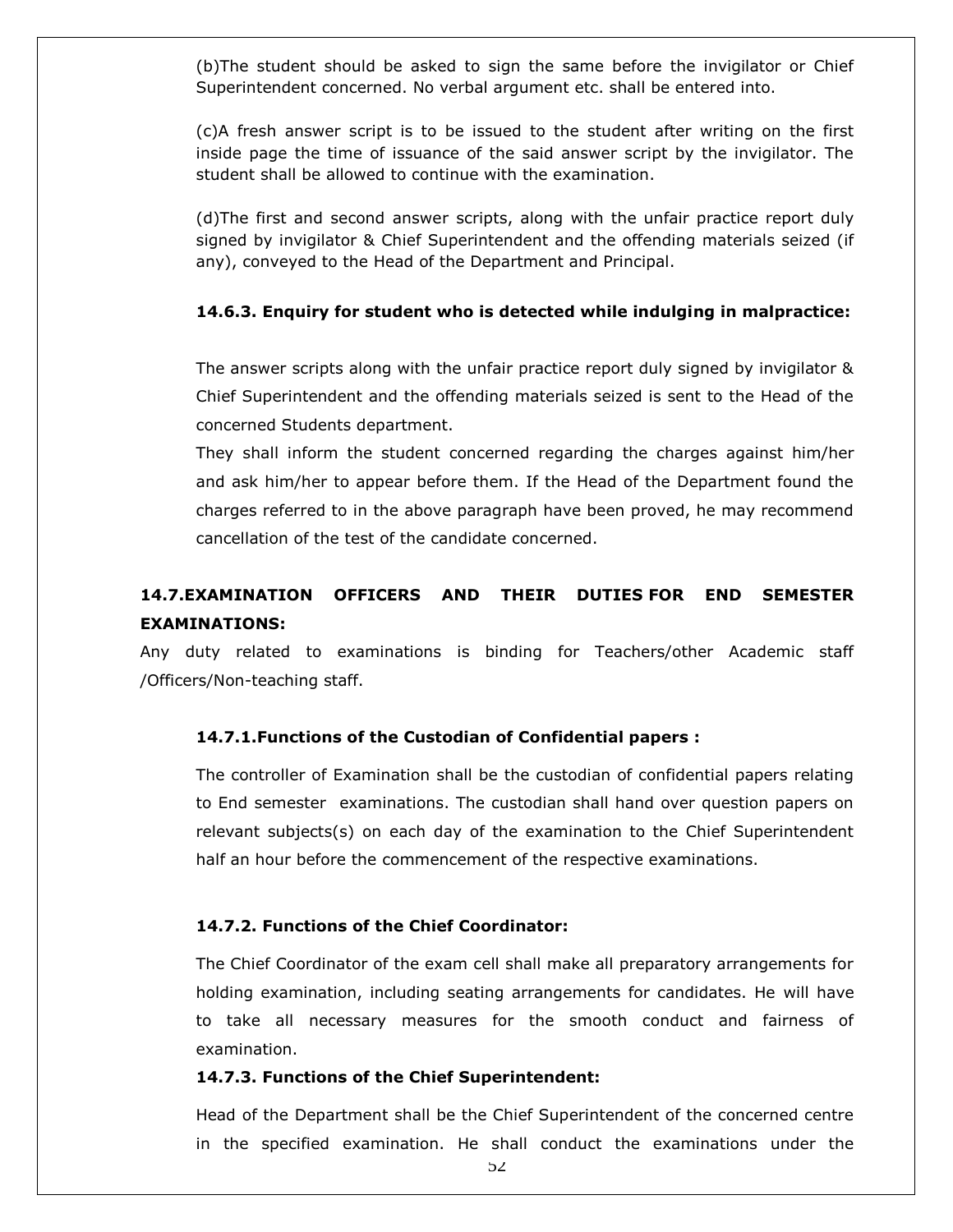(b)The student should be asked to sign the same before the invigilator or Chief Superintendent concerned. No verbal argument etc. shall be entered into.

(c)A fresh answer script is to be issued to the student after writing on the first inside page the time of issuance of the said answer script by the invigilator. The student shall be allowed to continue with the examination.

(d)The first and second answer scripts, along with the unfair practice report duly signed by invigilator & Chief Superintendent and the offending materials seized (if any), conveyed to the Head of the Department and Principal.

### 14.6.3. Enquiry for student who is detected while indulging in malpractice:

The answer scripts along with the unfair practice report duly signed by invigilator & Chief Superintendent and the offending materials seized is sent to the Head of the concerned Students department.

They shall inform the student concerned regarding the charges against him/her and ask him/her to appear before them. If the Head of the Department found the charges referred to in the above paragraph have been proved, he may recommend cancellation of the test of the candidate concerned.

## 14.7.EXAMINATION OFFICERS AND THEIR DUTIES FOR END SEMESTER EXAMINATIONS:

Any duty related to examinations is binding for Teachers/other Academic staff /Officers/Non-teaching staff.

### 14.7.1.Functions of the Custodian of Confidential papers :

The controller of Examination shall be the custodian of confidential papers relating to End semester examinations. The custodian shall hand over question papers on relevant subjects(s) on each day of the examination to the Chief Superintendent half an hour before the commencement of the respective examinations.

### 14.7.2. Functions of the Chief Coordinator:

The Chief Coordinator of the exam cell shall make all preparatory arrangements for holding examination, including seating arrangements for candidates. He will have to take all necessary measures for the smooth conduct and fairness of examination.

### 14.7.3. Functions of the Chief Superintendent:

Head of the Department shall be the Chief Superintendent of the concerned centre in the specified examination. He shall conduct the examinations under the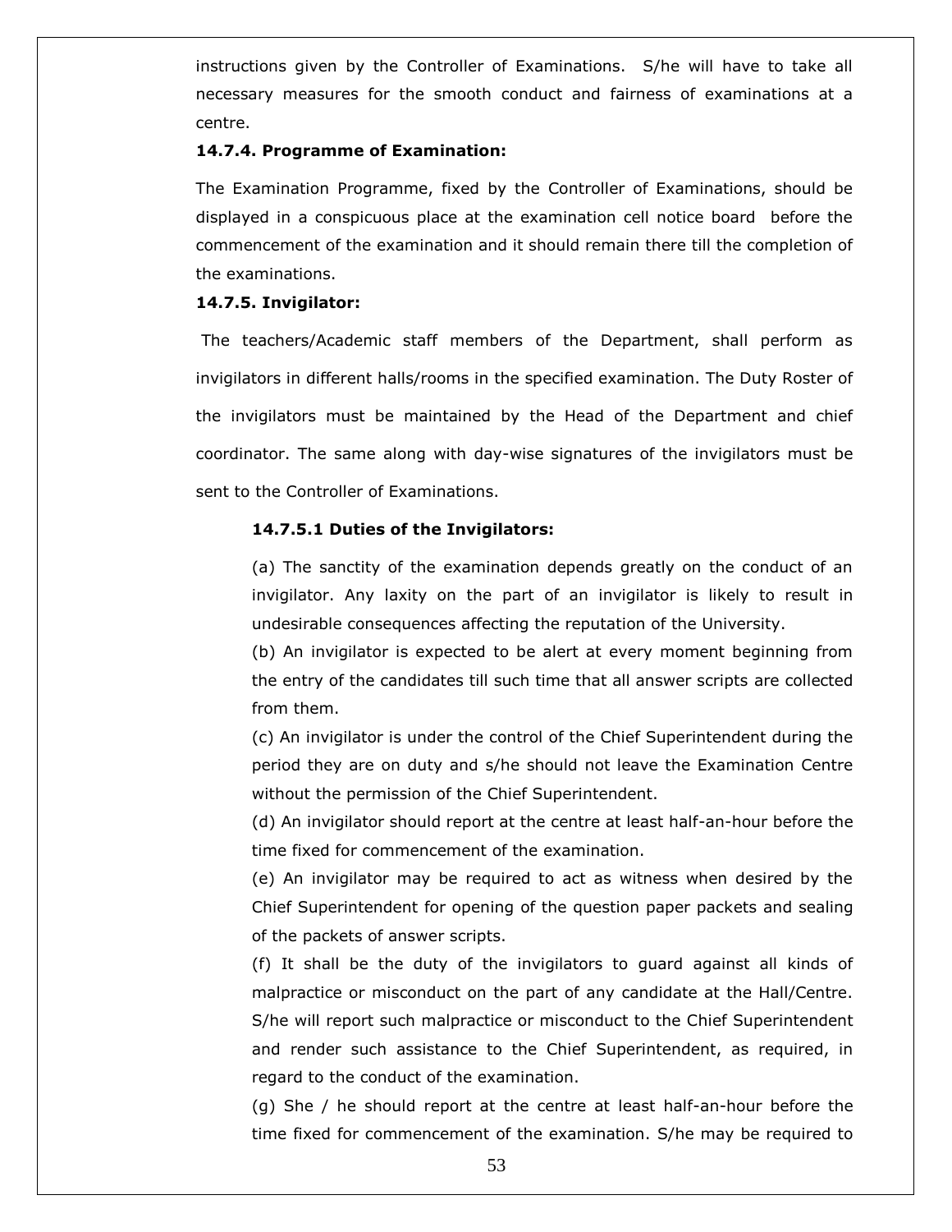instructions given by the Controller of Examinations. S/he will have to take all necessary measures for the smooth conduct and fairness of examinations at a centre.

**14.7.4. Programme of Examination:**

The Examination Programme, fixed by the Controller of Examinations, should be displayed in a conspicuous place at the examination cell notice board before the commencement of the examination and it should remain there till the completion of the examinations.

**14.7.5. Invigilator:**

The teachers/Academic staff members of the Department, shall perform as invigilators in different halls/rooms in the specified examination. The Duty Roster of the invigilators must be maintained by the Head of the Department and chief coordinator. The same along with day-wise signatures of the invigilators must be sent to the Controller of Examinations.

**14.7.5.1 Duties of the Invigilators:**

(a) The sanctity of the examination depends greatly on the conduct of an invigilator. Any laxity on the part of an invigilator is likely to result in undesirable consequences affecting the reputation of the University.

(b) An invigilator is expected to be alert at every moment beginning from the entry of the candidates till such time that all answer scripts are collected from them.

(c) An invigilator is under the control of the Chief Superintendent during the period they are on duty and s/he should not leave the Examination Centre without the permission of the Chief Superintendent.

(d) An invigilator should report at the centre at least half-an-hour before the time fixed for commencement of the examination.

(e) An invigilator may be required to act as witness when desired by the Chief Superintendent for opening of the question paper packets and sealing of the packets of answer scripts.

(f) It shall be the duty of the invigilators to guard against all kinds of malpractice or misconduct on the part of any candidate at the Hall/Centre. S/he will report such malpractice or misconduct to the Chief Superintendent and render such assistance to the Chief Superintendent, as required, in regard to the conduct of the examination.

(g) She / he should report at the centre at least half-an-hour before the time fixed for commencement of the examination. S/he may be required to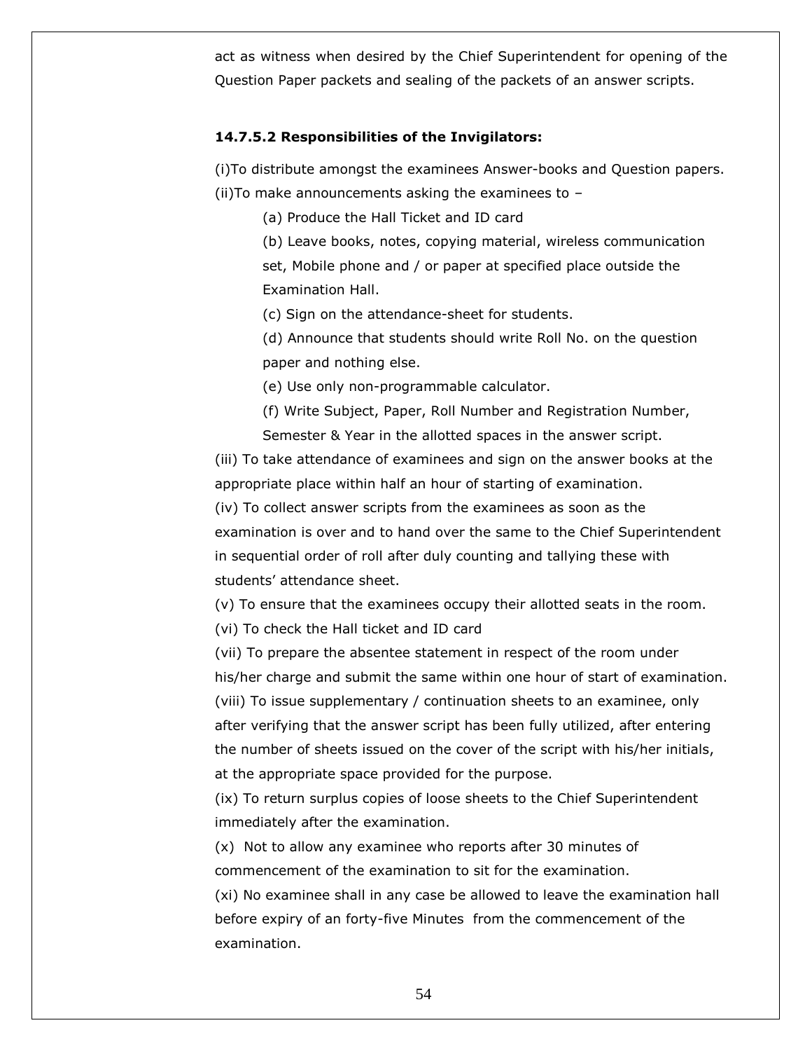act as witness when desired by the Chief Superintendent for opening of the Question Paper packets and sealing of the packets of an answer scripts.

**14.7.5.2 Responsibilities of the Invigilators:**

(i)To distribute amongst the examinees Answer-books and Question papers.

(ii)To make announcements asking the examinees to –

(a) Produce the Hall Ticket and ID card

(b) Leave books, notes, copying material, wireless communication set, Mobile phone and / or paper at specified place outside the Examination Hall.

(c) Sign on the attendance-sheet for students.

(d) Announce that students should write Roll No. on the question paper and nothing else.

(e) Use only non-programmable calculator.

(f) Write Subject, Paper, Roll Number and Registration Number, Semester & Year in the allotted spaces in the answer script.

(iii) To take attendance of examinees and sign on the answer books at the appropriate place within half an hour of starting of examination.

(iv) To collect answer scripts from the examinees as soon as the examination is over and to hand over the same to the Chief Superintendent in sequential order of roll after duly counting and tallying these with students' attendance sheet.

(v) To ensure that the examinees occupy their allotted seats in the room.

(vi) To check the Hall ticket and ID card

(vii) To prepare the absentee statement in respect of the room under his/her charge and submit the same within one hour of start of examination.

(viii) To issue supplementary / continuation sheets to an examinee, only after verifying that the answer script has been fully utilized, after entering the number of sheets issued on the cover of the script with his/her initials, at the appropriate space provided for the purpose.

(ix) To return surplus copies of loose sheets to the Chief Superintendent immediately after the examination.

(x) Not to allow any examinee who reports after 30 minutes of commencement of the examination to sit for the examination.

(xi) No examinee shall in any case be allowed to leave the examination hall before expiry of an forty-five Minutes from the commencement of the examination.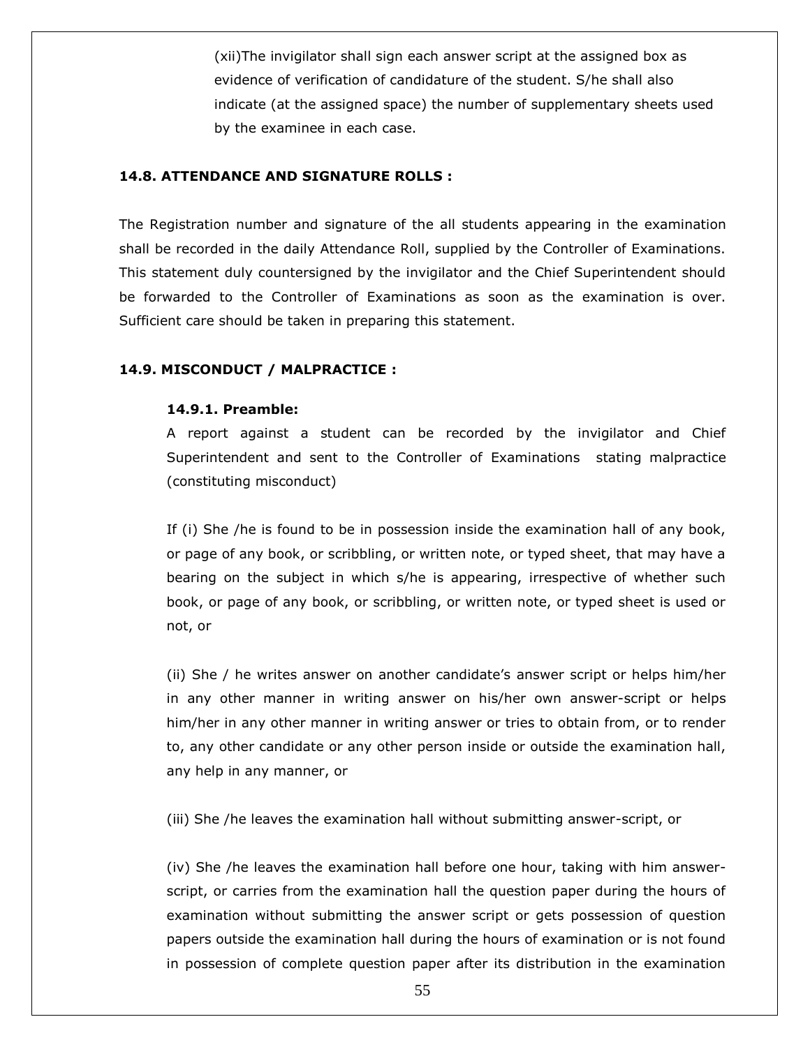(xii)The invigilator shall sign each answer script at the assigned box as evidence of verification of candidature of the student. S/he shall also indicate (at the assigned space) the number of supplementary sheets used by the examinee in each case.

### 14.8. ATTENDANCE AND SIGNATURE ROLLS :

The Registration number and signature of the all students appearing in the examination shall be recorded in the daily Attendance Roll, supplied by the Controller of Examinations. This statement duly countersigned by the invigilator and the Chief Superintendent should be forwarded to the Controller of Examinations as soon as the examination is over. Sufficient care should be taken in preparing this statement.

### 14.9. MISCONDUCT / MALPRACTICE :

#### 14.9.1. Preamble:

A report against a student can be recorded by the invigilator and Chief Superintendent and sent to the Controller of Examinations stating malpractice (constituting misconduct)

If (i) She /he is found to be in possession inside the examination hall of any book, or page of any book, or scribbling, or written note, or typed sheet, that may have a bearing on the subject in which s/he is appearing, irrespective of whether such book, or page of any book, or scribbling, or written note, or typed sheet is used or not, or

(ii) She / he writes answer on another candidate's answer script or helps him/her in any other manner in writing answer on his/her own answer-script or helps him/her in any other manner in writing answer or tries to obtain from, or to render to, any other candidate or any other person inside or outside the examination hall, any help in any manner, or

(iii) She /he leaves the examination hall without submitting answer-script, or

(iv) She /he leaves the examination hall before one hour, taking with him answer-script, or carries from the examination hall the question paper during the hours of examination without submitting the answer script or gets possession of question papers outside the examination hall during the hours of examination or is not found in possession of complete question paper after its distribution in the examination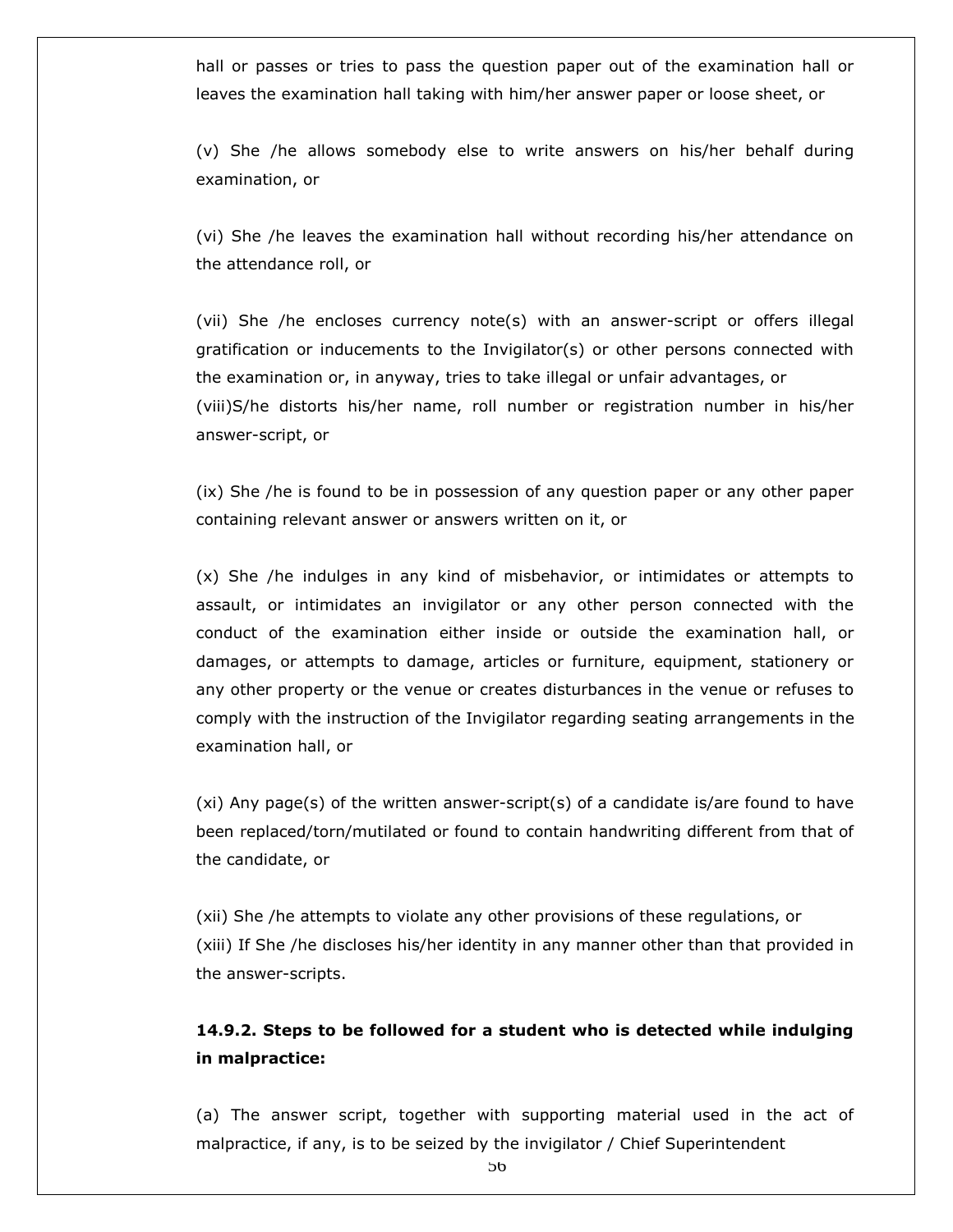hall or passes or tries to pass the question paper out of the examination hall or leaves the examination hall taking with him/her answer paper or loose sheet, or

(v) She /he allows somebody else to write answers on his/her behalf during examination, or

(vi) She /he leaves the examination hall without recording his/her attendance on the attendance roll, or

(vii) She /he encloses currency note(s) with an answer-script or offers illegal gratification or inducements to the Invigilator(s) or other persons connected with the examination or, in anyway, tries to take illegal or unfair advantages, or
(viii)S/he distorts his/her name, roll number or registration number in his/her answer-script, or

(ix) She /he is found to be in possession of any question paper or any other paper containing relevant answer or answers written on it, or

(x) She /he indulges in any kind of misbehavior, or intimidates or attempts to assault, or intimidates an invigilator or any other person connected with the conduct of the examination either inside or outside the examination hall, or damages, or attempts to damage, articles or furniture, equipment, stationery or any other property or the venue or creates disturbances in the venue or refuses to comply with the instruction of the Invigilator regarding seating arrangements in the examination hall, or

(xi) Any page(s) of the written answer-script(s) of a candidate is/are found to have been replaced/torn/mutilated or found to contain handwriting different from that of the candidate, or

(xii) She /he attempts to violate any other provisions of these regulations, or
(xiii) If She /he discloses his/her identity in any manner other than that provided in the answer-scripts.

**14.9.2. Steps to be followed for a student who is detected while indulging in malpractice:**

(a) The answer script, together with supporting material used in the act of malpractice, if any, is to be seized by the invigilator / Chief Superintendent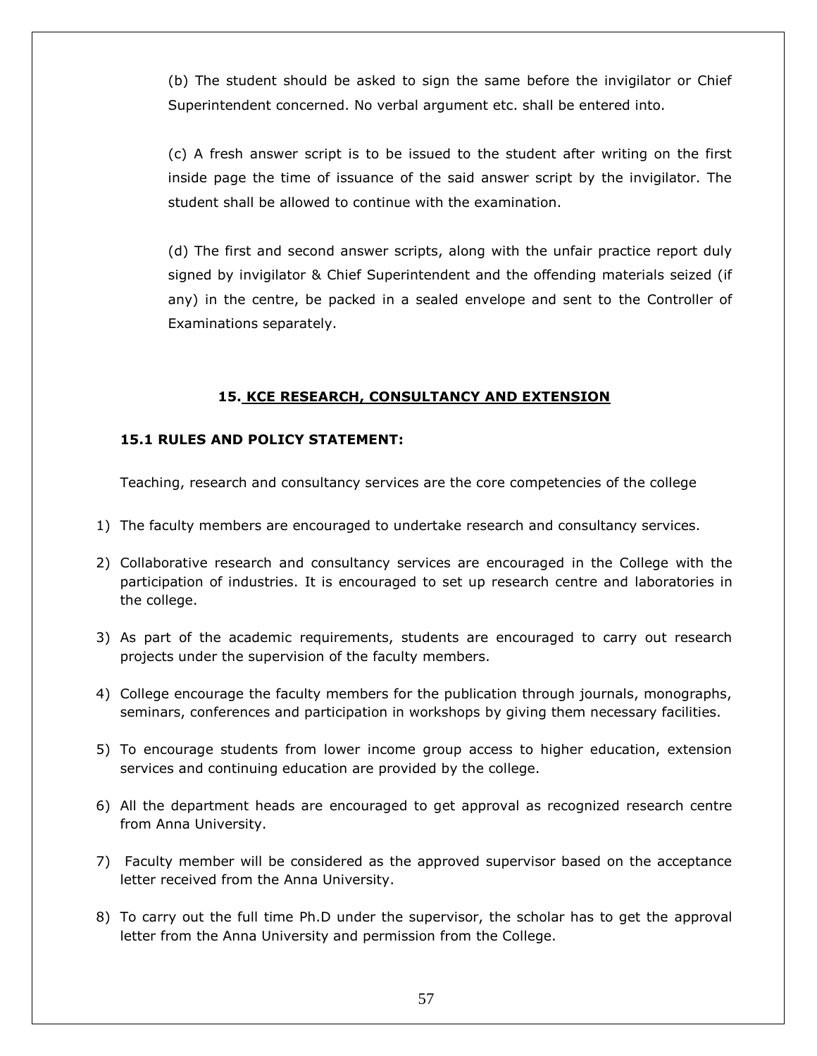(b) The student should be asked to sign the same before the invigilator or Chief Superintendent concerned. No verbal argument etc. shall be entered into.

(c) A fresh answer script is to be issued to the student after writing on the first inside page the time of issuance of the said answer script by the invigilator. The student shall be allowed to continue with the examination.

(d) The first and second answer scripts, along with the unfair practice report duly signed by invigilator & Chief Superintendent and the offending materials seized (if any) in the centre, be packed in a sealed envelope and sent to the Controller of Examinations separately.

## 15. KCE RESEARCH, CONSULTANCY AND EXTENSION

### 15.1 RULES AND POLICY STATEMENT:

Teaching, research and consultancy services are the core competencies of the college

1) The faculty members are encouraged to undertake research and consultancy services.
2) Collaborative research and consultancy services are encouraged in the College with the participation of industries. It is encouraged to set up research centre and laboratories in the college.
3) As part of the academic requirements, students are encouraged to carry out research projects under the supervision of the faculty members.
4) College encourage the faculty members for the publication through journals, monographs, seminars, conferences and participation in workshops by giving them necessary facilities.
5) To encourage students from lower income group access to higher education, extension services and continuing education are provided by the college.
6) All the department heads are encouraged to get approval as recognized research centre from Anna University.
7) Faculty member will be considered as the approved supervisor based on the acceptance letter received from the Anna University.
8) To carry out the full time Ph.D under the supervisor, the scholar has to get the approval letter from the Anna University and permission from the College.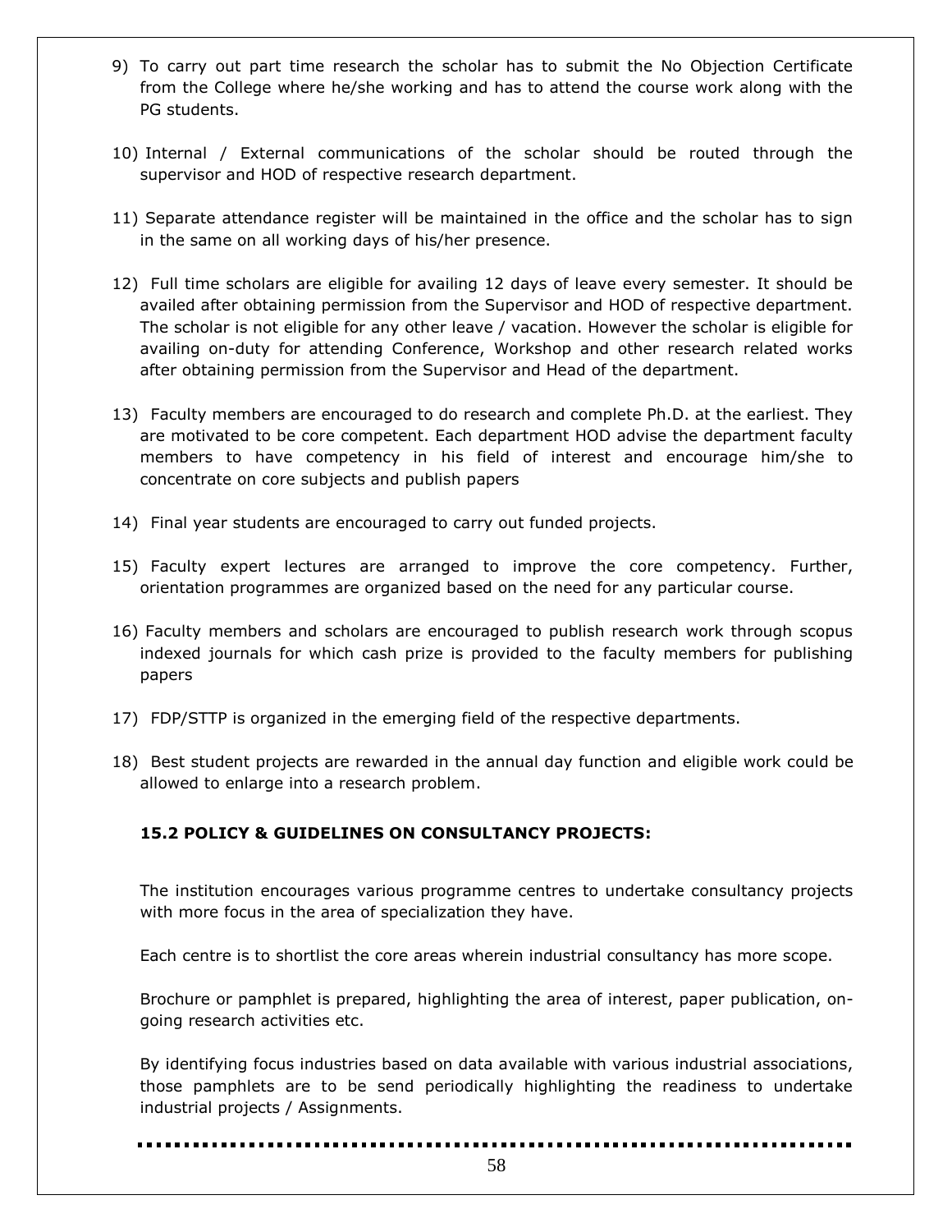9) To carry out part time research the scholar has to submit the No Objection Certificate from the College where he/she working and has to attend the course work along with the PG students.

10) Internal / External communications of the scholar should be routed through the supervisor and HOD of respective research department.

11) Separate attendance register will be maintained in the office and the scholar has to sign in the same on all working days of his/her presence.

12) Full time scholars are eligible for availing 12 days of leave every semester. It should be availed after obtaining permission from the Supervisor and HOD of respective department. The scholar is not eligible for any other leave / vacation. However the scholar is eligible for availing on-duty for attending Conference, Workshop and other research related works after obtaining permission from the Supervisor and Head of the department.

13) Faculty members are encouraged to do research and complete Ph.D. at the earliest. They are motivated to be core competent. Each department HOD advise the department faculty members to have competency in his field of interest and encourage him/she to concentrate on core subjects and publish papers

14) Final year students are encouraged to carry out funded projects.

15) Faculty expert lectures are arranged to improve the core competency. Further, orientation programmes are organized based on the need for any particular course.

16) Faculty members and scholars are encouraged to publish research work through scopus indexed journals for which cash prize is provided to the faculty members for publishing papers

17) FDP/STTP is organized in the emerging field of the respective departments.

18) Best student projects are rewarded in the annual day function and eligible work could be allowed to enlarge into a research problem.

### 15.2 POLICY & GUIDELINES ON CONSULTANCY PROJECTS:

The institution encourages various programme centres to undertake consultancy projects with more focus in the area of specialization they have.

Each centre is to shortlist the core areas wherein industrial consultancy has more scope.

Brochure or pamphlet is prepared, highlighting the area of interest, paper publication, on-going research activities etc.

By identifying focus industries based on data available with various industrial associations, those pamphlets are to be send periodically highlighting the readiness to undertake industrial projects / Assignments.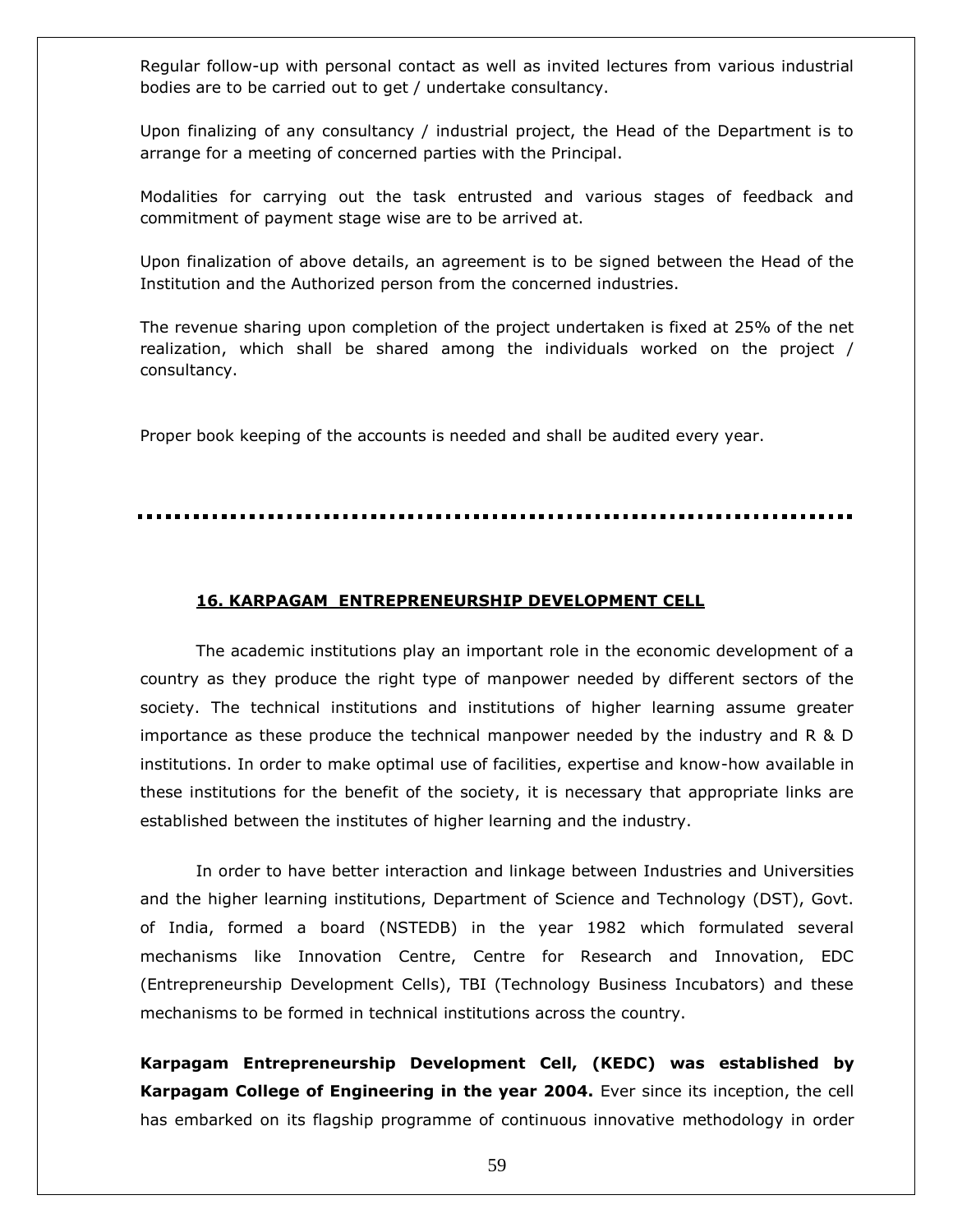Regular follow-up with personal contact as well as invited lectures from various industrial bodies are to be carried out to get / undertake consultancy.

Upon finalizing of any consultancy / industrial project, the Head of the Department is to arrange for a meeting of concerned parties with the Principal.

Modalities for carrying out the task entrusted and various stages of feedback and commitment of payment stage wise are to be arrived at.

Upon finalization of above details, an agreement is to be signed between the Head of the Institution and the Authorized person from the concerned industries.

The revenue sharing upon completion of the project undertaken is fixed at 25% of the net realization, which shall be shared among the individuals worked on the project / consultancy.

Proper book keeping of the accounts is needed and shall be audited every year.

---

## 16. KARPAGAM ENTREPRENEURSHIP DEVELOPMENT CELL

The academic institutions play an important role in the economic development of a country as they produce the right type of manpower needed by different sectors of the society. The technical institutions and institutions of higher learning assume greater importance as these produce the technical manpower needed by the industry and R & D institutions. In order to make optimal use of facilities, expertise and know-how available in these institutions for the benefit of the society, it is necessary that appropriate links are established between the institutes of higher learning and the industry.

In order to have better interaction and linkage between Industries and Universities and the higher learning institutions, Department of Science and Technology (DST), Govt. of India, formed a board (NSTEDB) in the year 1982 which formulated several mechanisms like Innovation Centre, Centre for Research and Innovation, EDC (Entrepreneurship Development Cells), TBI (Technology Business Incubators) and these mechanisms to be formed in technical institutions across the country.

**Karpagam Entrepreneurship Development Cell, (KEDC) was established by Karpagam College of Engineering in the year 2004.** Ever since its inception, the cell has embarked on its flagship programme of continuous innovative methodology in order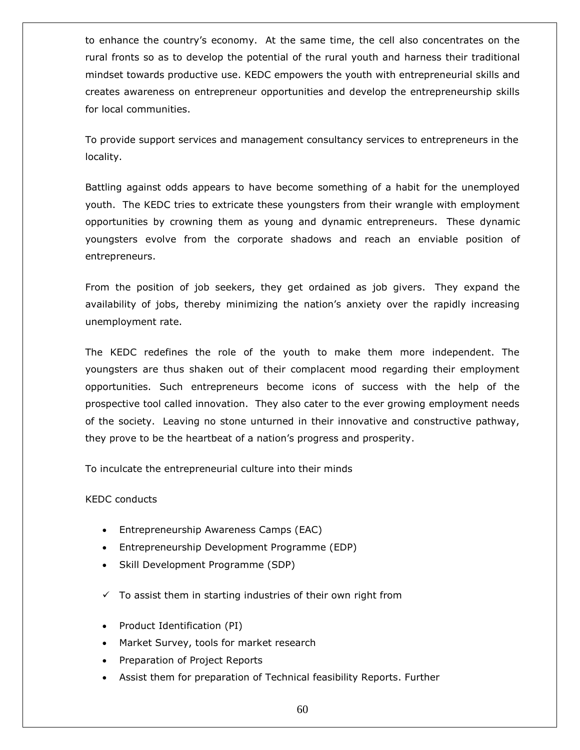to enhance the country's economy. At the same time, the cell also concentrates on the rural fronts so as to develop the potential of the rural youth and harness their traditional mindset towards productive use. KEDC empowers the youth with entrepreneurial skills and creates awareness on entrepreneur opportunities and develop the entrepreneurship skills for local communities.

To provide support services and management consultancy services to entrepreneurs in the locality.

Battling against odds appears to have become something of a habit for the unemployed youth. The KEDC tries to extricate these youngsters from their wrangle with employment opportunities by crowning them as young and dynamic entrepreneurs. These dynamic youngsters evolve from the corporate shadows and reach an enviable position of entrepreneurs.

From the position of job seekers, they get ordained as job givers. They expand the availability of jobs, thereby minimizing the nation's anxiety over the rapidly increasing unemployment rate.

The KEDC redefines the role of the youth to make them more independent. The youngsters are thus shaken out of their complacent mood regarding their employment opportunities. Such entrepreneurs become icons of success with the help of the prospective tool called innovation. They also cater to the ever growing employment needs of the society. Leaving no stone unturned in their innovative and constructive pathway, they prove to be the heartbeat of a nation's progress and prosperity.

To inculcate the entrepreneurial culture into their minds

KEDC conducts

- Entrepreneurship Awareness Camps (EAC)
- Entrepreneurship Development Programme (EDP)
- Skill Development Programme (SDP)

✓ To assist them in starting industries of their own right from

- Product Identification (PI)
- Market Survey, tools for market research
- Preparation of Project Reports
- Assist them for preparation of Technical feasibility Reports. Further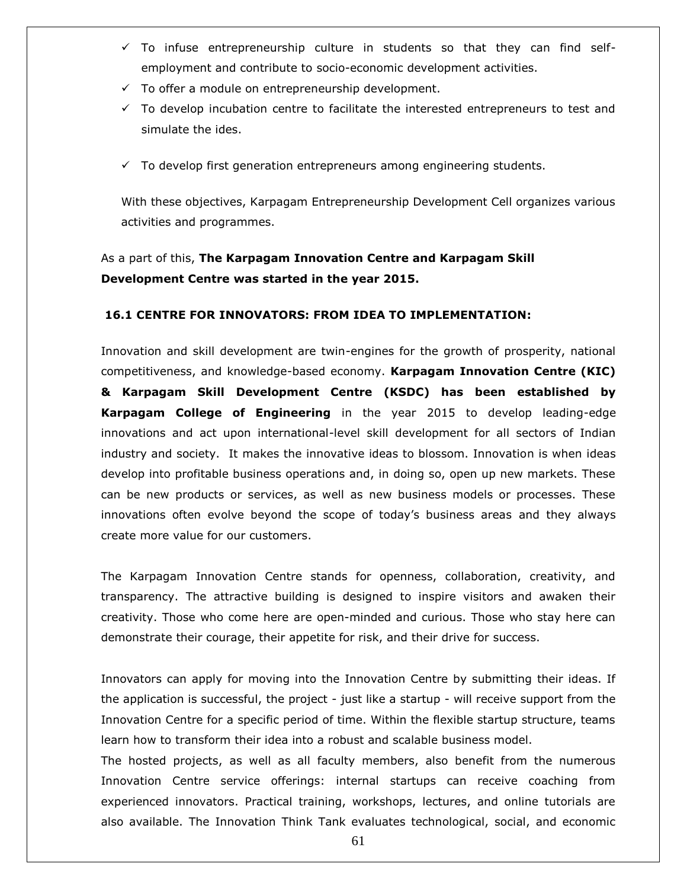- ✓ To infuse entrepreneurship culture in students so that they can find self-employment and contribute to socio-economic development activities.
- ✓ To offer a module on entrepreneurship development.
- ✓ To develop incubation centre to facilitate the interested entrepreneurs to test and simulate the ides.
- ✓ To develop first generation entrepreneurs among engineering students.

With these objectives, Karpagam Entrepreneurship Development Cell organizes various activities and programmes.

As a part of this, **The Karpagam Innovation Centre and Karpagam Skill Development Centre was started in the year 2015.**

**16.1 CENTRE FOR INNOVATORS: FROM IDEA TO IMPLEMENTATION:**

Innovation and skill development are twin-engines for the growth of prosperity, national competitiveness, and knowledge-based economy. **Karpagam Innovation Centre (KIC) & Karpagam Skill Development Centre (KSDC) has been established by Karpagam College of Engineering** in the year 2015 to develop leading-edge innovations and act upon international-level skill development for all sectors of Indian industry and society. It makes the innovative ideas to blossom. Innovation is when ideas develop into profitable business operations and, in doing so, open up new markets. These can be new products or services, as well as new business models or processes. These innovations often evolve beyond the scope of today's business areas and they always create more value for our customers.

The Karpagam Innovation Centre stands for openness, collaboration, creativity, and transparency. The attractive building is designed to inspire visitors and awaken their creativity. Those who come here are open-minded and curious. Those who stay here can demonstrate their courage, their appetite for risk, and their drive for success.

Innovators can apply for moving into the Innovation Centre by submitting their ideas. If the application is successful, the project - just like a startup - will receive support from the Innovation Centre for a specific period of time. Within the flexible startup structure, teams learn how to transform their idea into a robust and scalable business model.

The hosted projects, as well as all faculty members, also benefit from the numerous Innovation Centre service offerings: internal startups can receive coaching from experienced innovators. Practical training, workshops, lectures, and online tutorials are also available. The Innovation Think Tank evaluates technological, social, and economic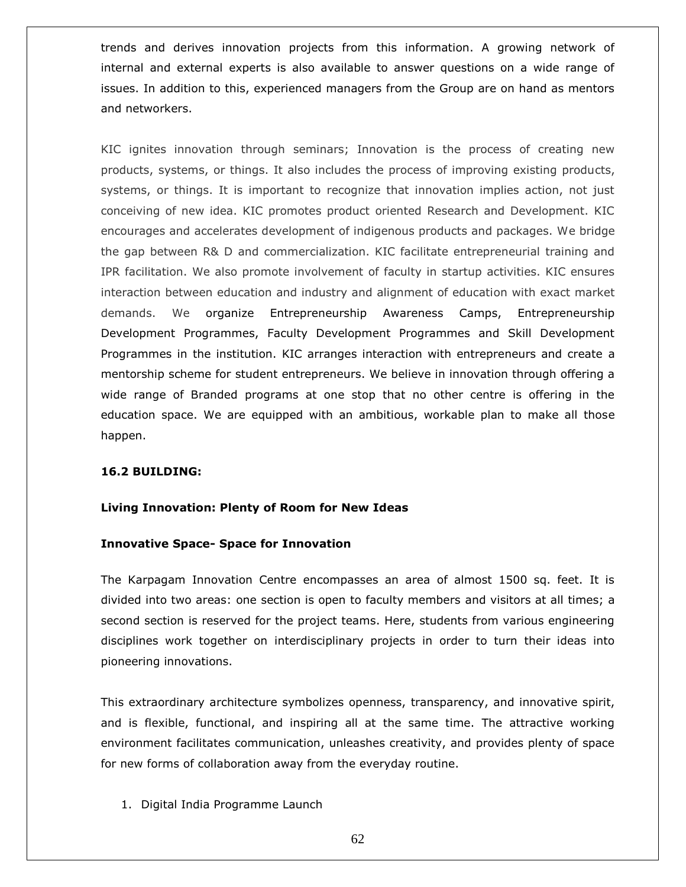trends and derives innovation projects from this information. A growing network of internal and external experts is also available to answer questions on a wide range of issues. In addition to this, experienced managers from the Group are on hand as mentors and networkers.

KIC ignites innovation through seminars; Innovation is the process of creating new products, systems, or things. It also includes the process of improving existing products, systems, or things. It is important to recognize that innovation implies action, not just conceiving of new idea. KIC promotes product oriented Research and Development. KIC encourages and accelerates development of indigenous products and packages. We bridge the gap between R& D and commercialization. KIC facilitate entrepreneurial training and IPR facilitation. We also promote involvement of faculty in startup activities. KIC ensures interaction between education and industry and alignment of education with exact market demands. We organize Entrepreneurship Awareness Camps, Entrepreneurship Development Programmes, Faculty Development Programmes and Skill Development Programmes in the institution. KIC arranges interaction with entrepreneurs and create a mentorship scheme for student entrepreneurs. We believe in innovation through offering a wide range of Branded programs at one stop that no other centre is offering in the education space. We are equipped with an ambitious, workable plan to make all those happen.

**16.2 BUILDING:**

**Living Innovation: Plenty of Room for New Ideas**

**Innovative Space- Space for Innovation**

The Karpagam Innovation Centre encompasses an area of almost 1500 sq. feet. It is divided into two areas: one section is open to faculty members and visitors at all times; a second section is reserved for the project teams. Here, students from various engineering disciplines work together on interdisciplinary projects in order to turn their ideas into pioneering innovations.

This extraordinary architecture symbolizes openness, transparency, and innovative spirit, and is flexible, functional, and inspiring all at the same time. The attractive working environment facilitates communication, unleashes creativity, and provides plenty of space for new forms of collaboration away from the everyday routine.

1. Digital India Programme Launch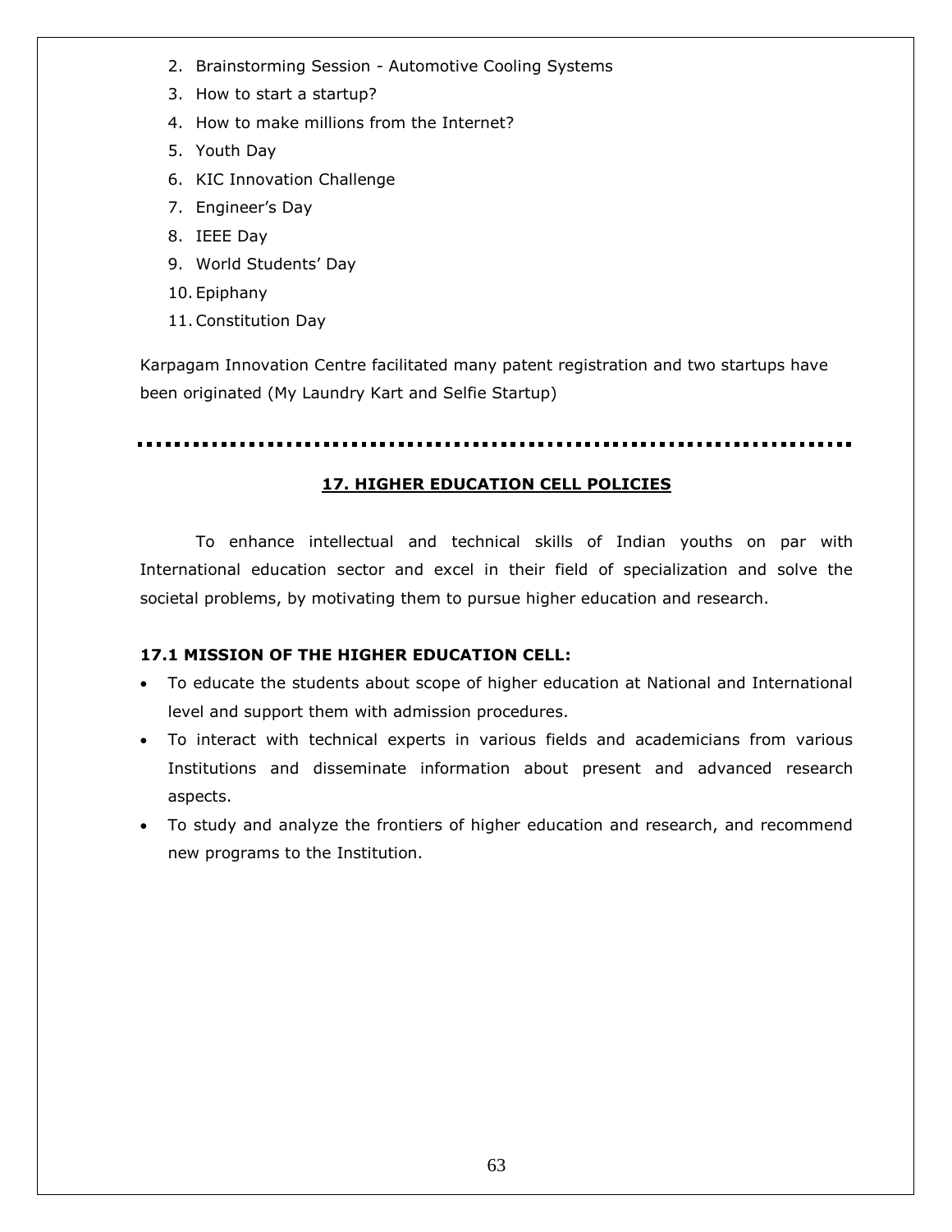2. Brainstorming Session - Automotive Cooling Systems
3. How to start a startup?
4. How to make millions from the Internet?
5. Youth Day
6. KIC Innovation Challenge
7. Engineer's Day
8. IEEE Day
9. World Students' Day
10. Epiphany
11. Constitution Day

Karpagam Innovation Centre facilitated many patent registration and two startups have been originated (My Laundry Kart and Selfie Startup)

---

## 17. HIGHER EDUCATION CELL POLICIES

To enhance intellectual and technical skills of Indian youths on par with International education sector and excel in their field of specialization and solve the societal problems, by motivating them to pursue higher education and research.

### 17.1 MISSION OF THE HIGHER EDUCATION CELL:

- To educate the students about scope of higher education at National and International level and support them with admission procedures.
- To interact with technical experts in various fields and academicians from various Institutions and disseminate information about present and advanced research aspects.
- To study and analyze the frontiers of higher education and research, and recommend new programs to the Institution.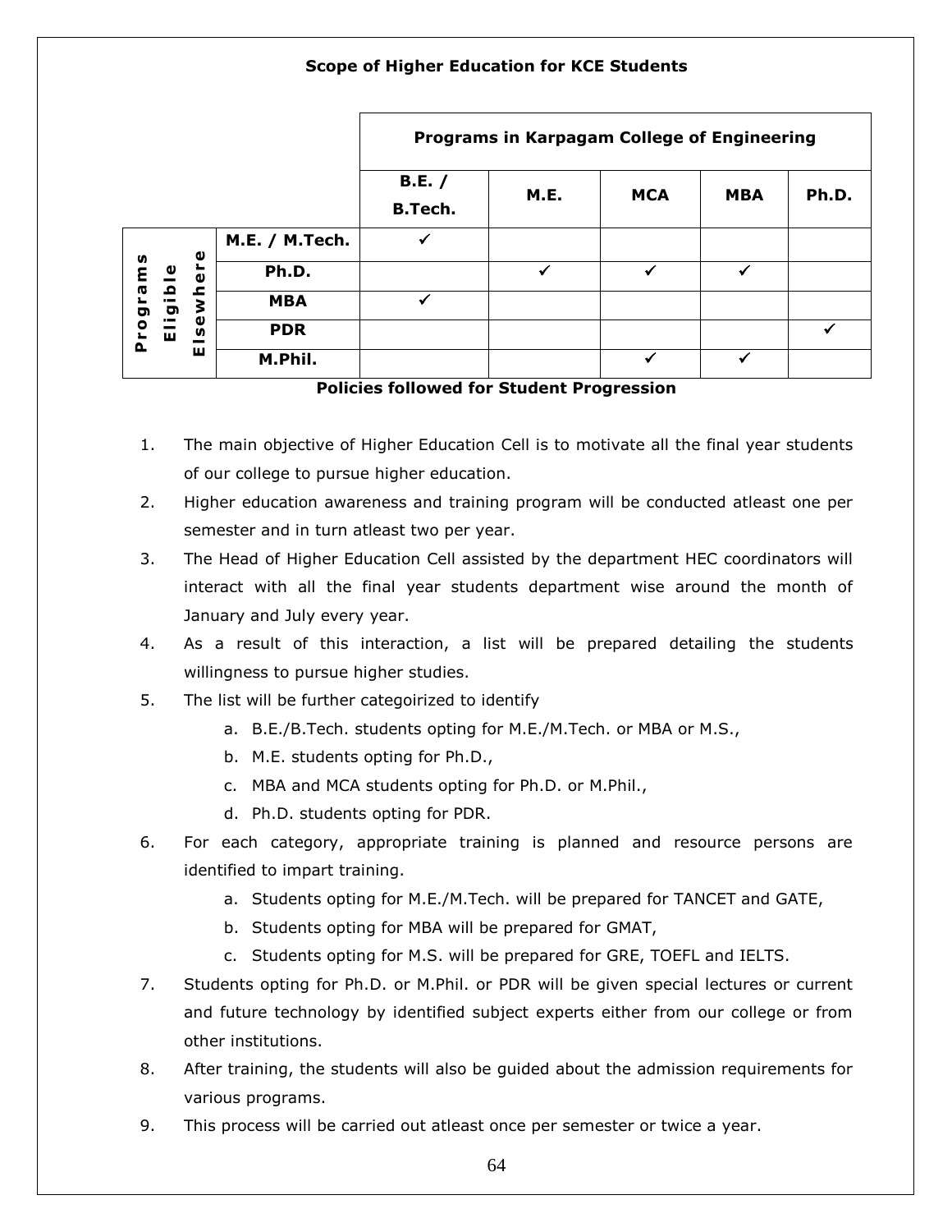**Scope of Higher Education for KCE Students**

| | | Programs in Karpagam College of Engineering | | | | |
|---|---|---|---|---|---|---|
| | | B.E. / B.Tech. | M.E. | MCA | MBA | Ph.D. |
| Programs Eligible Elsewhere | M.E. / M.Tech. | ✓ | | | | |
| | Ph.D. | | ✓ | ✓ | ✓ | |
| | MBA | ✓ | | | | |
| | PDR | | | | | ✓ |
| | M.Phil. | | | ✓ | ✓ | |

**Policies followed for Student Progression**

1. The main objective of Higher Education Cell is to motivate all the final year students of our college to pursue higher education.
2. Higher education awareness and training program will be conducted atleast one per semester and in turn atleast two per year.
3. The Head of Higher Education Cell assisted by the department HEC coordinators will interact with all the final year students department wise around the month of January and July every year.
4. As a result of this interaction, a list will be prepared detailing the students willingness to pursue higher studies.
5. The list will be further categoirized to identify
   a. B.E./B.Tech. students opting for M.E./M.Tech. or MBA or M.S.,
   b. M.E. students opting for Ph.D.,
   c. MBA and MCA students opting for Ph.D. or M.Phil.,
   d. Ph.D. students opting for PDR.
6. For each category, appropriate training is planned and resource persons are identified to impart training.
   a. Students opting for M.E./M.Tech. will be prepared for TANCET and GATE,
   b. Students opting for MBA will be prepared for GMAT,
   c. Students opting for M.S. will be prepared for GRE, TOEFL and IELTS.
7. Students opting for Ph.D. or M.Phil. or PDR will be given special lectures or current and future technology by identified subject experts either from our college or from other institutions.
8. After training, the students will also be guided about the admission requirements for various programs.
9. This process will be carried out atleast once per semester or twice a year.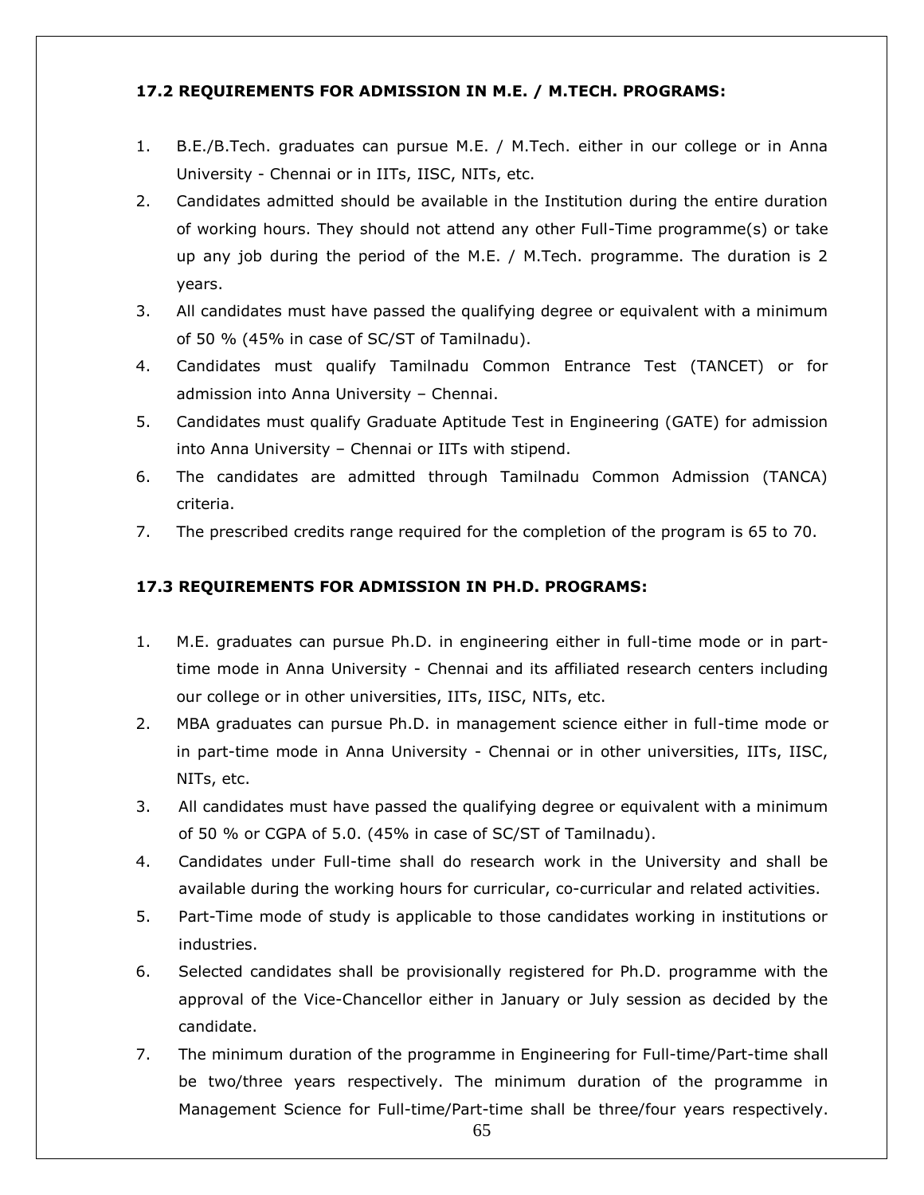### 17.2 REQUIREMENTS FOR ADMISSION IN M.E. / M.TECH. PROGRAMS:

1. B.E./B.Tech. graduates can pursue M.E. / M.Tech. either in our college or in Anna University - Chennai or in IITs, IISC, NITs, etc.
2. Candidates admitted should be available in the Institution during the entire duration of working hours. They should not attend any other Full-Time programme(s) or take up any job during the period of the M.E. / M.Tech. programme. The duration is 2 years.
3. All candidates must have passed the qualifying degree or equivalent with a minimum of 50 % (45% in case of SC/ST of Tamilnadu).
4. Candidates must qualify Tamilnadu Common Entrance Test (TANCET) or for admission into Anna University – Chennai.
5. Candidates must qualify Graduate Aptitude Test in Engineering (GATE) for admission into Anna University – Chennai or IITs with stipend.
6. The candidates are admitted through Tamilnadu Common Admission (TANCA) criteria.
7. The prescribed credits range required for the completion of the program is 65 to 70.

### 17.3 REQUIREMENTS FOR ADMISSION IN PH.D. PROGRAMS:

1. M.E. graduates can pursue Ph.D. in engineering either in full-time mode or in part-time mode in Anna University - Chennai and its affiliated research centers including our college or in other universities, IITs, IISC, NITs, etc.
2. MBA graduates can pursue Ph.D. in management science either in full-time mode or in part-time mode in Anna University - Chennai or in other universities, IITs, IISC, NITs, etc.
3. All candidates must have passed the qualifying degree or equivalent with a minimum of 50 % or CGPA of 5.0. (45% in case of SC/ST of Tamilnadu).
4. Candidates under Full-time shall do research work in the University and shall be available during the working hours for curricular, co-curricular and related activities.
5. Part-Time mode of study is applicable to those candidates working in institutions or industries.
6. Selected candidates shall be provisionally registered for Ph.D. programme with the approval of the Vice-Chancellor either in January or July session as decided by the candidate.
7. The minimum duration of the programme in Engineering for Full-time/Part-time shall be two/three years respectively. The minimum duration of the programme in Management Science for Full-time/Part-time shall be three/four years respectively.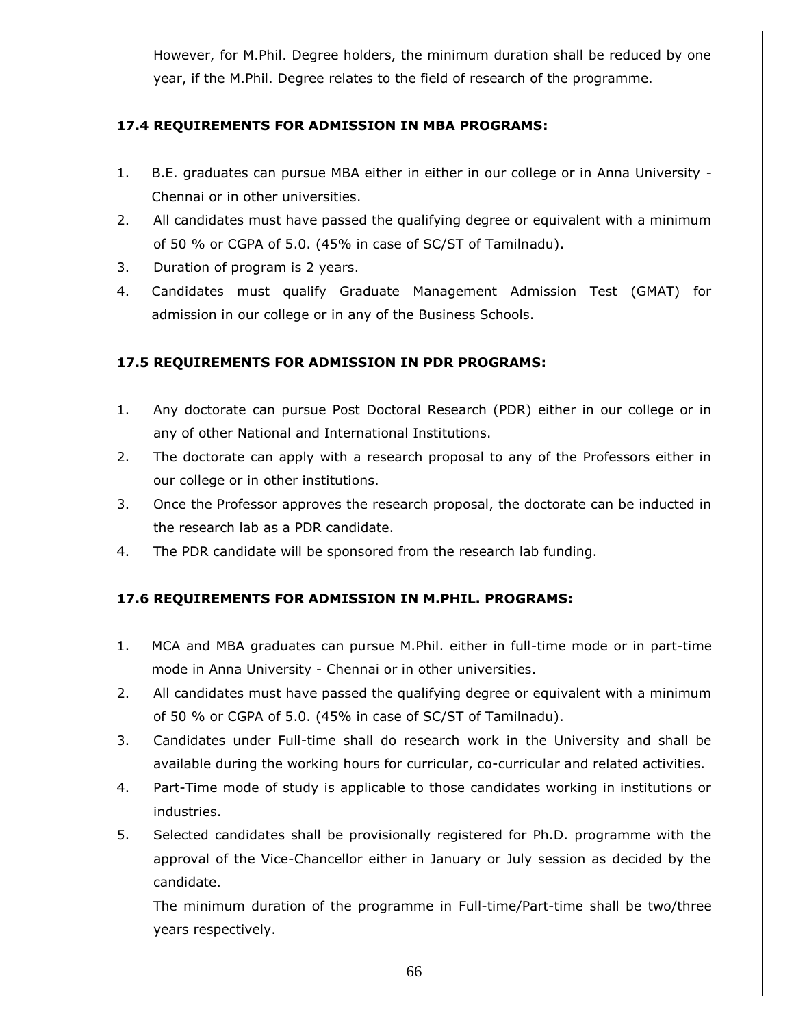However, for M.Phil. Degree holders, the minimum duration shall be reduced by one year, if the M.Phil. Degree relates to the field of research of the programme.

**17.4 REQUIREMENTS FOR ADMISSION IN MBA PROGRAMS:**

1. B.E. graduates can pursue MBA either in either in our college or in Anna University - Chennai or in other universities.
2. All candidates must have passed the qualifying degree or equivalent with a minimum of 50 % or CGPA of 5.0. (45% in case of SC/ST of Tamilnadu).
3. Duration of program is 2 years.
4. Candidates must qualify Graduate Management Admission Test (GMAT) for admission in our college or in any of the Business Schools.

**17.5 REQUIREMENTS FOR ADMISSION IN PDR PROGRAMS:**

1. Any doctorate can pursue Post Doctoral Research (PDR) either in our college or in any of other National and International Institutions.
2. The doctorate can apply with a research proposal to any of the Professors either in our college or in other institutions.
3. Once the Professor approves the research proposal, the doctorate can be inducted in the research lab as a PDR candidate.
4. The PDR candidate will be sponsored from the research lab funding.

**17.6 REQUIREMENTS FOR ADMISSION IN M.PHIL. PROGRAMS:**

1. MCA and MBA graduates can pursue M.Phil. either in full-time mode or in part-time mode in Anna University - Chennai or in other universities.
2. All candidates must have passed the qualifying degree or equivalent with a minimum of 50 % or CGPA of 5.0. (45% in case of SC/ST of Tamilnadu).
3. Candidates under Full-time shall do research work in the University and shall be available during the working hours for curricular, co-curricular and related activities.
4. Part-Time mode of study is applicable to those candidates working in institutions or industries.
5. Selected candidates shall be provisionally registered for Ph.D. programme with the approval of the Vice-Chancellor either in January or July session as decided by the candidate.

   The minimum duration of the programme in Full-time/Part-time shall be two/three years respectively.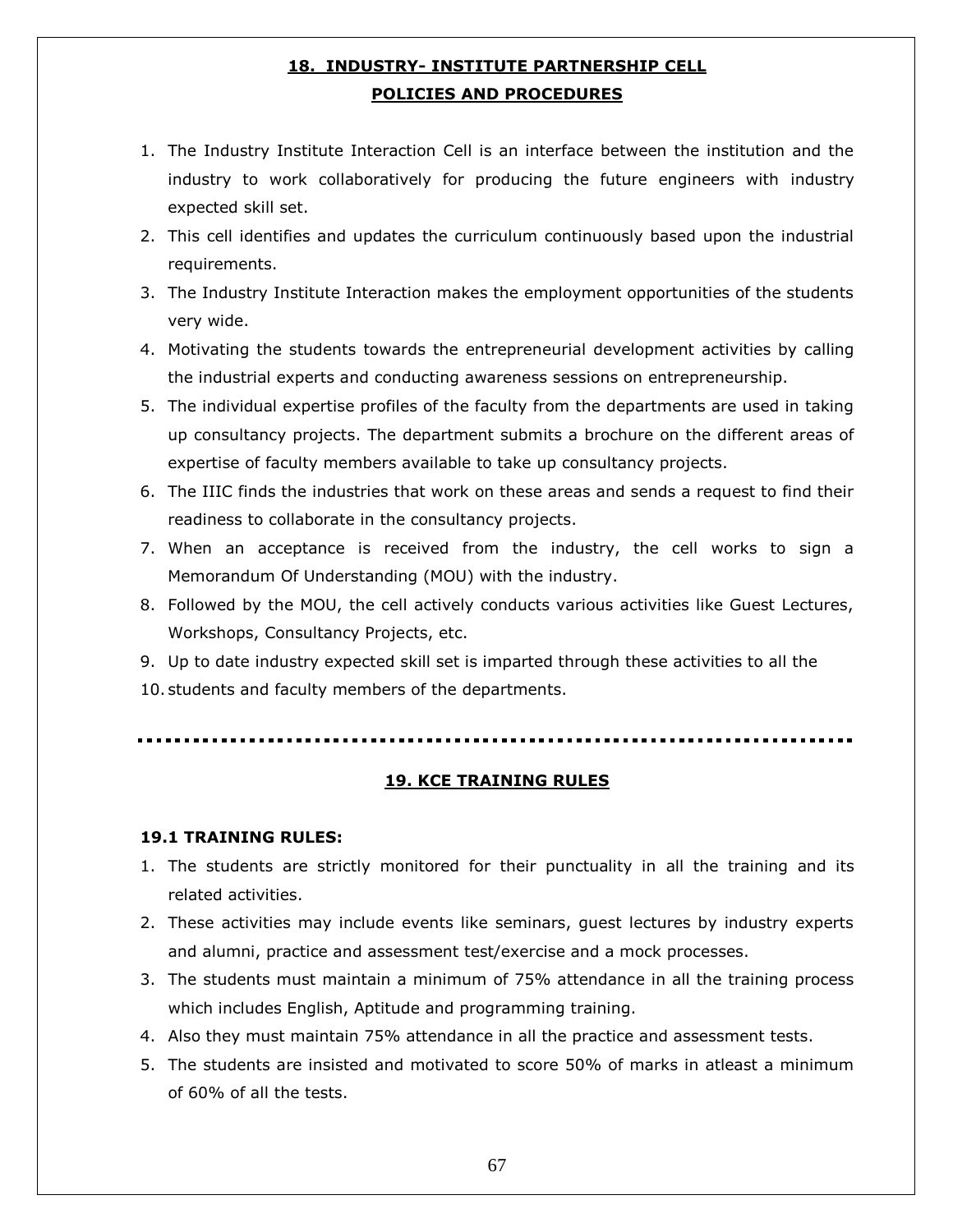## 18. INDUSTRY- INSTITUTE PARTNERSHIP CELL

## POLICIES AND PROCEDURES

1. The Industry Institute Interaction Cell is an interface between the institution and the industry to work collaboratively for producing the future engineers with industry expected skill set.
2. This cell identifies and updates the curriculum continuously based upon the industrial requirements.
3. The Industry Institute Interaction makes the employment opportunities of the students very wide.
4. Motivating the students towards the entrepreneurial development activities by calling the industrial experts and conducting awareness sessions on entrepreneurship.
5. The individual expertise profiles of the faculty from the departments are used in taking up consultancy projects. The department submits a brochure on the different areas of expertise of faculty members available to take up consultancy projects.
6. The IIIC finds the industries that work on these areas and sends a request to find their readiness to collaborate in the consultancy projects.
7. When an acceptance is received from the industry, the cell works to sign a Memorandum Of Understanding (MOU) with the industry.
8. Followed by the MOU, the cell actively conducts various activities like Guest Lectures, Workshops, Consultancy Projects, etc.
9. Up to date industry expected skill set is imparted through these activities to all the
10. students and faculty members of the departments.

---

## 19. KCE TRAINING RULES

### 19.1 TRAINING RULES:

1. The students are strictly monitored for their punctuality in all the training and its related activities.
2. These activities may include events like seminars, guest lectures by industry experts and alumni, practice and assessment test/exercise and a mock processes.
3. The students must maintain a minimum of 75% attendance in all the training process which includes English, Aptitude and programming training.
4. Also they must maintain 75% attendance in all the practice and assessment tests.
5. The students are insisted and motivated to score 50% of marks in atleast a minimum of 60% of all the tests.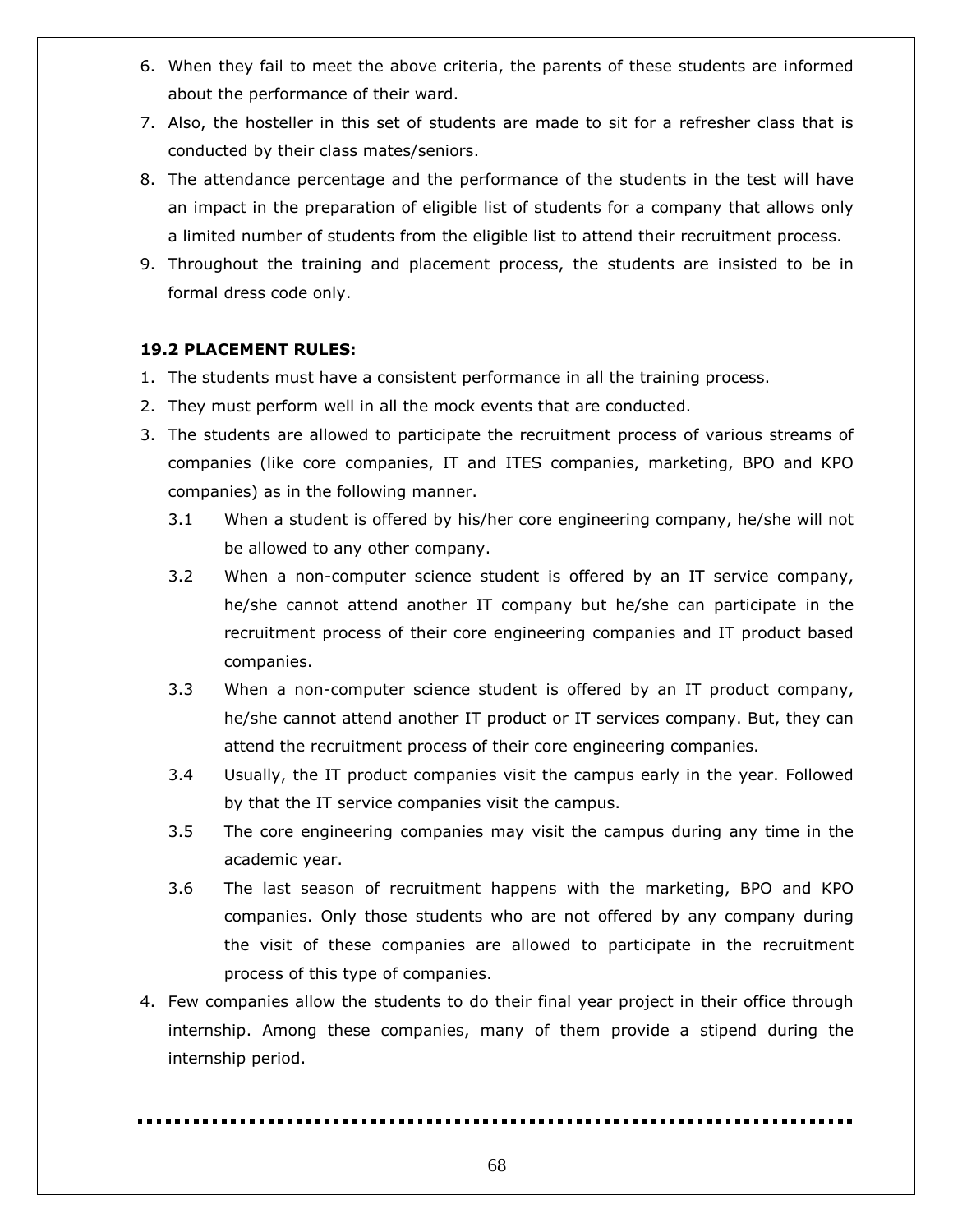6. When they fail to meet the above criteria, the parents of these students are informed about the performance of their ward.
7. Also, the hosteller in this set of students are made to sit for a refresher class that is conducted by their class mates/seniors.
8. The attendance percentage and the performance of the students in the test will have an impact in the preparation of eligible list of students for a company that allows only a limited number of students from the eligible list to attend their recruitment process.
9. Throughout the training and placement process, the students are insisted to be in formal dress code only.

**19.2 PLACEMENT RULES:**

1. The students must have a consistent performance in all the training process.
2. They must perform well in all the mock events that are conducted.
3. The students are allowed to participate the recruitment process of various streams of companies (like core companies, IT and ITES companies, marketing, BPO and KPO companies) as in the following manner.
   - 3.1 When a student is offered by his/her core engineering company, he/she will not be allowed to any other company.
   - 3.2 When a non-computer science student is offered by an IT service company, he/she cannot attend another IT company but he/she can participate in the recruitment process of their core engineering companies and IT product based companies.
   - 3.3 When a non-computer science student is offered by an IT product company, he/she cannot attend another IT product or IT services company. But, they can attend the recruitment process of their core engineering companies.
   - 3.4 Usually, the IT product companies visit the campus early in the year. Followed by that the IT service companies visit the campus.
   - 3.5 The core engineering companies may visit the campus during any time in the academic year.
   - 3.6 The last season of recruitment happens with the marketing, BPO and KPO companies. Only those students who are not offered by any company during the visit of these companies are allowed to participate in the recruitment process of this type of companies.
4. Few companies allow the students to do their final year project in their office through internship. Among these companies, many of them provide a stipend during the internship period.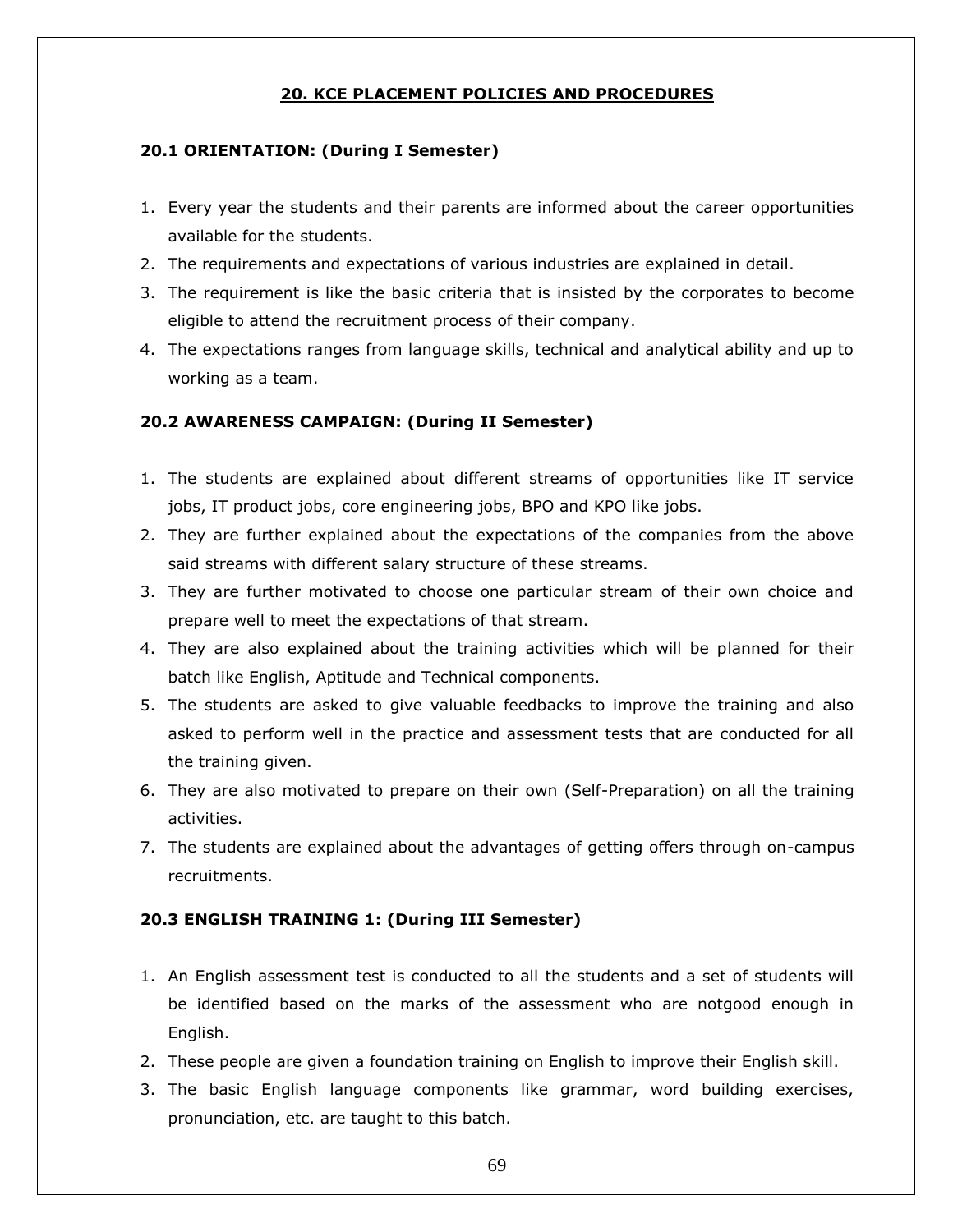## 20. KCE PLACEMENT POLICIES AND PROCEDURES

### 20.1 ORIENTATION: (During I Semester)

1. Every year the students and their parents are informed about the career opportunities available for the students.
2. The requirements and expectations of various industries are explained in detail.
3. The requirement is like the basic criteria that is insisted by the corporates to become eligible to attend the recruitment process of their company.
4. The expectations ranges from language skills, technical and analytical ability and up to working as a team.

### 20.2 AWARENESS CAMPAIGN: (During II Semester)

1. The students are explained about different streams of opportunities like IT service jobs, IT product jobs, core engineering jobs, BPO and KPO like jobs.
2. They are further explained about the expectations of the companies from the above said streams with different salary structure of these streams.
3. They are further motivated to choose one particular stream of their own choice and prepare well to meet the expectations of that stream.
4. They are also explained about the training activities which will be planned for their batch like English, Aptitude and Technical components.
5. The students are asked to give valuable feedbacks to improve the training and also asked to perform well in the practice and assessment tests that are conducted for all the training given.
6. They are also motivated to prepare on their own (Self-Preparation) on all the training activities.
7. The students are explained about the advantages of getting offers through on-campus recruitments.

### 20.3 ENGLISH TRAINING 1: (During III Semester)

1. An English assessment test is conducted to all the students and a set of students will be identified based on the marks of the assessment who are notgood enough in English.
2. These people are given a foundation training on English to improve their English skill.
3. The basic English language components like grammar, word building exercises, pronunciation, etc. are taught to this batch.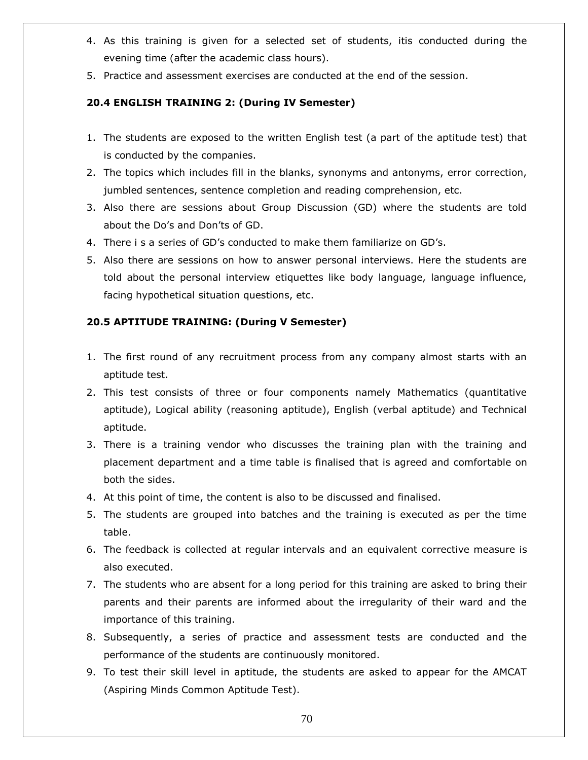4. As this training is given for a selected set of students, itis conducted during the evening time (after the academic class hours).
5. Practice and assessment exercises are conducted at the end of the session.

**20.4 ENGLISH TRAINING 2: (During IV Semester)**

1. The students are exposed to the written English test (a part of the aptitude test) that is conducted by the companies.
2. The topics which includes fill in the blanks, synonyms and antonyms, error correction, jumbled sentences, sentence completion and reading comprehension, etc.
3. Also there are sessions about Group Discussion (GD) where the students are told about the Do's and Don'ts of GD.
4. There i s a series of GD's conducted to make them familiarize on GD's.
5. Also there are sessions on how to answer personal interviews. Here the students are told about the personal interview etiquettes like body language, language influence, facing hypothetical situation questions, etc.

**20.5 APTITUDE TRAINING: (During V Semester)**

1. The first round of any recruitment process from any company almost starts with an aptitude test.
2. This test consists of three or four components namely Mathematics (quantitative aptitude), Logical ability (reasoning aptitude), English (verbal aptitude) and Technical aptitude.
3. There is a training vendor who discusses the training plan with the training and placement department and a time table is finalised that is agreed and comfortable on both the sides.
4. At this point of time, the content is also to be discussed and finalised.
5. The students are grouped into batches and the training is executed as per the time table.
6. The feedback is collected at regular intervals and an equivalent corrective measure is also executed.
7. The students who are absent for a long period for this training are asked to bring their parents and their parents are informed about the irregularity of their ward and the importance of this training.
8. Subsequently, a series of practice and assessment tests are conducted and the performance of the students are continuously monitored.
9. To test their skill level in aptitude, the students are asked to appear for the AMCAT (Aspiring Minds Common Aptitude Test).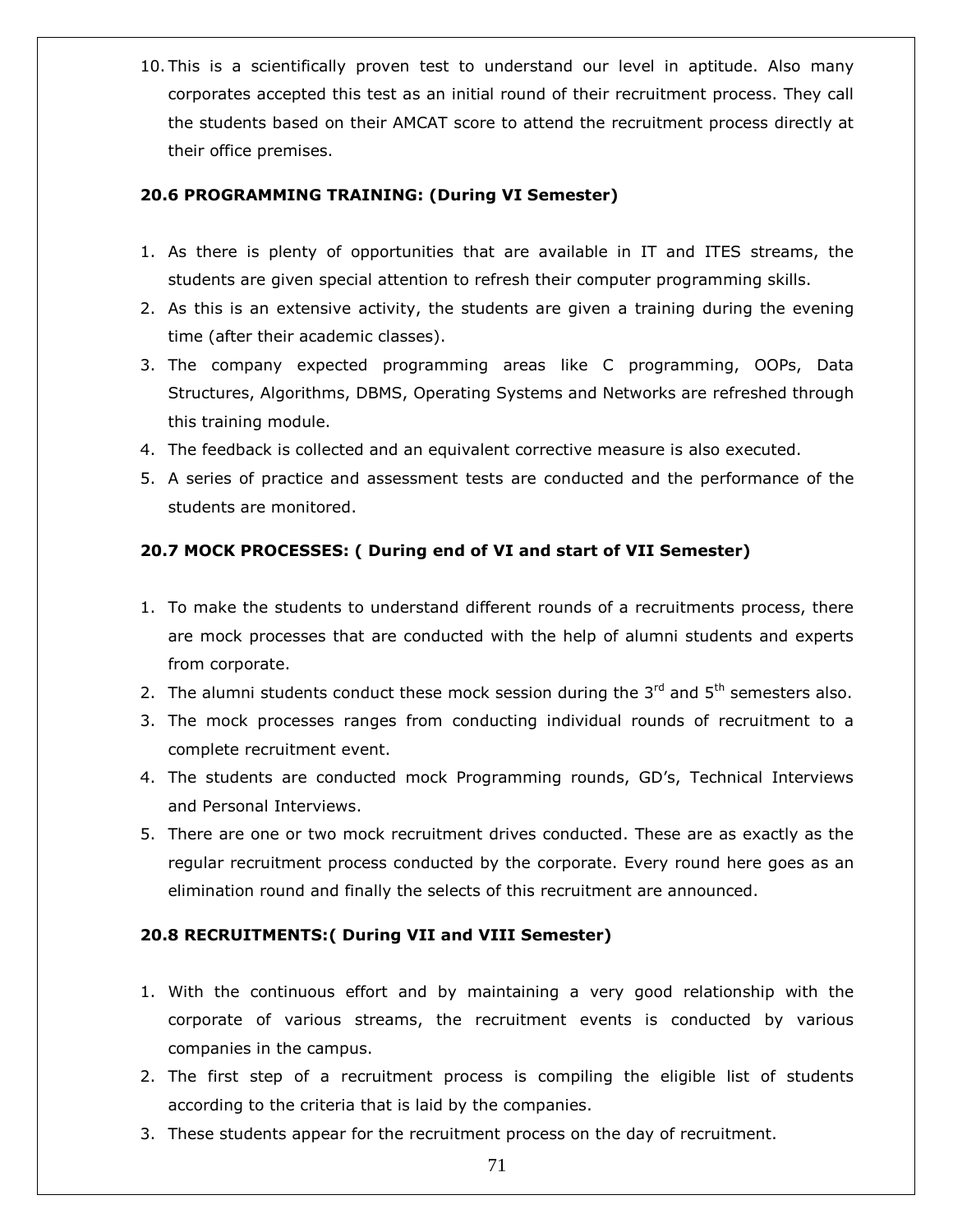10. This is a scientifically proven test to understand our level in aptitude. Also many corporates accepted this test as an initial round of their recruitment process. They call the students based on their AMCAT score to attend the recruitment process directly at their office premises.

**20.6 PROGRAMMING TRAINING: (During VI Semester)**

1. As there is plenty of opportunities that are available in IT and ITES streams, the students are given special attention to refresh their computer programming skills.
2. As this is an extensive activity, the students are given a training during the evening time (after their academic classes).
3. The company expected programming areas like C programming, OOPs, Data Structures, Algorithms, DBMS, Operating Systems and Networks are refreshed through this training module.
4. The feedback is collected and an equivalent corrective measure is also executed.
5. A series of practice and assessment tests are conducted and the performance of the students are monitored.

**20.7 MOCK PROCESSES: ( During end of VI and start of VII Semester)**

1. To make the students to understand different rounds of a recruitments process, there are mock processes that are conducted with the help of alumni students and experts from corporate.
2. The alumni students conduct these mock session during the 3rd and 5th semesters also.
3. The mock processes ranges from conducting individual rounds of recruitment to a complete recruitment event.
4. The students are conducted mock Programming rounds, GD's, Technical Interviews and Personal Interviews.
5. There are one or two mock recruitment drives conducted. These are as exactly as the regular recruitment process conducted by the corporate. Every round here goes as an elimination round and finally the selects of this recruitment are announced.

**20.8 RECRUITMENTS:( During VII and VIII Semester)**

1. With the continuous effort and by maintaining a very good relationship with the corporate of various streams, the recruitment events is conducted by various companies in the campus.
2. The first step of a recruitment process is compiling the eligible list of students according to the criteria that is laid by the companies.
3. These students appear for the recruitment process on the day of recruitment.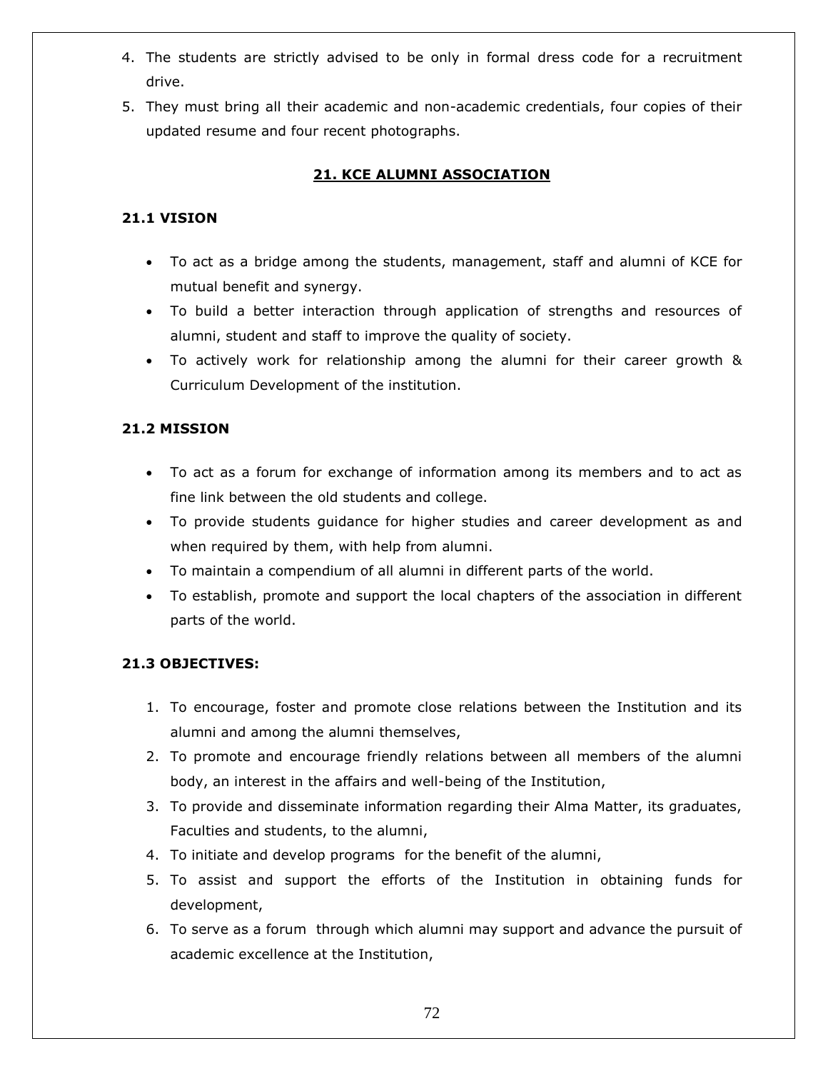4. The students are strictly advised to be only in formal dress code for a recruitment drive.
5. They must bring all their academic and non-academic credentials, four copies of their updated resume and four recent photographs.

## 21. KCE ALUMNI ASSOCIATION

### 21.1 VISION

- To act as a bridge among the students, management, staff and alumni of KCE for mutual benefit and synergy.
- To build a better interaction through application of strengths and resources of alumni, student and staff to improve the quality of society.
- To actively work for relationship among the alumni for their career growth & Curriculum Development of the institution.

### 21.2 MISSION

- To act as a forum for exchange of information among its members and to act as fine link between the old students and college.
- To provide students guidance for higher studies and career development as and when required by them, with help from alumni.
- To maintain a compendium of all alumni in different parts of the world.
- To establish, promote and support the local chapters of the association in different parts of the world.

### 21.3 OBJECTIVES:

1. To encourage, foster and promote close relations between the Institution and its alumni and among the alumni themselves,
2. To promote and encourage friendly relations between all members of the alumni body, an interest in the affairs and well-being of the Institution,
3. To provide and disseminate information regarding their Alma Matter, its graduates, Faculties and students, to the alumni,
4. To initiate and develop programs for the benefit of the alumni,
5. To assist and support the efforts of the Institution in obtaining funds for development,
6. To serve as a forum through which alumni may support and advance the pursuit of academic excellence at the Institution,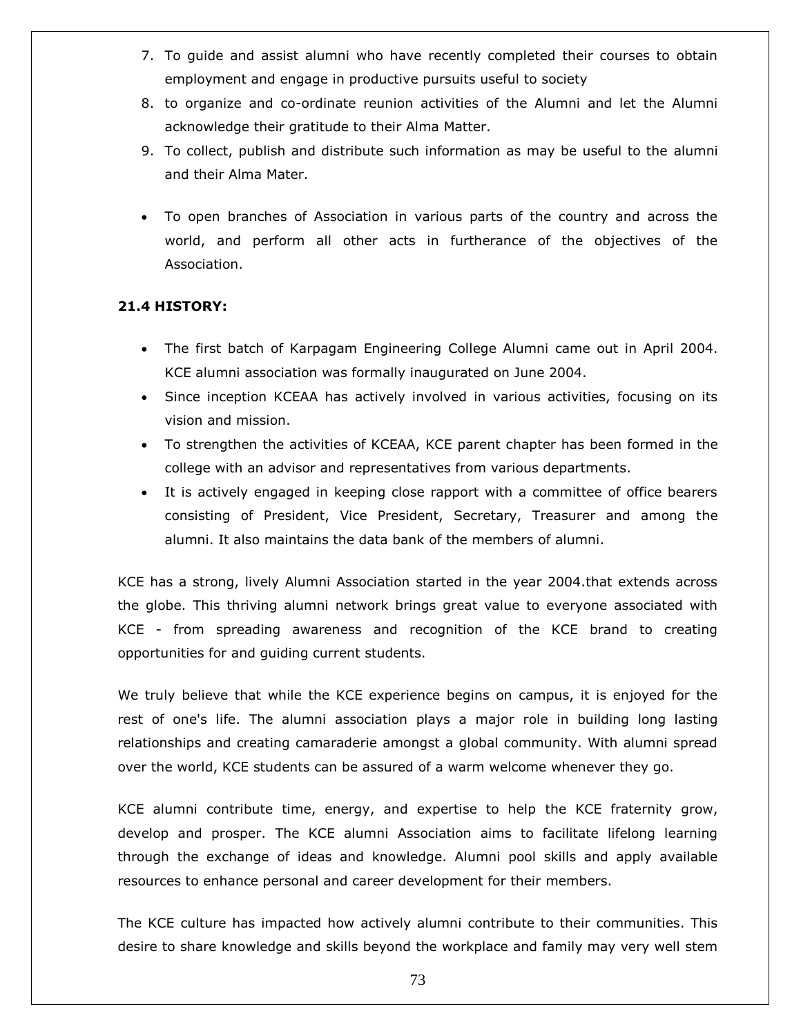7. To guide and assist alumni who have recently completed their courses to obtain employment and engage in productive pursuits useful to society
8. to organize and co-ordinate reunion activities of the Alumni and let the Alumni acknowledge their gratitude to their Alma Matter.
9. To collect, publish and distribute such information as may be useful to the alumni and their Alma Mater.

- To open branches of Association in various parts of the country and across the world, and perform all other acts in furtherance of the objectives of the Association.

**21.4 HISTORY:**

- The first batch of Karpagam Engineering College Alumni came out in April 2004. KCE alumni association was formally inaugurated on June 2004.
- Since inception KCEAA has actively involved in various activities, focusing on its vision and mission.
- To strengthen the activities of KCEAA, KCE parent chapter has been formed in the college with an advisor and representatives from various departments.
- It is actively engaged in keeping close rapport with a committee of office bearers consisting of President, Vice President, Secretary, Treasurer and among the alumni. It also maintains the data bank of the members of alumni.

KCE has a strong, lively Alumni Association started in the year 2004.that extends across the globe. This thriving alumni network brings great value to everyone associated with KCE - from spreading awareness and recognition of the KCE brand to creating opportunities for and guiding current students.

We truly believe that while the KCE experience begins on campus, it is enjoyed for the rest of one's life. The alumni association plays a major role in building long lasting relationships and creating camaraderie amongst a global community. With alumni spread over the world, KCE students can be assured of a warm welcome whenever they go.

KCE alumni contribute time, energy, and expertise to help the KCE fraternity grow, develop and prosper. The KCE alumni Association aims to facilitate lifelong learning through the exchange of ideas and knowledge. Alumni pool skills and apply available resources to enhance personal and career development for their members.

The KCE culture has impacted how actively alumni contribute to their communities. This desire to share knowledge and skills beyond the workplace and family may very well stem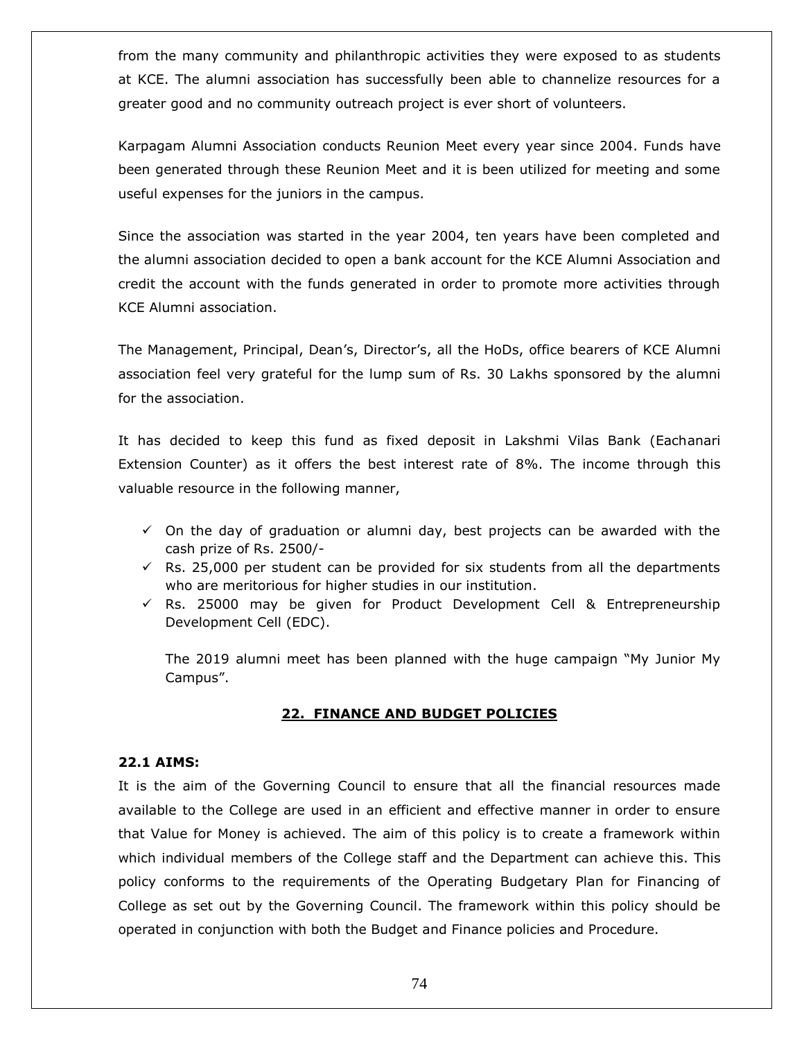from the many community and philanthropic activities they were exposed to as students at KCE. The alumni association has successfully been able to channelize resources for a greater good and no community outreach project is ever short of volunteers.

Karpagam Alumni Association conducts Reunion Meet every year since 2004. Funds have been generated through these Reunion Meet and it is been utilized for meeting and some useful expenses for the juniors in the campus.

Since the association was started in the year 2004, ten years have been completed and the alumni association decided to open a bank account for the KCE Alumni Association and credit the account with the funds generated in order to promote more activities through KCE Alumni association.

The Management, Principal, Dean's, Director's, all the HoDs, office bearers of KCE Alumni association feel very grateful for the lump sum of Rs. 30 Lakhs sponsored by the alumni for the association.

It has decided to keep this fund as fixed deposit in Lakshmi Vilas Bank (Eachanari Extension Counter) as it offers the best interest rate of 8%. The income through this valuable resource in the following manner,

- ✓ On the day of graduation or alumni day, best projects can be awarded with the cash prize of Rs. 2500/-
- ✓ Rs. 25,000 per student can be provided for six students from all the departments who are meritorious for higher studies in our institution.
- ✓ Rs. 25000 may be given for Product Development Cell & Entrepreneurship Development Cell (EDC).

  The 2019 alumni meet has been planned with the huge campaign "My Junior My Campus".

## 22. FINANCE AND BUDGET POLICIES

### 22.1 AIMS:

It is the aim of the Governing Council to ensure that all the financial resources made available to the College are used in an efficient and effective manner in order to ensure that Value for Money is achieved. The aim of this policy is to create a framework within which individual members of the College staff and the Department can achieve this. This policy conforms to the requirements of the Operating Budgetary Plan for Financing of College as set out by the Governing Council. The framework within this policy should be operated in conjunction with both the Budget and Finance policies and Procedure.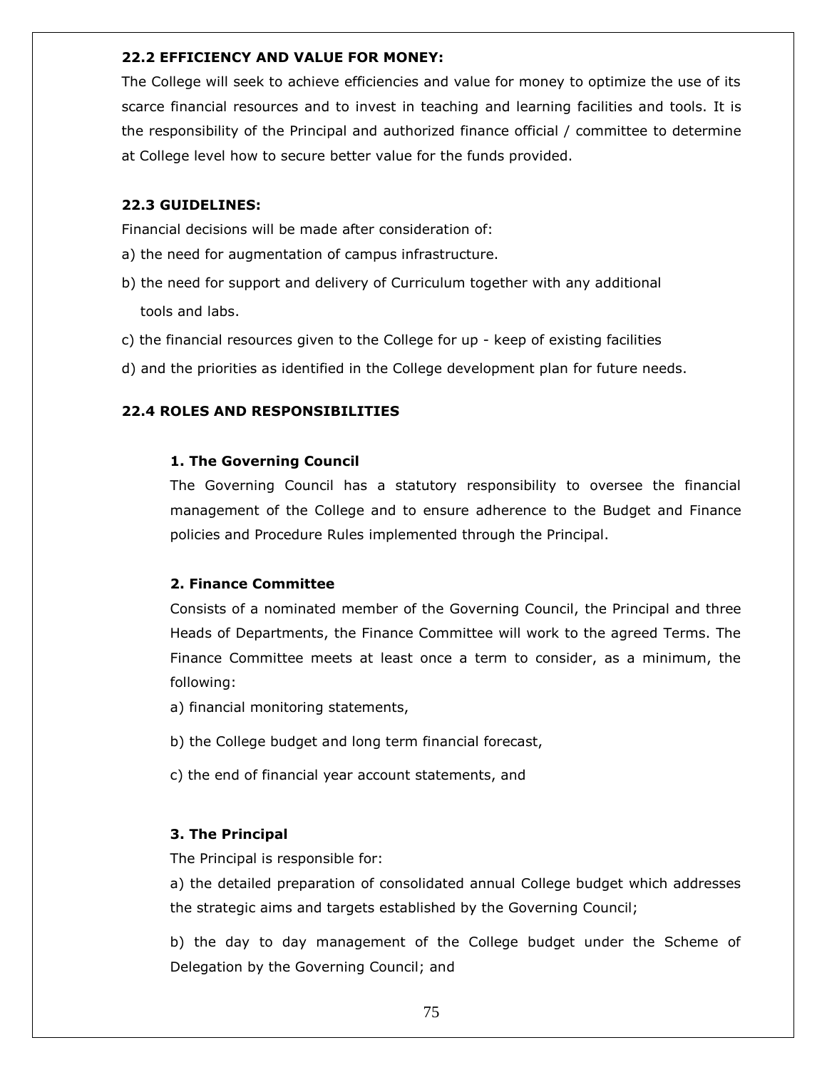### 22.2 EFFICIENCY AND VALUE FOR MONEY:

The College will seek to achieve efficiencies and value for money to optimize the use of its scarce financial resources and to invest in teaching and learning facilities and tools. It is the responsibility of the Principal and authorized finance official / committee to determine at College level how to secure better value for the funds provided.

### 22.3 GUIDELINES:

Financial decisions will be made after consideration of:

a) the need for augmentation of campus infrastructure.

b) the need for support and delivery of Curriculum together with any additional tools and labs.

c) the financial resources given to the College for up - keep of existing facilities

d) and the priorities as identified in the College development plan for future needs.

### 22.4 ROLES AND RESPONSIBILITIES

**1. The Governing Council**

The Governing Council has a statutory responsibility to oversee the financial management of the College and to ensure adherence to the Budget and Finance policies and Procedure Rules implemented through the Principal.

**2. Finance Committee**

Consists of a nominated member of the Governing Council, the Principal and three Heads of Departments, the Finance Committee will work to the agreed Terms. The Finance Committee meets at least once a term to consider, as a minimum, the following:

a) financial monitoring statements,

b) the College budget and long term financial forecast,

c) the end of financial year account statements, and

**3. The Principal**

The Principal is responsible for:

a) the detailed preparation of consolidated annual College budget which addresses the strategic aims and targets established by the Governing Council;

b) the day to day management of the College budget under the Scheme of Delegation by the Governing Council; and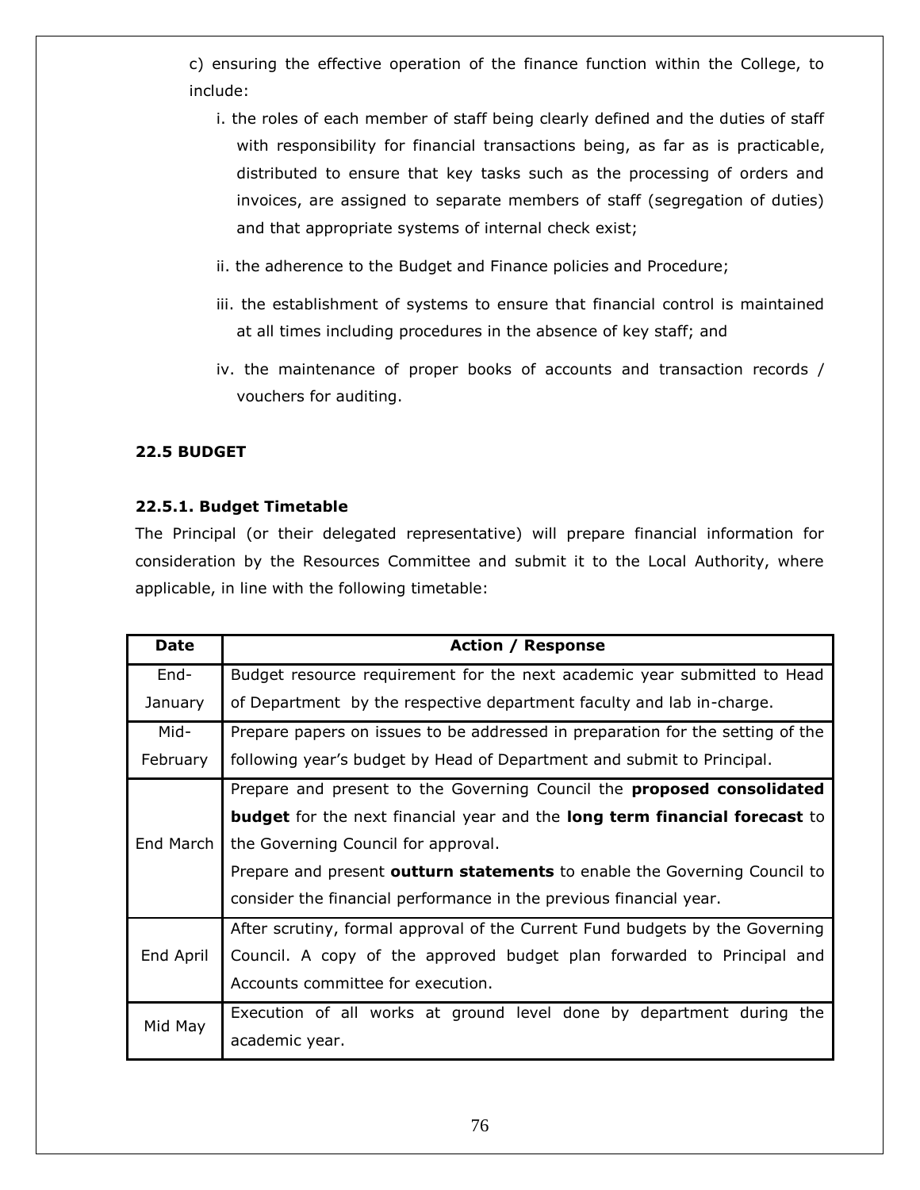c) ensuring the effective operation of the finance function within the College, to include:

i. the roles of each member of staff being clearly defined and the duties of staff with responsibility for financial transactions being, as far as is practicable, distributed to ensure that key tasks such as the processing of orders and invoices, are assigned to separate members of staff (segregation of duties) and that appropriate systems of internal check exist;

ii. the adherence to the Budget and Finance policies and Procedure;

iii. the establishment of systems to ensure that financial control is maintained at all times including procedures in the absence of key staff; and

iv. the maintenance of proper books of accounts and transaction records / vouchers for auditing.

**22.5 BUDGET**

**22.5.1. Budget Timetable**

The Principal (or their delegated representative) will prepare financial information for consideration by the Resources Committee and submit it to the Local Authority, where applicable, in line with the following timetable:

| Date | Action / Response |
|---|---|
| End-January | Budget resource requirement for the next academic year submitted to Head of Department by the respective department faculty and lab in-charge. |
| Mid-February | Prepare papers on issues to be addressed in preparation for the setting of the following year's budget by Head of Department and submit to Principal. |
| End March | Prepare and present to the Governing Council the **proposed consolidated budget** for the next financial year and the **long term financial forecast** to the Governing Council for approval.<br>Prepare and present **outturn statements** to enable the Governing Council to consider the financial performance in the previous financial year. |
| End April | After scrutiny, formal approval of the Current Fund budgets by the Governing Council. A copy of the approved budget plan forwarded to Principal and Accounts committee for execution. |
| Mid May | Execution of all works at ground level done by department during the academic year. |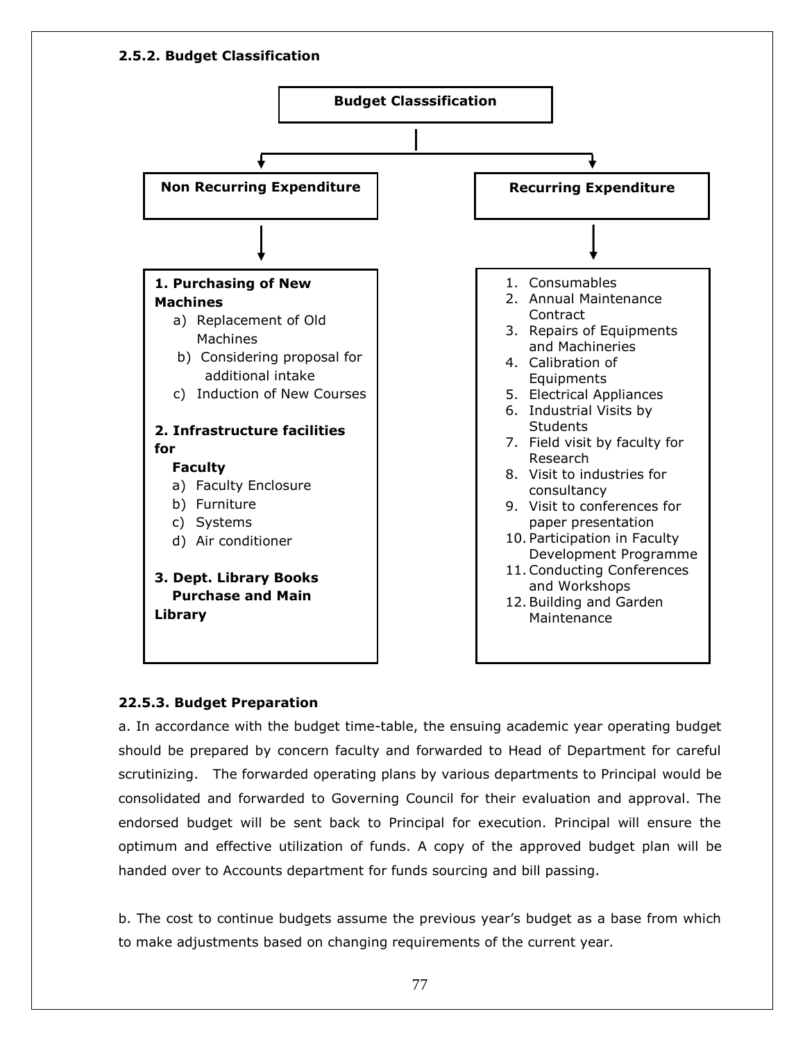### 2.5.2. Budget Classification

**Budget Classsification**

**Non Recurring Expenditure**

**1. Purchasing of New Machines**

a) Replacement of Old Machines
b) Considering proposal for additional intake
c) Induction of New Courses

**2. Infrastructure facilities for Faculty**

a) Faculty Enclosure
b) Furniture
c) Systems
d) Air conditioner

**3. Dept. Library Books Purchase and Main Library**

**Recurring Expenditure**

1. Consumables
2. Annual Maintenance Contract
3. Repairs of Equipments and Machineries
4. Calibration of Equipments
5. Electrical Appliances
6. Industrial Visits by Students
7. Field visit by faculty for Research
8. Visit to industries for consultancy
9. Visit to conferences for paper presentation
10. Participation in Faculty Development Programme
11. Conducting Conferences and Workshops
12. Building and Garden Maintenance

### 22.5.3. Budget Preparation

a. In accordance with the budget time-table, the ensuing academic year operating budget should be prepared by concern faculty and forwarded to Head of Department for careful scrutinizing. The forwarded operating plans by various departments to Principal would be consolidated and forwarded to Governing Council for their evaluation and approval. The endorsed budget will be sent back to Principal for execution. Principal will ensure the optimum and effective utilization of funds. A copy of the approved budget plan will be handed over to Accounts department for funds sourcing and bill passing.

b. The cost to continue budgets assume the previous year's budget as a base from which to make adjustments based on changing requirements of the current year.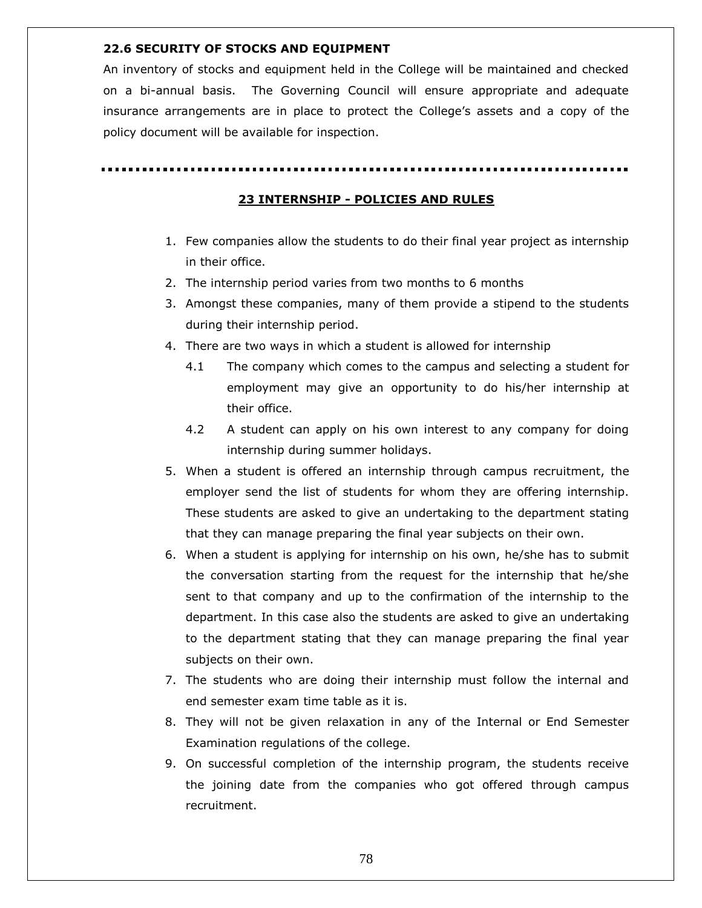### 22.6 SECURITY OF STOCKS AND EQUIPMENT

An inventory of stocks and equipment held in the College will be maintained and checked on a bi-annual basis. The Governing Council will ensure appropriate and adequate insurance arrangements are in place to protect the College's assets and a copy of the policy document will be available for inspection.

---

## 23 INTERNSHIP - POLICIES AND RULES

1. Few companies allow the students to do their final year project as internship in their office.
2. The internship period varies from two months to 6 months
3. Amongst these companies, many of them provide a stipend to the students during their internship period.
4. There are two ways in which a student is allowed for internship
   - 4.1 The company which comes to the campus and selecting a student for employment may give an opportunity to do his/her internship at their office.
   - 4.2 A student can apply on his own interest to any company for doing internship during summer holidays.
5. When a student is offered an internship through campus recruitment, the employer send the list of students for whom they are offering internship. These students are asked to give an undertaking to the department stating that they can manage preparing the final year subjects on their own.
6. When a student is applying for internship on his own, he/she has to submit the conversation starting from the request for the internship that he/she sent to that company and up to the confirmation of the internship to the department. In this case also the students are asked to give an undertaking to the department stating that they can manage preparing the final year subjects on their own.
7. The students who are doing their internship must follow the internal and end semester exam time table as it is.
8. They will not be given relaxation in any of the Internal or End Semester Examination regulations of the college.
9. On successful completion of the internship program, the students receive the joining date from the companies who got offered through campus recruitment.